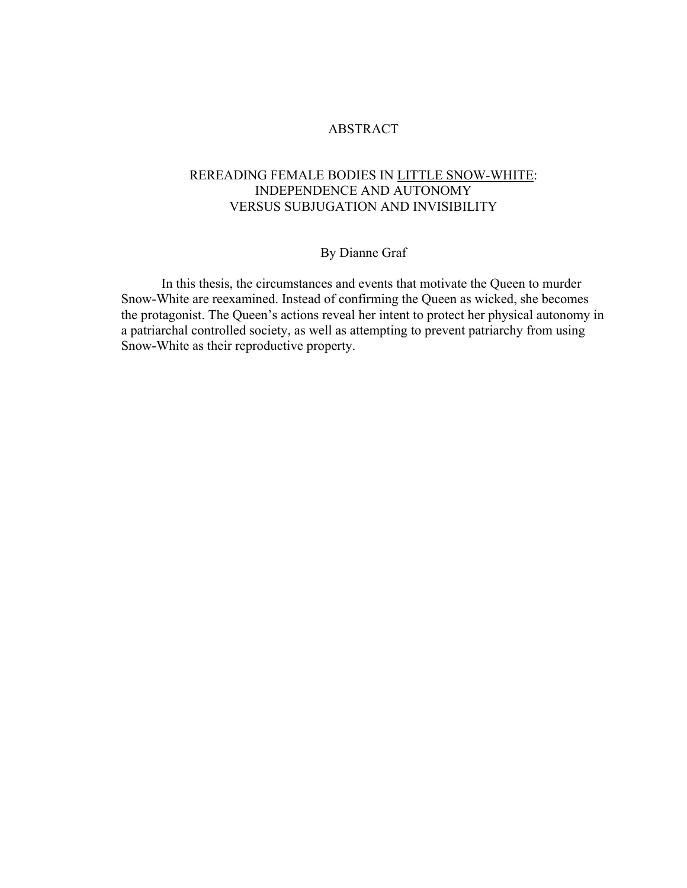# ABSTRACT

## REREADING FEMALE BODIES IN <u>LITTLE SNOW-WHITE</u>: INDEPENDENCE AND AUTONOMY VERSUS SUBJUGATION AND INVISIBILITY

By Dianne Graf

In this thesis, the circumstances and events that motivate the Queen to murder Snow-White are reexamined. Instead of confirming the Queen as wicked, she becomes the protagonist. The Queen's actions reveal her intent to protect her physical autonomy in a patriarchal controlled society, as well as attempting to prevent patriarchy from using Snow-White as their reproductive property.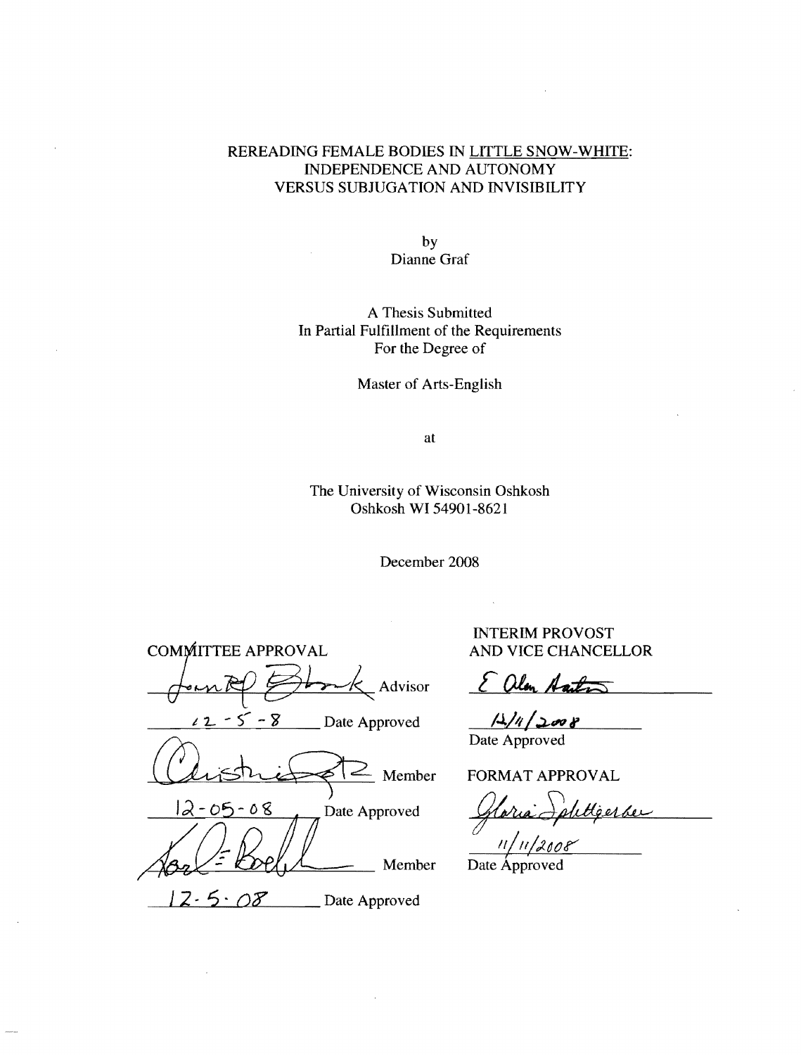# REREADING FEMALE BODIES IN LITTLE SNOW-WHITE: INDEPENDENCE AND AUTONOMY VERSUS SUBJUGATION AND INVISIBILITY

by

Dianne Graf

A Thesis Submitted
In Partial Fulfillment of the Requirements
For the Degree of

Master of Arts-English

at

The University of Wisconsin Oshkosh
Oshkosh WI 54901-8621

December 2008

COMMITTEE APPROVAL

_________________ Advisor

12-5-8 Date Approved

_________________ Member

12-05-08 Date Approved

_________________ Member

12-5-08 Date Approved

INTERIM PROVOST
AND VICE CHANCELLOR

_________________

12/11/2008
Date Approved

FORMAT APPROVAL

_________________

11/11/2008
Date Approved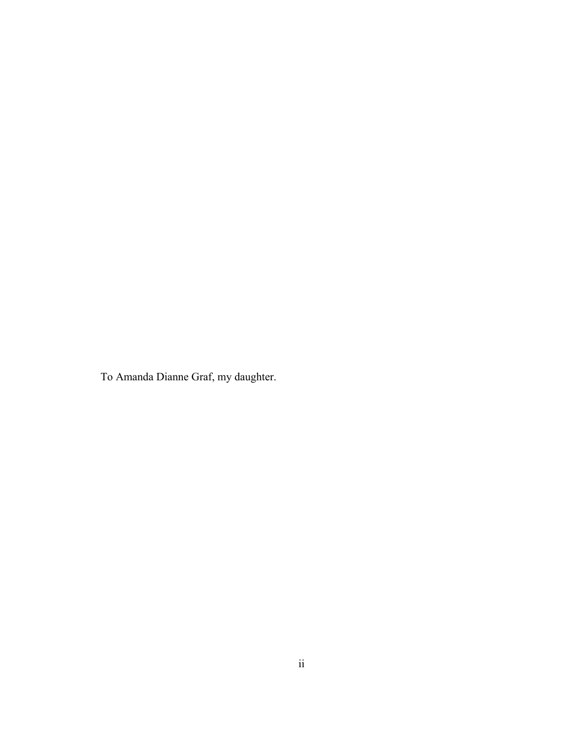To Amanda Dianne Graf, my daughter.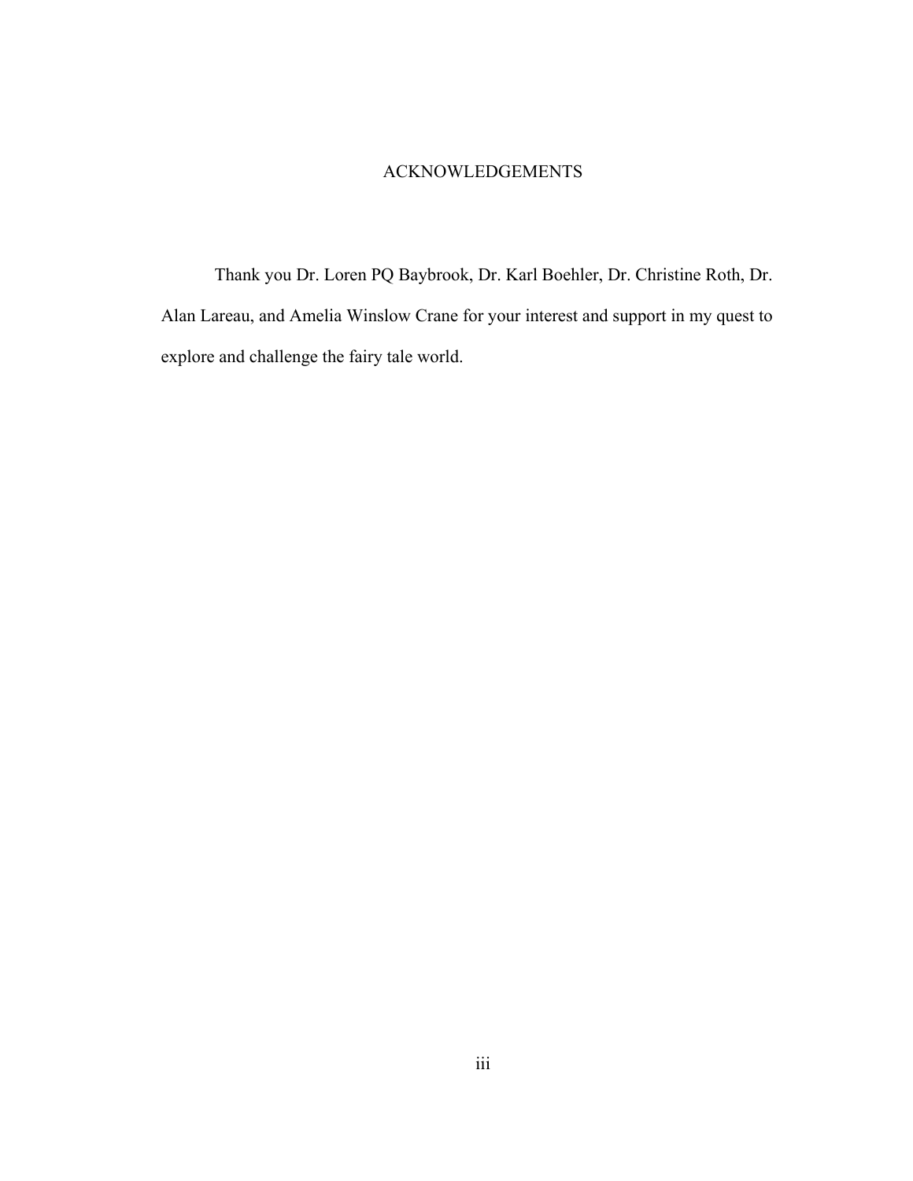# ACKNOWLEDGEMENTS

Thank you Dr. Loren PQ Baybrook, Dr. Karl Boehler, Dr. Christine Roth, Dr. Alan Lareau, and Amelia Winslow Crane for your interest and support in my quest to explore and challenge the fairy tale world.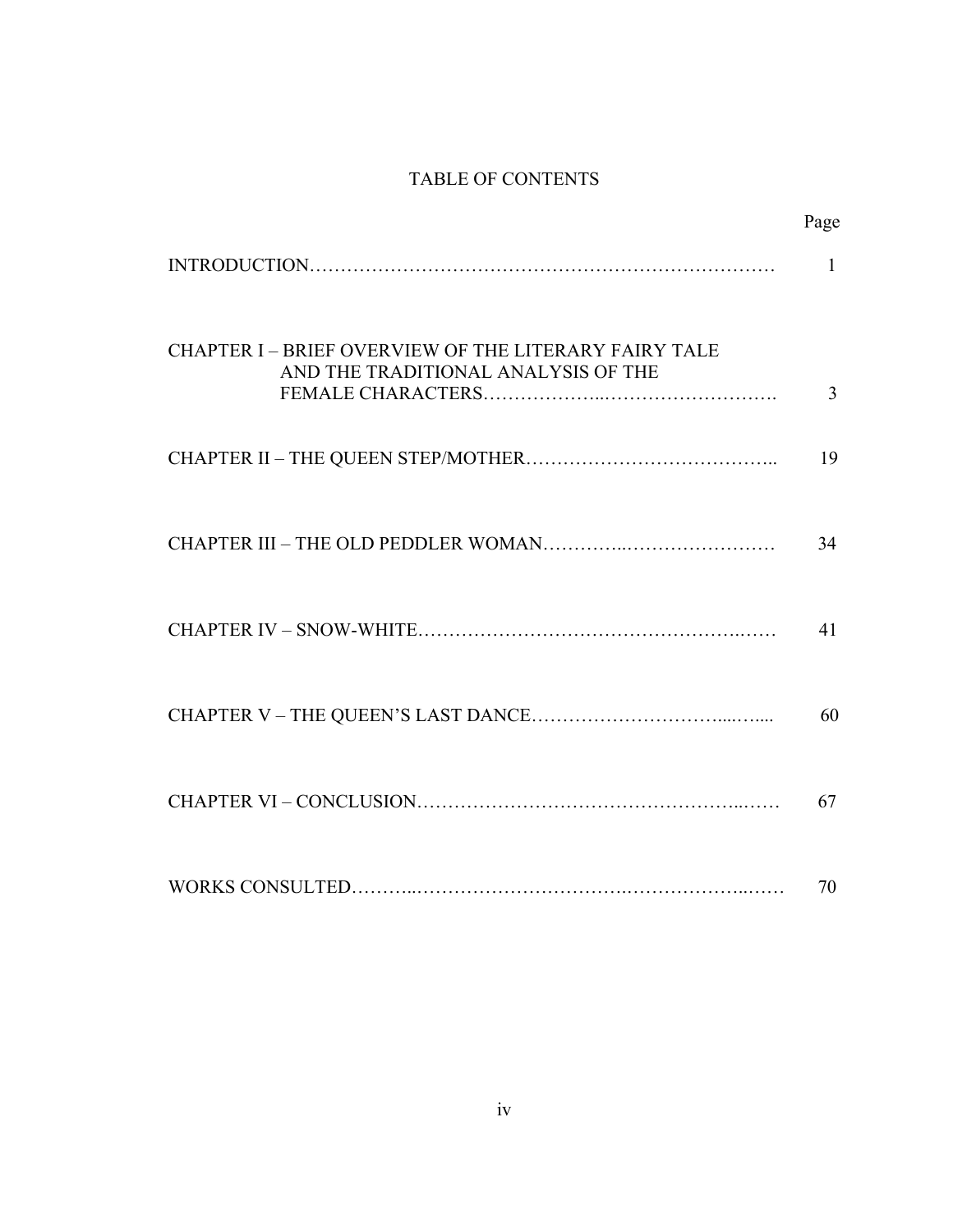# TABLE OF CONTENTS

| | Page |
|---|---|
| INTRODUCTION | 1 |
| CHAPTER I – BRIEF OVERVIEW OF THE LITERARY FAIRY TALE AND THE TRADITIONAL ANALYSIS OF THE FEMALE CHARACTERS | 3 |
| CHAPTER II – THE QUEEN STEP/MOTHER | 19 |
| CHAPTER III – THE OLD PEDDLER WOMAN | 34 |
| CHAPTER IV – SNOW-WHITE | 41 |
| CHAPTER V – THE QUEEN'S LAST DANCE | 60 |
| CHAPTER VI – CONCLUSION | 67 |
| WORKS CONSULTED | 70 |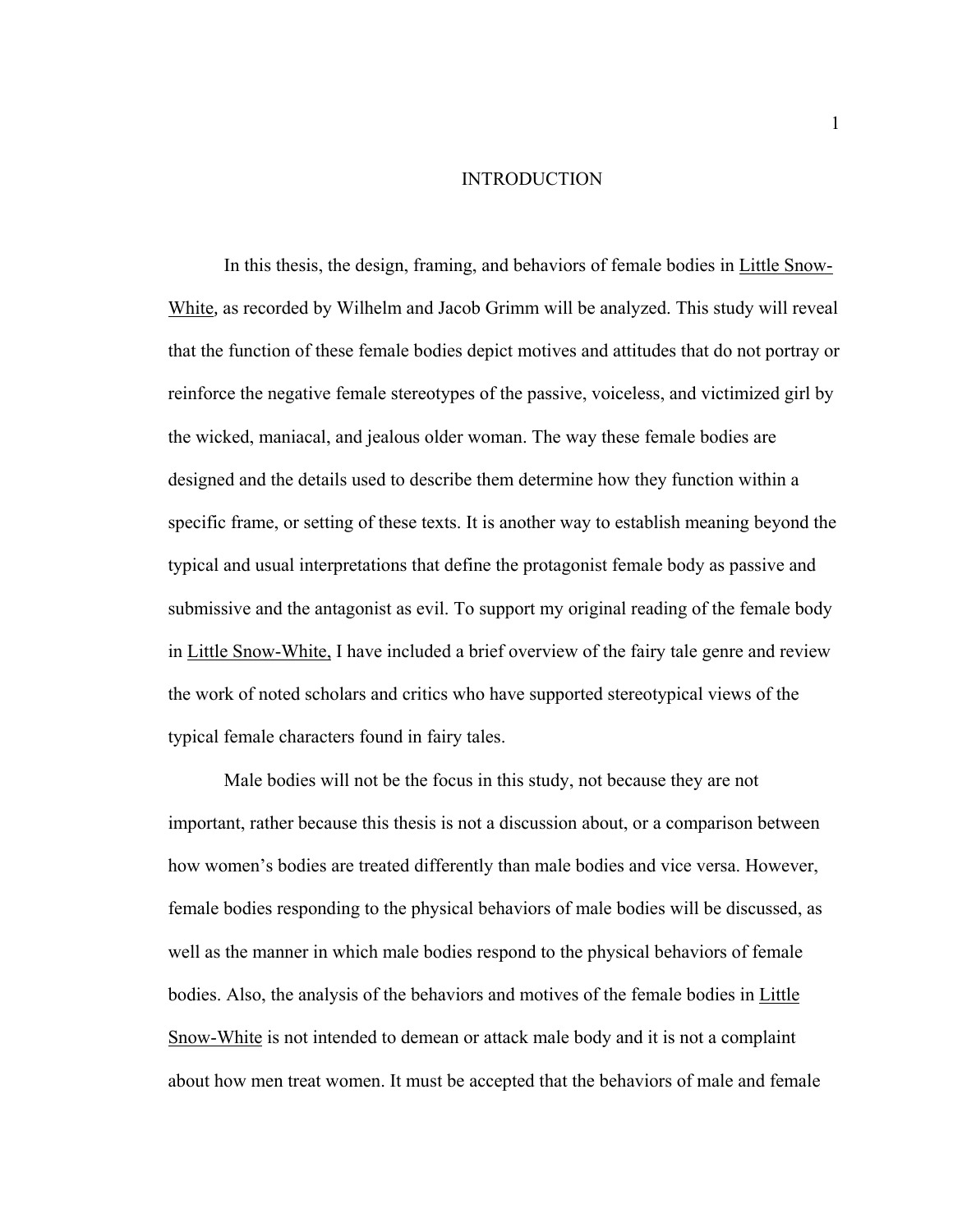# INTRODUCTION

In this thesis, the design, framing, and behaviors of female bodies in Little Snow-White, as recorded by Wilhelm and Jacob Grimm will be analyzed. This study will reveal that the function of these female bodies depict motives and attitudes that do not portray or reinforce the negative female stereotypes of the passive, voiceless, and victimized girl by the wicked, maniacal, and jealous older woman. The way these female bodies are designed and the details used to describe them determine how they function within a specific frame, or setting of these texts. It is another way to establish meaning beyond the typical and usual interpretations that define the protagonist female body as passive and submissive and the antagonist as evil. To support my original reading of the female body in Little Snow-White, I have included a brief overview of the fairy tale genre and review the work of noted scholars and critics who have supported stereotypical views of the typical female characters found in fairy tales.

Male bodies will not be the focus in this study, not because they are not important, rather because this thesis is not a discussion about, or a comparison between how women's bodies are treated differently than male bodies and vice versa. However, female bodies responding to the physical behaviors of male bodies will be discussed, as well as the manner in which male bodies respond to the physical behaviors of female bodies. Also, the analysis of the behaviors and motives of the female bodies in Little Snow-White is not intended to demean or attack male body and it is not a complaint about how men treat women. It must be accepted that the behaviors of male and female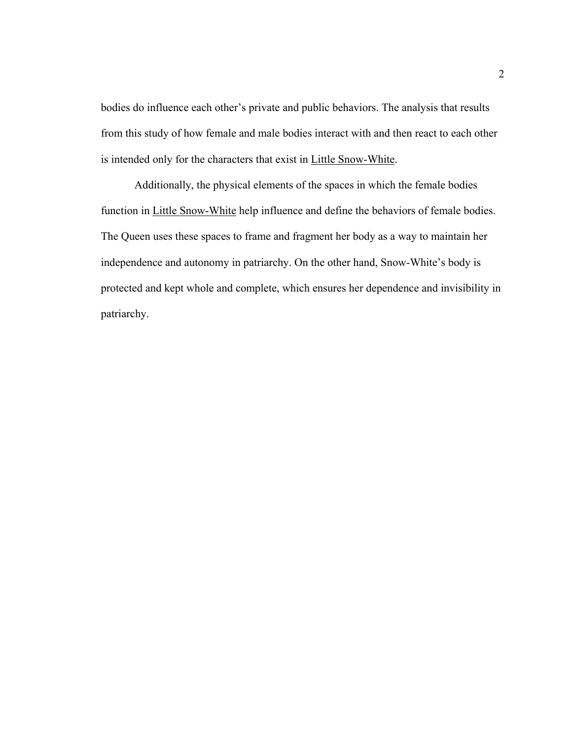bodies do influence each other's private and public behaviors. The analysis that results from this study of how female and male bodies interact with and then react to each other is intended only for the characters that exist in Little Snow-White.

Additionally, the physical elements of the spaces in which the female bodies function in Little Snow-White help influence and define the behaviors of female bodies. The Queen uses these spaces to frame and fragment her body as a way to maintain her independence and autonomy in patriarchy. On the other hand, Snow-White's body is protected and kept whole and complete, which ensures her dependence and invisibility in patriarchy.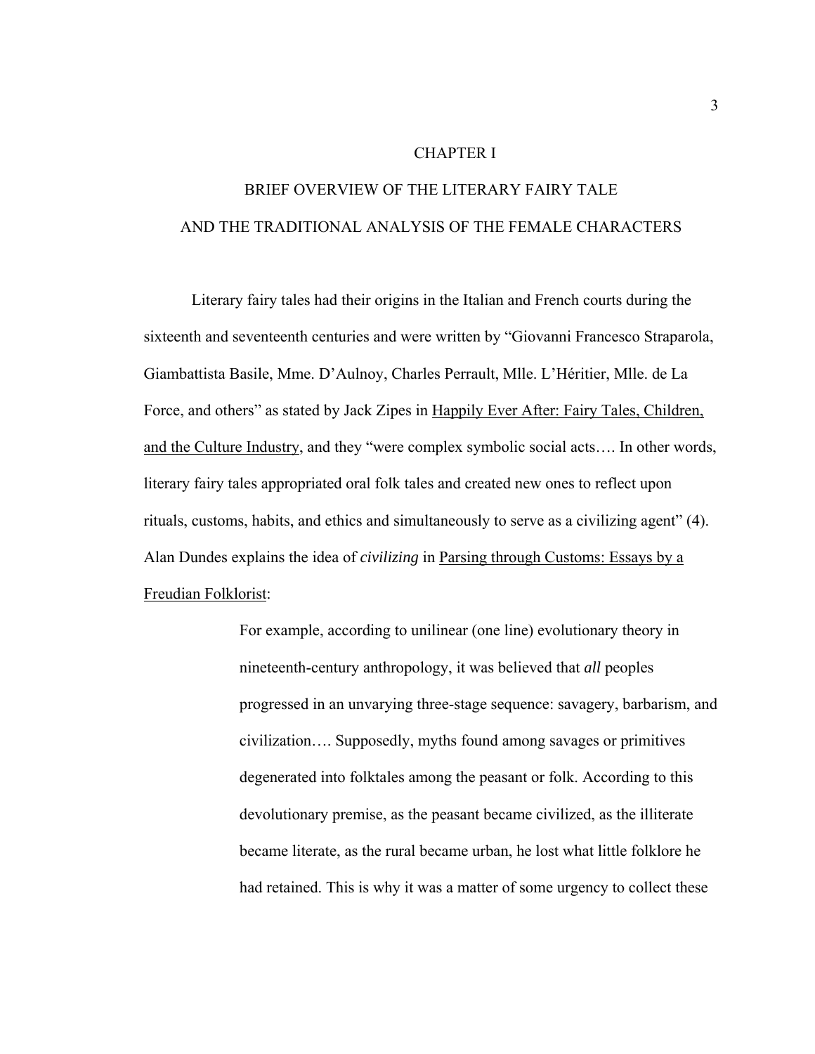# CHAPTER I

## BRIEF OVERVIEW OF THE LITERARY FAIRY TALE AND THE TRADITIONAL ANALYSIS OF THE FEMALE CHARACTERS

Literary fairy tales had their origins in the Italian and French courts during the sixteenth and seventeenth centuries and were written by "Giovanni Francesco Straparola, Giambattista Basile, Mme. D'Aulnoy, Charles Perrault, Mlle. L'Héritier, Mlle. de La Force, and others" as stated by Jack Zipes in Happily Ever After: Fairy Tales, Children, and the Culture Industry, and they "were complex symbolic social acts…. In other words, literary fairy tales appropriated oral folk tales and created new ones to reflect upon rituals, customs, habits, and ethics and simultaneously to serve as a civilizing agent" (4). Alan Dundes explains the idea of *civilizing* in Parsing through Customs: Essays by a Freudian Folklorist:

> For example, according to unilinear (one line) evolutionary theory in nineteenth-century anthropology, it was believed that *all* peoples progressed in an unvarying three-stage sequence: savagery, barbarism, and civilization…. Supposedly, myths found among savages or primitives degenerated into folktales among the peasant or folk. According to this devolutionary premise, as the peasant became civilized, as the illiterate became literate, as the rural became urban, he lost what little folklore he had retained. This is why it was a matter of some urgency to collect these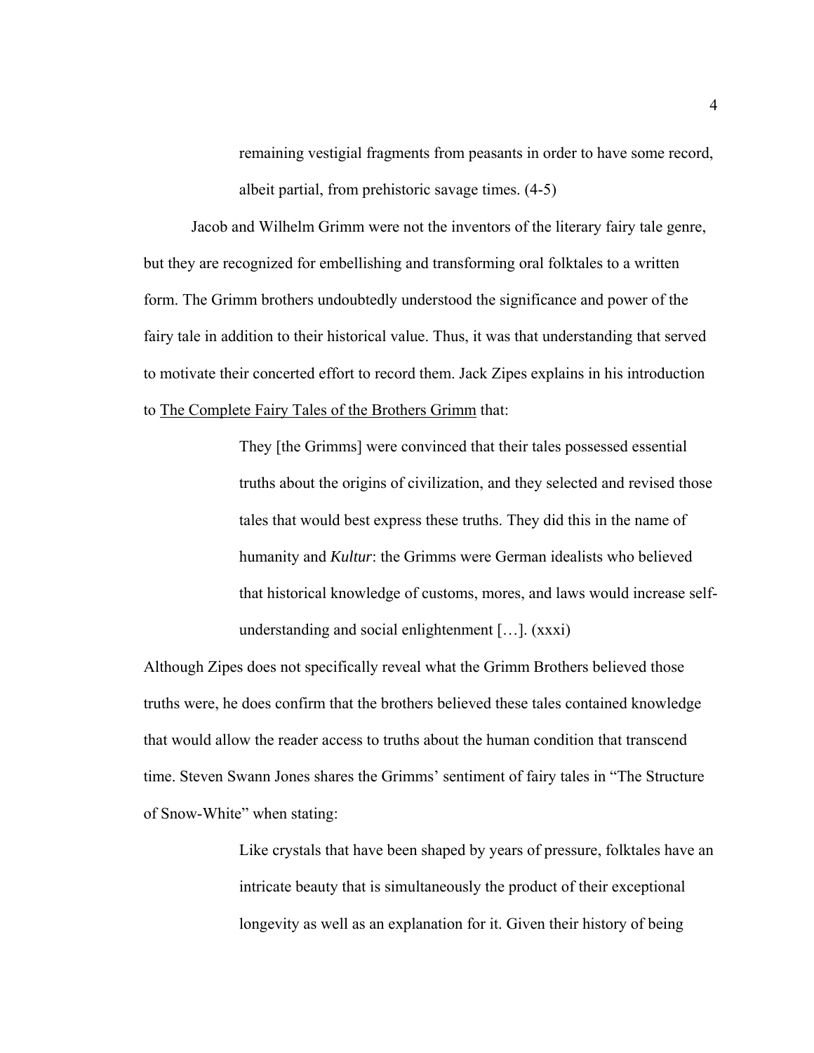> remaining vestigial fragments from peasants in order to have some record, albeit partial, from prehistoric savage times. (4-5)

Jacob and Wilhelm Grimm were not the inventors of the literary fairy tale genre, but they are recognized for embellishing and transforming oral folktales to a written form. The Grimm brothers undoubtedly understood the significance and power of the fairy tale in addition to their historical value. Thus, it was that understanding that served to motivate their concerted effort to record them. Jack Zipes explains in his introduction to <u>The Complete Fairy Tales of the Brothers Grimm</u> that:

> They [the Grimms] were convinced that their tales possessed essential truths about the origins of civilization, and they selected and revised those tales that would best express these truths. They did this in the name of humanity and *Kultur*: the Grimms were German idealists who believed that historical knowledge of customs, mores, and laws would increase self-understanding and social enlightenment […]. (xxxi)

Although Zipes does not specifically reveal what the Grimm Brothers believed those truths were, he does confirm that the brothers believed these tales contained knowledge that would allow the reader access to truths about the human condition that transcend time. Steven Swann Jones shares the Grimms' sentiment of fairy tales in "The Structure of Snow-White" when stating:

> Like crystals that have been shaped by years of pressure, folktales have an intricate beauty that is simultaneously the product of their exceptional longevity as well as an explanation for it. Given their history of being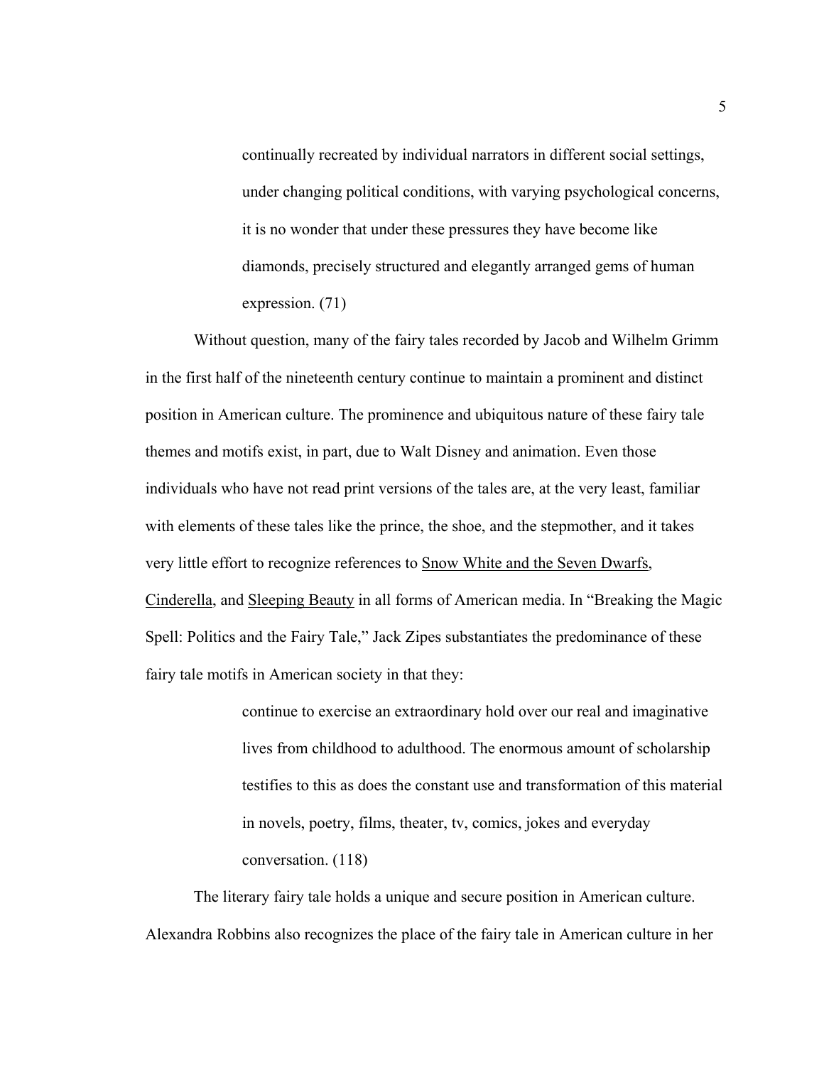> continually recreated by individual narrators in different social settings, under changing political conditions, with varying psychological concerns, it is no wonder that under these pressures they have become like diamonds, precisely structured and elegantly arranged gems of human expression. (71)

Without question, many of the fairy tales recorded by Jacob and Wilhelm Grimm in the first half of the nineteenth century continue to maintain a prominent and distinct position in American culture. The prominence and ubiquitous nature of these fairy tale themes and motifs exist, in part, due to Walt Disney and animation. Even those individuals who have not read print versions of the tales are, at the very least, familiar with elements of these tales like the prince, the shoe, and the stepmother, and it takes very little effort to recognize references to <u>Snow White and the Seven Dwarfs</u>, <u>Cinderella</u>, and <u>Sleeping Beauty</u> in all forms of American media. In "Breaking the Magic Spell: Politics and the Fairy Tale," Jack Zipes substantiates the predominance of these fairy tale motifs in American society in that they:

> continue to exercise an extraordinary hold over our real and imaginative lives from childhood to adulthood. The enormous amount of scholarship testifies to this as does the constant use and transformation of this material in novels, poetry, films, theater, tv, comics, jokes and everyday conversation. (118)

The literary fairy tale holds a unique and secure position in American culture. Alexandra Robbins also recognizes the place of the fairy tale in American culture in her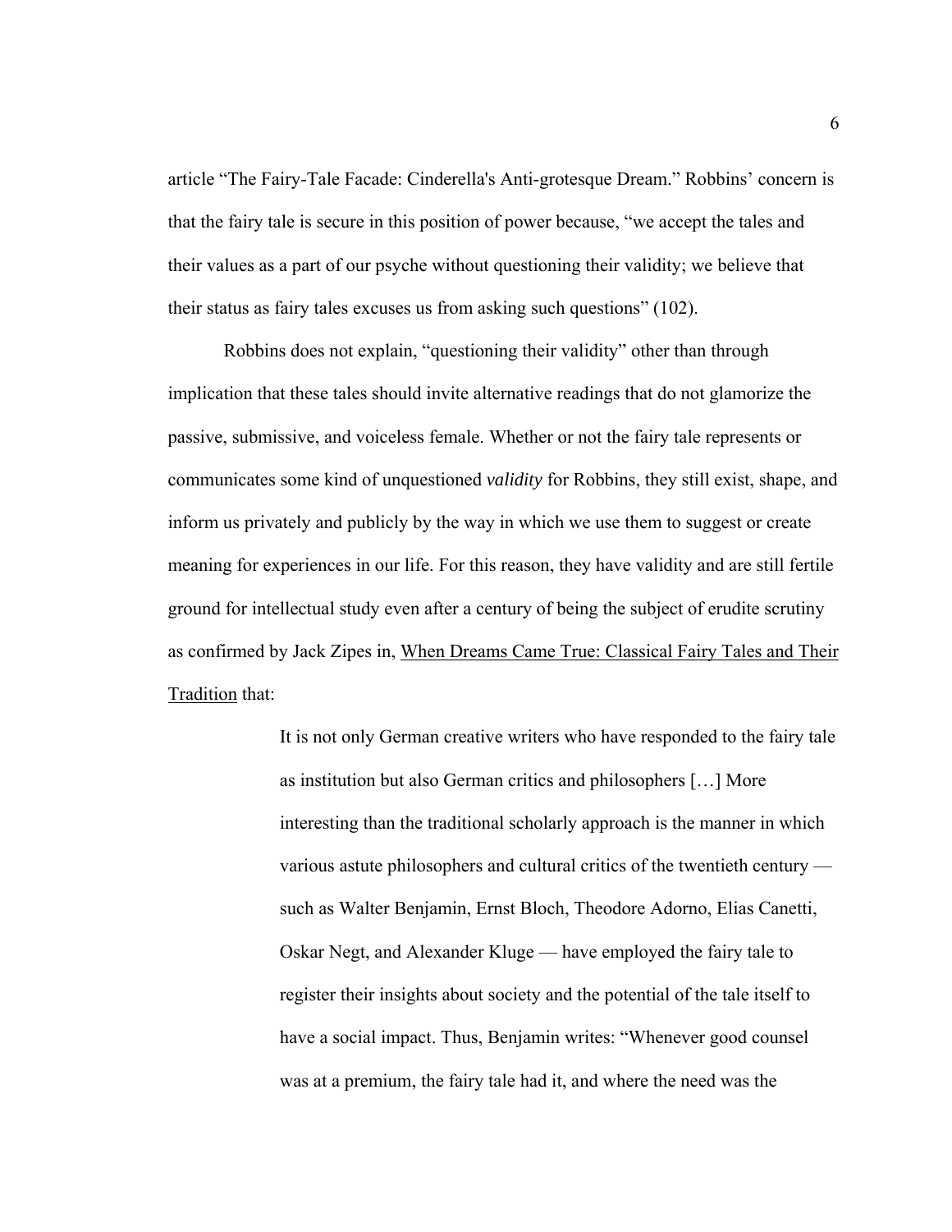article “The Fairy-Tale Facade: Cinderella's Anti-grotesque Dream.” Robbins’ concern is that the fairy tale is secure in this position of power because, “we accept the tales and their values as a part of our psyche without questioning their validity; we believe that their status as fairy tales excuses us from asking such questions” (102).

Robbins does not explain, “questioning their validity” other than through implication that these tales should invite alternative readings that do not glamorize the passive, submissive, and voiceless female. Whether or not the fairy tale represents or communicates some kind of unquestioned *validity* for Robbins, they still exist, shape, and inform us privately and publicly by the way in which we use them to suggest or create meaning for experiences in our life. For this reason, they have validity and are still fertile ground for intellectual study even after a century of being the subject of erudite scrutiny as confirmed by Jack Zipes in, When Dreams Came True: Classical Fairy Tales and Their Tradition that:

> It is not only German creative writers who have responded to the fairy tale as institution but also German critics and philosophers […] More interesting than the traditional scholarly approach is the manner in which various astute philosophers and cultural critics of the twentieth century — such as Walter Benjamin, Ernst Bloch, Theodore Adorno, Elias Canetti, Oskar Negt, and Alexander Kluge — have employed the fairy tale to register their insights about society and the potential of the tale itself to have a social impact. Thus, Benjamin writes: “Whenever good counsel was at a premium, the fairy tale had it, and where the need was the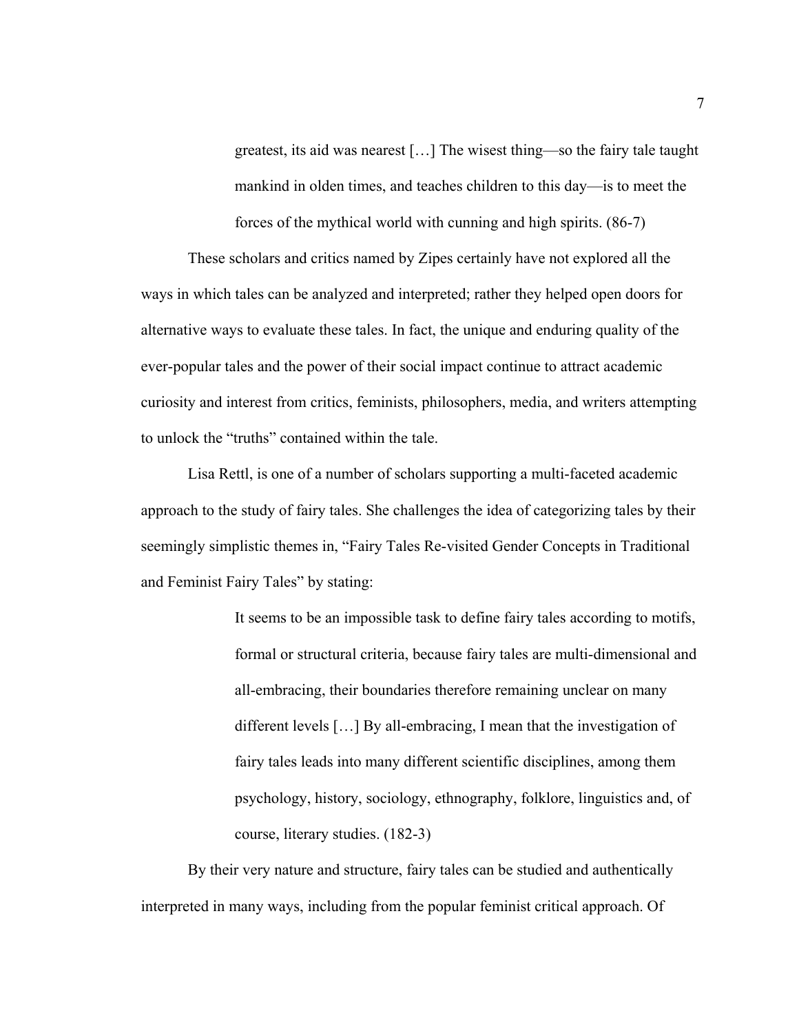> greatest, its aid was nearest […] The wisest thing—so the fairy tale taught mankind in olden times, and teaches children to this day—is to meet the forces of the mythical world with cunning and high spirits. (86-7)

These scholars and critics named by Zipes certainly have not explored all the ways in which tales can be analyzed and interpreted; rather they helped open doors for alternative ways to evaluate these tales. In fact, the unique and enduring quality of the ever-popular tales and the power of their social impact continue to attract academic curiosity and interest from critics, feminists, philosophers, media, and writers attempting to unlock the "truths" contained within the tale.

Lisa Rettl, is one of a number of scholars supporting a multi-faceted academic approach to the study of fairy tales. She challenges the idea of categorizing tales by their seemingly simplistic themes in, "Fairy Tales Re-visited Gender Concepts in Traditional and Feminist Fairy Tales" by stating:

> It seems to be an impossible task to define fairy tales according to motifs, formal or structural criteria, because fairy tales are multi-dimensional and all-embracing, their boundaries therefore remaining unclear on many different levels […] By all-embracing, I mean that the investigation of fairy tales leads into many different scientific disciplines, among them psychology, history, sociology, ethnography, folklore, linguistics and, of course, literary studies. (182-3)

By their very nature and structure, fairy tales can be studied and authentically interpreted in many ways, including from the popular feminist critical approach. Of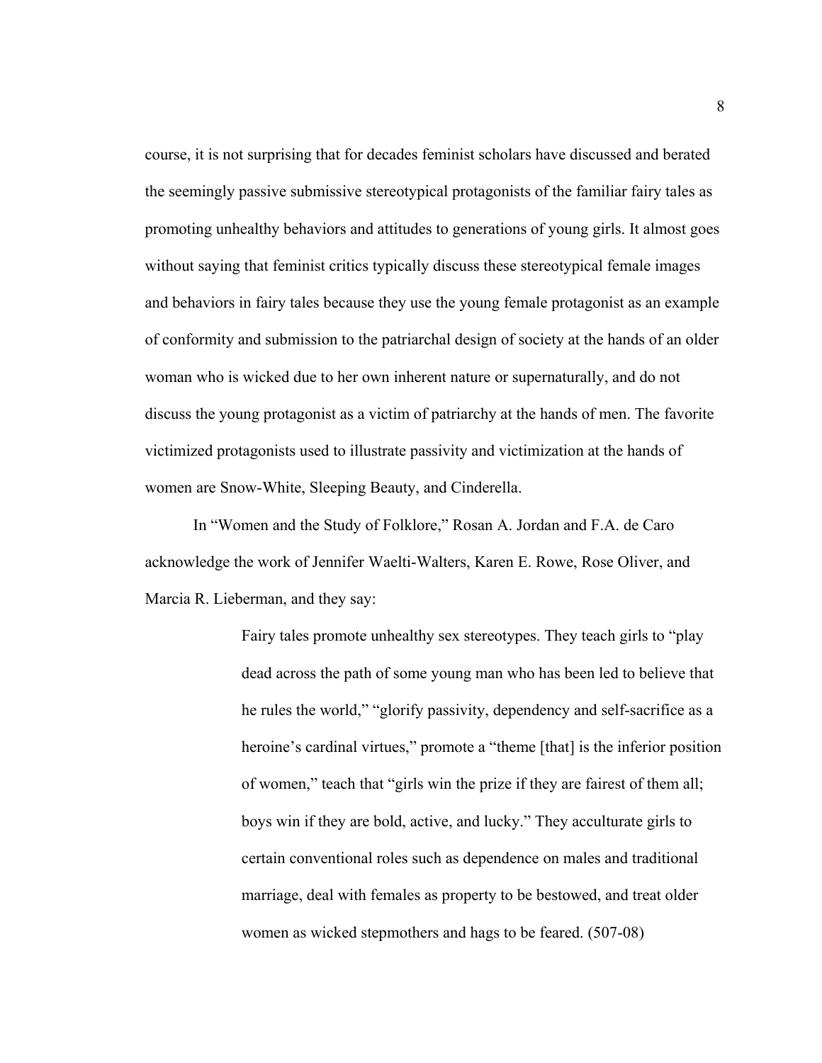course, it is not surprising that for decades feminist scholars have discussed and berated the seemingly passive submissive stereotypical protagonists of the familiar fairy tales as promoting unhealthy behaviors and attitudes to generations of young girls. It almost goes without saying that feminist critics typically discuss these stereotypical female images and behaviors in fairy tales because they use the young female protagonist as an example of conformity and submission to the patriarchal design of society at the hands of an older woman who is wicked due to her own inherent nature or supernaturally, and do not discuss the young protagonist as a victim of patriarchy at the hands of men. The favorite victimized protagonists used to illustrate passivity and victimization at the hands of women are Snow-White, Sleeping Beauty, and Cinderella.

In "Women and the Study of Folklore," Rosan A. Jordan and F.A. de Caro acknowledge the work of Jennifer Waelti-Walters, Karen E. Rowe, Rose Oliver, and Marcia R. Lieberman, and they say:

> Fairy tales promote unhealthy sex stereotypes. They teach girls to "play dead across the path of some young man who has been led to believe that he rules the world," "glorify passivity, dependency and self-sacrifice as a heroine's cardinal virtues," promote a "theme [that] is the inferior position of women," teach that "girls win the prize if they are fairest of them all; boys win if they are bold, active, and lucky." They acculturate girls to certain conventional roles such as dependence on males and traditional marriage, deal with females as property to be bestowed, and treat older women as wicked stepmothers and hags to be feared. (507-08)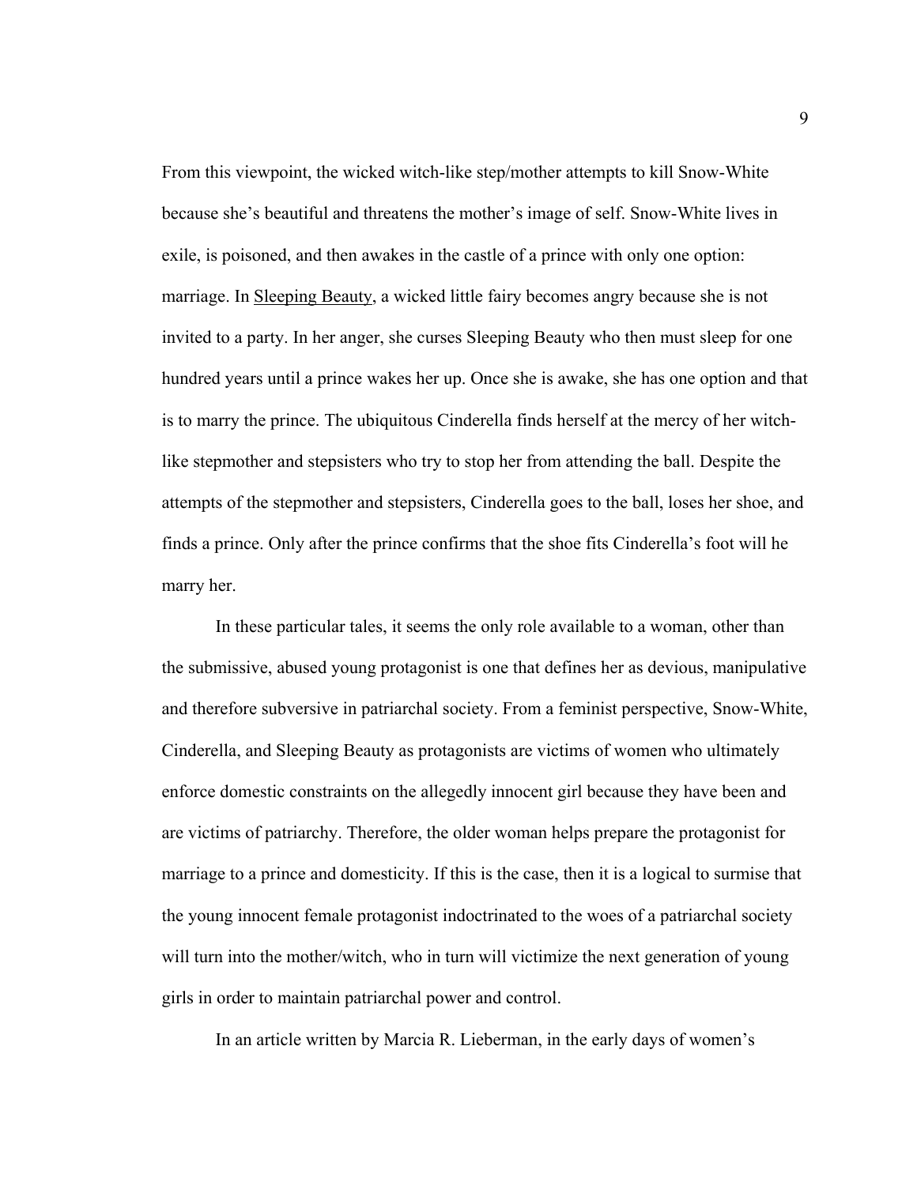From this viewpoint, the wicked witch-like step/mother attempts to kill Snow-White because she's beautiful and threatens the mother's image of self. Snow-White lives in exile, is poisoned, and then awakes in the castle of a prince with only one option: marriage. In <u>Sleeping Beauty</u>, a wicked little fairy becomes angry because she is not invited to a party. In her anger, she curses Sleeping Beauty who then must sleep for one hundred years until a prince wakes her up. Once she is awake, she has one option and that is to marry the prince. The ubiquitous Cinderella finds herself at the mercy of her witch-like stepmother and stepsisters who try to stop her from attending the ball. Despite the attempts of the stepmother and stepsisters, Cinderella goes to the ball, loses her shoe, and finds a prince. Only after the prince confirms that the shoe fits Cinderella's foot will he marry her.

In these particular tales, it seems the only role available to a woman, other than the submissive, abused young protagonist is one that defines her as devious, manipulative and therefore subversive in patriarchal society. From a feminist perspective, Snow-White, Cinderella, and Sleeping Beauty as protagonists are victims of women who ultimately enforce domestic constraints on the allegedly innocent girl because they have been and are victims of patriarchy. Therefore, the older woman helps prepare the protagonist for marriage to a prince and domesticity. If this is the case, then it is a logical to surmise that the young innocent female protagonist indoctrinated to the woes of a patriarchal society will turn into the mother/witch, who in turn will victimize the next generation of young girls in order to maintain patriarchal power and control.

In an article written by Marcia R. Lieberman, in the early days of women's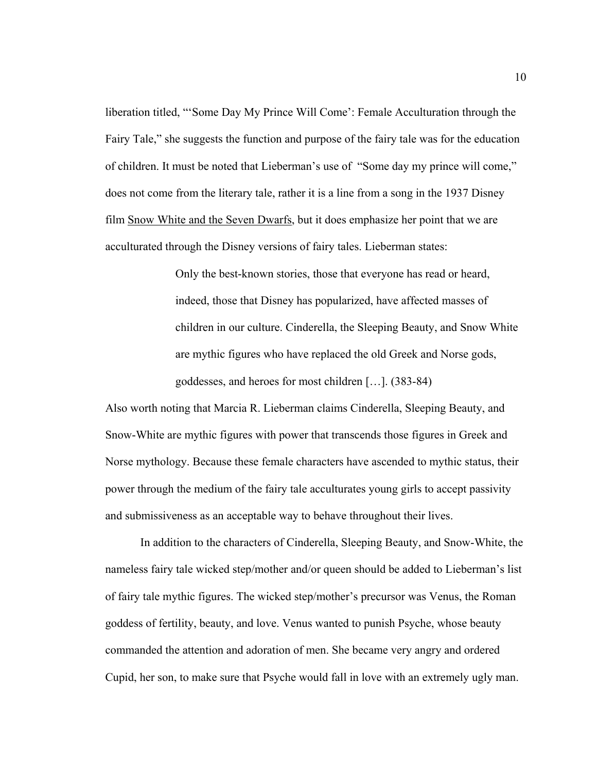liberation titled, "'Some Day My Prince Will Come': Female Acculturation through the Fairy Tale," she suggests the function and purpose of the fairy tale was for the education of children. It must be noted that Lieberman's use of "Some day my prince will come," does not come from the literary tale, rather it is a line from a song in the 1937 Disney film Snow White and the Seven Dwarfs, but it does emphasize her point that we are acculturated through the Disney versions of fairy tales. Lieberman states:

> Only the best-known stories, those that everyone has read or heard, indeed, those that Disney has popularized, have affected masses of children in our culture. Cinderella, the Sleeping Beauty, and Snow White are mythic figures who have replaced the old Greek and Norse gods, goddesses, and heroes for most children […]. (383-84)

Also worth noting that Marcia R. Lieberman claims Cinderella, Sleeping Beauty, and Snow-White are mythic figures with power that transcends those figures in Greek and Norse mythology. Because these female characters have ascended to mythic status, their power through the medium of the fairy tale acculturates young girls to accept passivity and submissiveness as an acceptable way to behave throughout their lives.

In addition to the characters of Cinderella, Sleeping Beauty, and Snow-White, the nameless fairy tale wicked step/mother and/or queen should be added to Lieberman's list of fairy tale mythic figures. The wicked step/mother's precursor was Venus, the Roman goddess of fertility, beauty, and love. Venus wanted to punish Psyche, whose beauty commanded the attention and adoration of men. She became very angry and ordered Cupid, her son, to make sure that Psyche would fall in love with an extremely ugly man.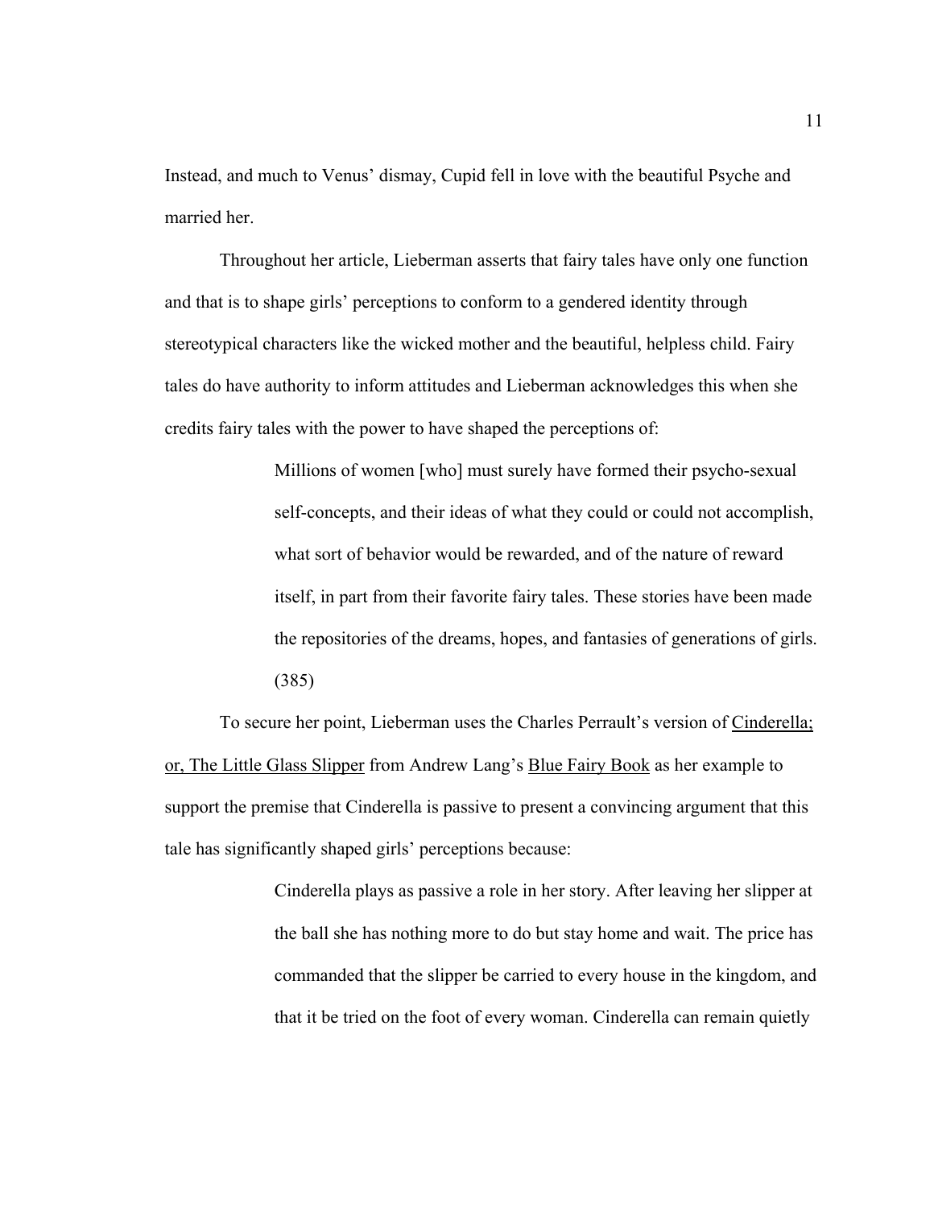Instead, and much to Venus' dismay, Cupid fell in love with the beautiful Psyche and married her.

Throughout her article, Lieberman asserts that fairy tales have only one function and that is to shape girls' perceptions to conform to a gendered identity through stereotypical characters like the wicked mother and the beautiful, helpless child. Fairy tales do have authority to inform attitudes and Lieberman acknowledges this when she credits fairy tales with the power to have shaped the perceptions of:

> Millions of women [who] must surely have formed their psycho-sexual self-concepts, and their ideas of what they could or could not accomplish, what sort of behavior would be rewarded, and of the nature of reward itself, in part from their favorite fairy tales. These stories have been made the repositories of the dreams, hopes, and fantasies of generations of girls. (385)

To secure her point, Lieberman uses the Charles Perrault's version of <u>Cinderella; or, The Little Glass Slipper</u> from Andrew Lang's <u>Blue Fairy Book</u> as her example to support the premise that Cinderella is passive to present a convincing argument that this tale has significantly shaped girls' perceptions because:

> Cinderella plays as passive a role in her story. After leaving her slipper at the ball she has nothing more to do but stay home and wait. The price has commanded that the slipper be carried to every house in the kingdom, and that it be tried on the foot of every woman. Cinderella can remain quietly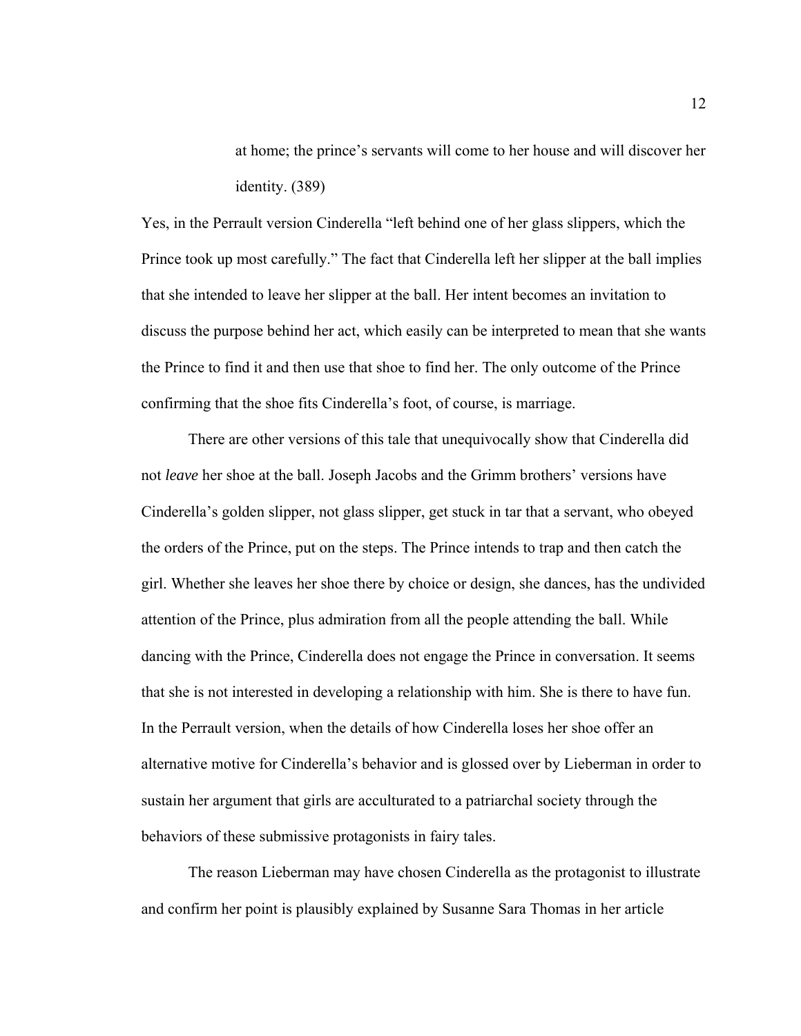> at home; the prince's servants will come to her house and will discover her identity. (389)

Yes, in the Perrault version Cinderella "left behind one of her glass slippers, which the Prince took up most carefully." The fact that Cinderella left her slipper at the ball implies that she intended to leave her slipper at the ball. Her intent becomes an invitation to discuss the purpose behind her act, which easily can be interpreted to mean that she wants the Prince to find it and then use that shoe to find her. The only outcome of the Prince confirming that the shoe fits Cinderella's foot, of course, is marriage.

There are other versions of this tale that unequivocally show that Cinderella did not *leave* her shoe at the ball. Joseph Jacobs and the Grimm brothers' versions have Cinderella's golden slipper, not glass slipper, get stuck in tar that a servant, who obeyed the orders of the Prince, put on the steps. The Prince intends to trap and then catch the girl. Whether she leaves her shoe there by choice or design, she dances, has the undivided attention of the Prince, plus admiration from all the people attending the ball. While dancing with the Prince, Cinderella does not engage the Prince in conversation. It seems that she is not interested in developing a relationship with him. She is there to have fun. In the Perrault version, when the details of how Cinderella loses her shoe offer an alternative motive for Cinderella's behavior and is glossed over by Lieberman in order to sustain her argument that girls are acculturated to a patriarchal society through the behaviors of these submissive protagonists in fairy tales.

The reason Lieberman may have chosen Cinderella as the protagonist to illustrate and confirm her point is plausibly explained by Susanne Sara Thomas in her article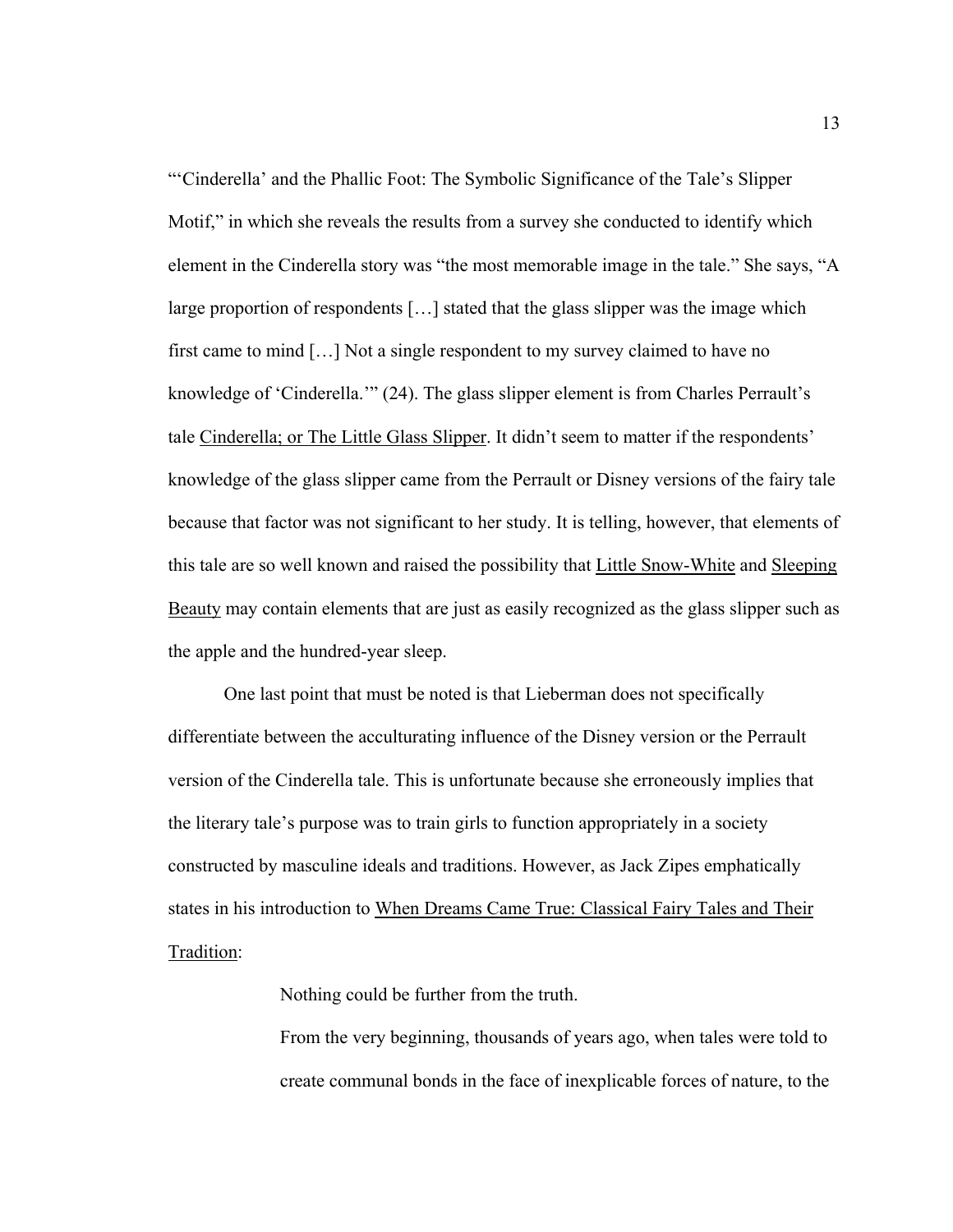"'Cinderella' and the Phallic Foot: The Symbolic Significance of the Tale's Slipper Motif," in which she reveals the results from a survey she conducted to identify which element in the Cinderella story was "the most memorable image in the tale." She says, "A large proportion of respondents […] stated that the glass slipper was the image which first came to mind […] Not a single respondent to my survey claimed to have no knowledge of 'Cinderella.'" (24). The glass slipper element is from Charles Perrault's tale <u>Cinderella; or The Little Glass Slipper</u>. It didn't seem to matter if the respondents' knowledge of the glass slipper came from the Perrault or Disney versions of the fairy tale because that factor was not significant to her study. It is telling, however, that elements of this tale are so well known and raised the possibility that <u>Little Snow-White</u> and <u>Sleeping Beauty</u> may contain elements that are just as easily recognized as the glass slipper such as the apple and the hundred-year sleep.

One last point that must be noted is that Lieberman does not specifically differentiate between the acculturating influence of the Disney version or the Perrault version of the Cinderella tale. This is unfortunate because she erroneously implies that the literary tale's purpose was to train girls to function appropriately in a society constructed by masculine ideals and traditions. However, as Jack Zipes emphatically states in his introduction to <u>When Dreams Came True: Classical Fairy Tales and Their Tradition</u>:

> Nothing could be further from the truth.
>
> From the very beginning, thousands of years ago, when tales were told to create communal bonds in the face of inexplicable forces of nature, to the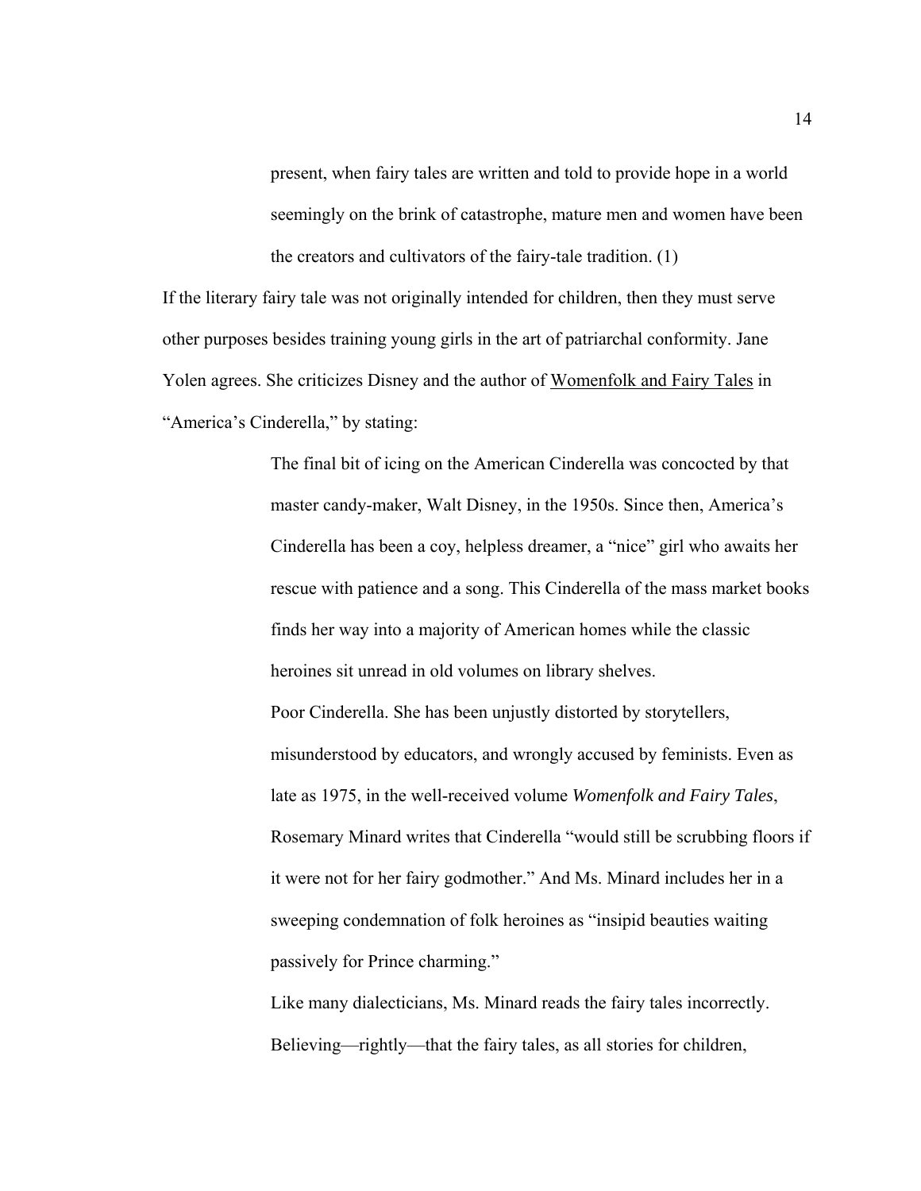> present, when fairy tales are written and told to provide hope in a world seemingly on the brink of catastrophe, mature men and women have been the creators and cultivators of the fairy-tale tradition. (1)

If the literary fairy tale was not originally intended for children, then they must serve other purposes besides training young girls in the art of patriarchal conformity. Jane Yolen agrees. She criticizes Disney and the author of <u>Womenfolk and Fairy Tales</u> in "America's Cinderella," by stating:

> The final bit of icing on the American Cinderella was concocted by that master candy-maker, Walt Disney, in the 1950s. Since then, America's Cinderella has been a coy, helpless dreamer, a "nice" girl who awaits her rescue with patience and a song. This Cinderella of the mass market books finds her way into a majority of American homes while the classic heroines sit unread in old volumes on library shelves.
>
> Poor Cinderella. She has been unjustly distorted by storytellers, misunderstood by educators, and wrongly accused by feminists. Even as late as 1975, in the well-received volume *Womenfolk and Fairy Tales*, Rosemary Minard writes that Cinderella "would still be scrubbing floors if it were not for her fairy godmother." And Ms. Minard includes her in a sweeping condemnation of folk heroines as "insipid beauties waiting passively for Prince charming."
>
> Like many dialecticians, Ms. Minard reads the fairy tales incorrectly. Believing—rightly—that the fairy tales, as all stories for children,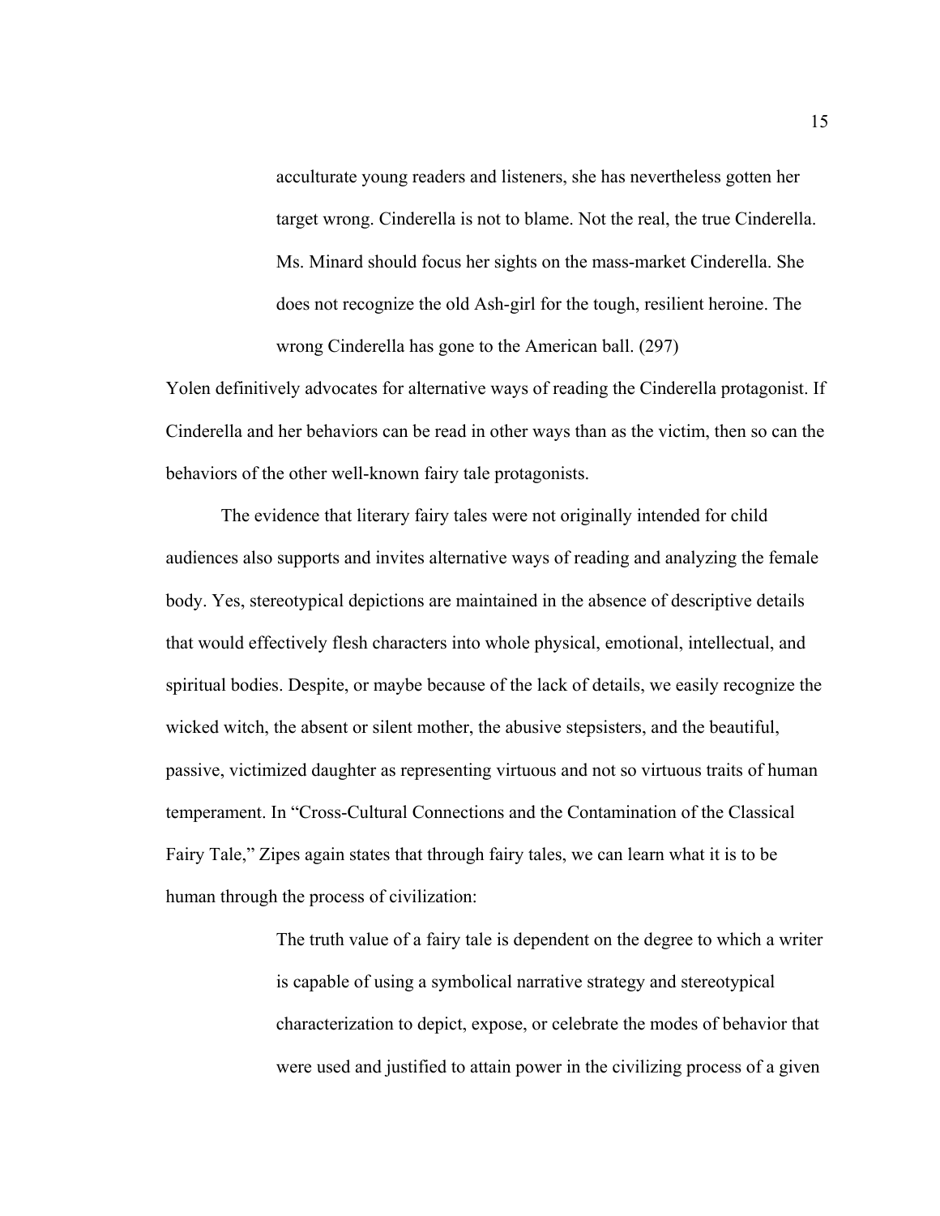> acculturate young readers and listeners, she has nevertheless gotten her target wrong. Cinderella is not to blame. Not the real, the true Cinderella. Ms. Minard should focus her sights on the mass-market Cinderella. She does not recognize the old Ash-girl for the tough, resilient heroine. The wrong Cinderella has gone to the American ball. (297)

Yolen definitively advocates for alternative ways of reading the Cinderella protagonist. If Cinderella and her behaviors can be read in other ways than as the victim, then so can the behaviors of the other well-known fairy tale protagonists.

The evidence that literary fairy tales were not originally intended for child audiences also supports and invites alternative ways of reading and analyzing the female body. Yes, stereotypical depictions are maintained in the absence of descriptive details that would effectively flesh characters into whole physical, emotional, intellectual, and spiritual bodies. Despite, or maybe because of the lack of details, we easily recognize the wicked witch, the absent or silent mother, the abusive stepsisters, and the beautiful, passive, victimized daughter as representing virtuous and not so virtuous traits of human temperament. In "Cross-Cultural Connections and the Contamination of the Classical Fairy Tale," Zipes again states that through fairy tales, we can learn what it is to be human through the process of civilization:

> The truth value of a fairy tale is dependent on the degree to which a writer is capable of using a symbolical narrative strategy and stereotypical characterization to depict, expose, or celebrate the modes of behavior that were used and justified to attain power in the civilizing process of a given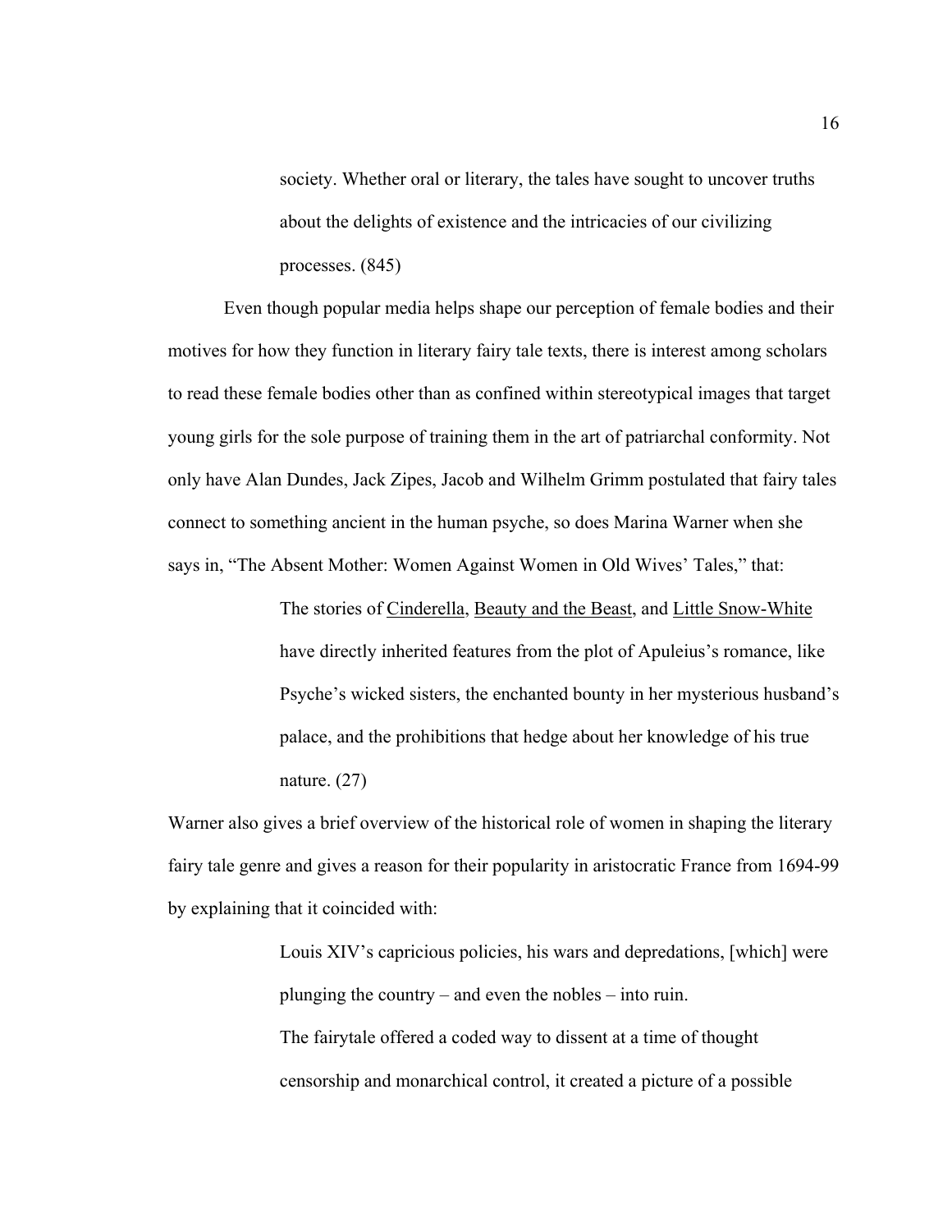> society. Whether oral or literary, the tales have sought to uncover truths about the delights of existence and the intricacies of our civilizing processes. (845)

Even though popular media helps shape our perception of female bodies and their motives for how they function in literary fairy tale texts, there is interest among scholars to read these female bodies other than as confined within stereotypical images that target young girls for the sole purpose of training them in the art of patriarchal conformity. Not only have Alan Dundes, Jack Zipes, Jacob and Wilhelm Grimm postulated that fairy tales connect to something ancient in the human psyche, so does Marina Warner when she says in, "The Absent Mother: Women Against Women in Old Wives' Tales," that:

> The stories of <u>Cinderella</u>, <u>Beauty and the Beast</u>, and <u>Little Snow-White</u> have directly inherited features from the plot of Apuleius's romance, like Psyche's wicked sisters, the enchanted bounty in her mysterious husband's palace, and the prohibitions that hedge about her knowledge of his true nature. (27)

Warner also gives a brief overview of the historical role of women in shaping the literary fairy tale genre and gives a reason for their popularity in aristocratic France from 1694-99 by explaining that it coincided with:

> Louis XIV's capricious policies, his wars and depredations, [which] were plunging the country – and even the nobles – into ruin.
>
> The fairytale offered a coded way to dissent at a time of thought censorship and monarchical control, it created a picture of a possible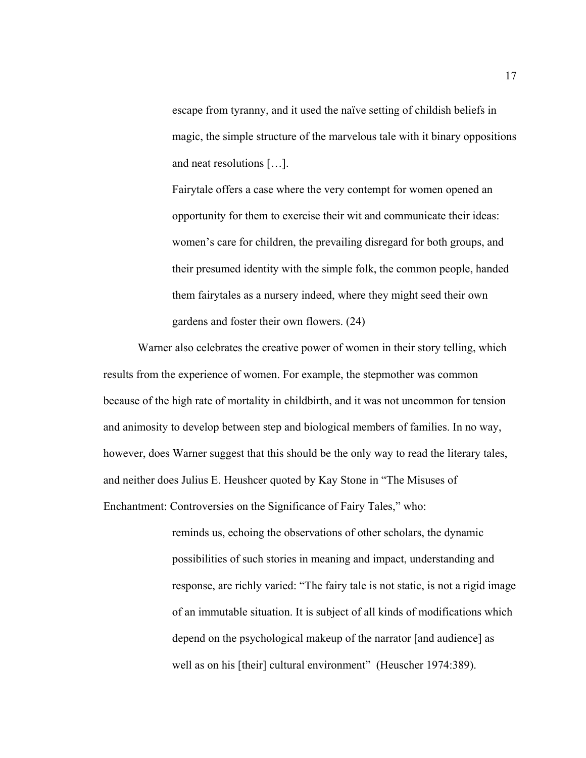> escape from tyranny, and it used the naïve setting of childish beliefs in magic, the simple structure of the marvelous tale with it binary oppositions and neat resolutions […].
>
> Fairytale offers a case where the very contempt for women opened an opportunity for them to exercise their wit and communicate their ideas: women's care for children, the prevailing disregard for both groups, and their presumed identity with the simple folk, the common people, handed them fairytales as a nursery indeed, where they might seed their own gardens and foster their own flowers. (24)

Warner also celebrates the creative power of women in their story telling, which results from the experience of women. For example, the stepmother was common because of the high rate of mortality in childbirth, and it was not uncommon for tension and animosity to develop between step and biological members of families. In no way, however, does Warner suggest that this should be the only way to read the literary tales, and neither does Julius E. Heushcer quoted by Kay Stone in "The Misuses of Enchantment: Controversies on the Significance of Fairy Tales," who:

> reminds us, echoing the observations of other scholars, the dynamic possibilities of such stories in meaning and impact, understanding and response, are richly varied: "The fairy tale is not static, is not a rigid image of an immutable situation. It is subject of all kinds of modifications which depend on the psychological makeup of the narrator [and audience] as well as on his [their] cultural environment" (Heuscher 1974:389).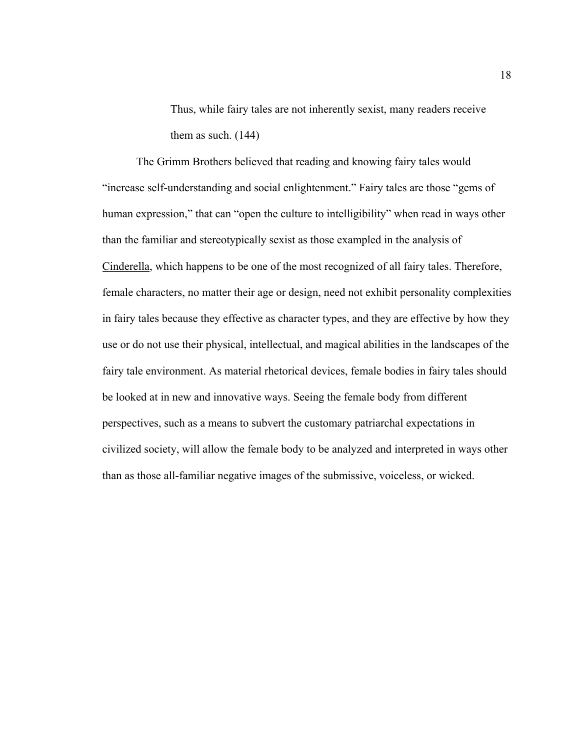> Thus, while fairy tales are not inherently sexist, many readers receive them as such. (144)

The Grimm Brothers believed that reading and knowing fairy tales would "increase self-understanding and social enlightenment." Fairy tales are those "gems of human expression," that can "open the culture to intelligibility" when read in ways other than the familiar and stereotypically sexist as those exampled in the analysis of <u>Cinderella</u>, which happens to be one of the most recognized of all fairy tales. Therefore, female characters, no matter their age or design, need not exhibit personality complexities in fairy tales because they effective as character types, and they are effective by how they use or do not use their physical, intellectual, and magical abilities in the landscapes of the fairy tale environment. As material rhetorical devices, female bodies in fairy tales should be looked at in new and innovative ways. Seeing the female body from different perspectives, such as a means to subvert the customary patriarchal expectations in civilized society, will allow the female body to be analyzed and interpreted in ways other than as those all-familiar negative images of the submissive, voiceless, or wicked.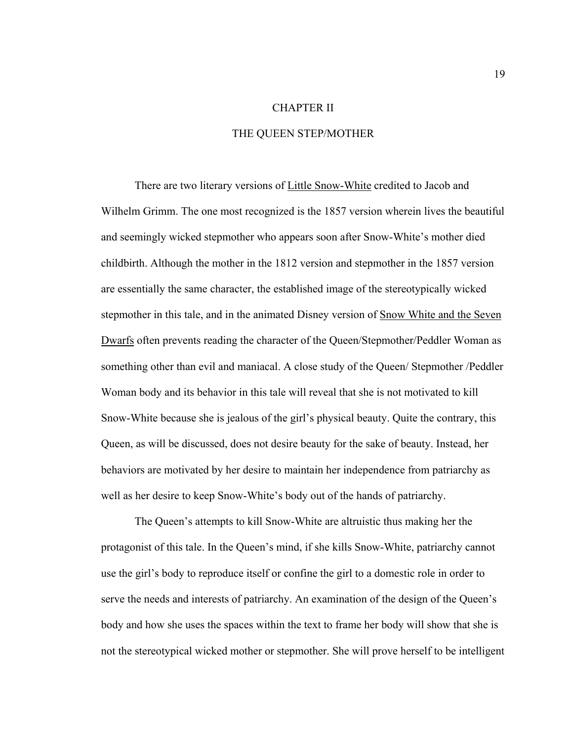# CHAPTER II

## THE QUEEN STEP/MOTHER

There are two literary versions of <u>Little Snow-White</u> credited to Jacob and Wilhelm Grimm. The one most recognized is the 1857 version wherein lives the beautiful and seemingly wicked stepmother who appears soon after Snow-White's mother died childbirth. Although the mother in the 1812 version and stepmother in the 1857 version are essentially the same character, the established image of the stereotypically wicked stepmother in this tale, and in the animated Disney version of <u>Snow White and the Seven Dwarfs</u> often prevents reading the character of the Queen/Stepmother/Peddler Woman as something other than evil and maniacal. A close study of the Queen/ Stepmother /Peddler Woman body and its behavior in this tale will reveal that she is not motivated to kill Snow-White because she is jealous of the girl's physical beauty. Quite the contrary, this Queen, as will be discussed, does not desire beauty for the sake of beauty. Instead, her behaviors are motivated by her desire to maintain her independence from patriarchy as well as her desire to keep Snow-White's body out of the hands of patriarchy.

The Queen's attempts to kill Snow-White are altruistic thus making her the protagonist of this tale. In the Queen's mind, if she kills Snow-White, patriarchy cannot use the girl's body to reproduce itself or confine the girl to a domestic role in order to serve the needs and interests of patriarchy. An examination of the design of the Queen's body and how she uses the spaces within the text to frame her body will show that she is not the stereotypical wicked mother or stepmother. She will prove herself to be intelligent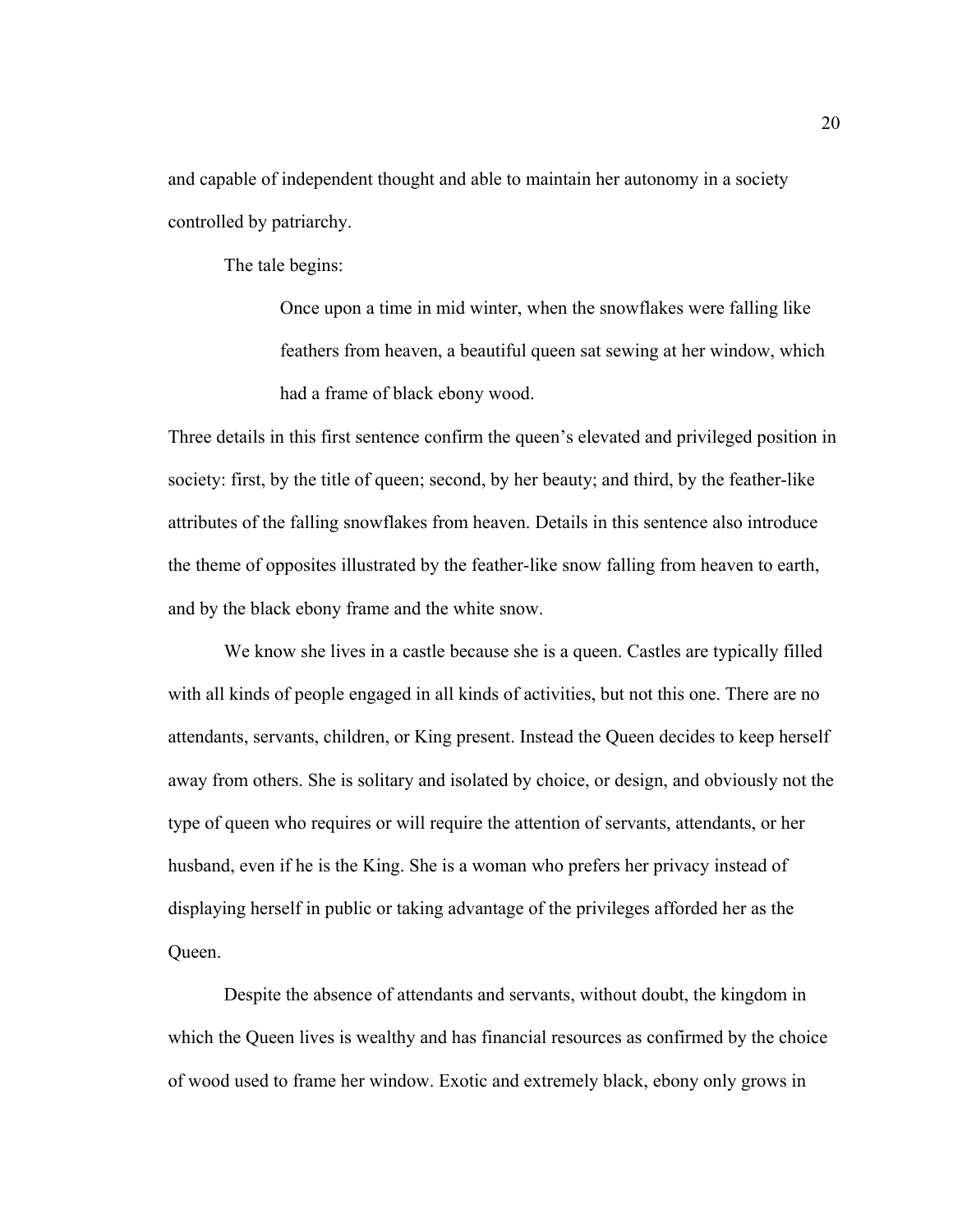and capable of independent thought and able to maintain her autonomy in a society controlled by patriarchy.

The tale begins:

> Once upon a time in mid winter, when the snowflakes were falling like feathers from heaven, a beautiful queen sat sewing at her window, which had a frame of black ebony wood.

Three details in this first sentence confirm the queen's elevated and privileged position in society: first, by the title of queen; second, by her beauty; and third, by the feather-like attributes of the falling snowflakes from heaven. Details in this sentence also introduce the theme of opposites illustrated by the feather-like snow falling from heaven to earth, and by the black ebony frame and the white snow.

We know she lives in a castle because she is a queen. Castles are typically filled with all kinds of people engaged in all kinds of activities, but not this one. There are no attendants, servants, children, or King present. Instead the Queen decides to keep herself away from others. She is solitary and isolated by choice, or design, and obviously not the type of queen who requires or will require the attention of servants, attendants, or her husband, even if he is the King. She is a woman who prefers her privacy instead of displaying herself in public or taking advantage of the privileges afforded her as the Queen.

Despite the absence of attendants and servants, without doubt, the kingdom in which the Queen lives is wealthy and has financial resources as confirmed by the choice of wood used to frame her window. Exotic and extremely black, ebony only grows in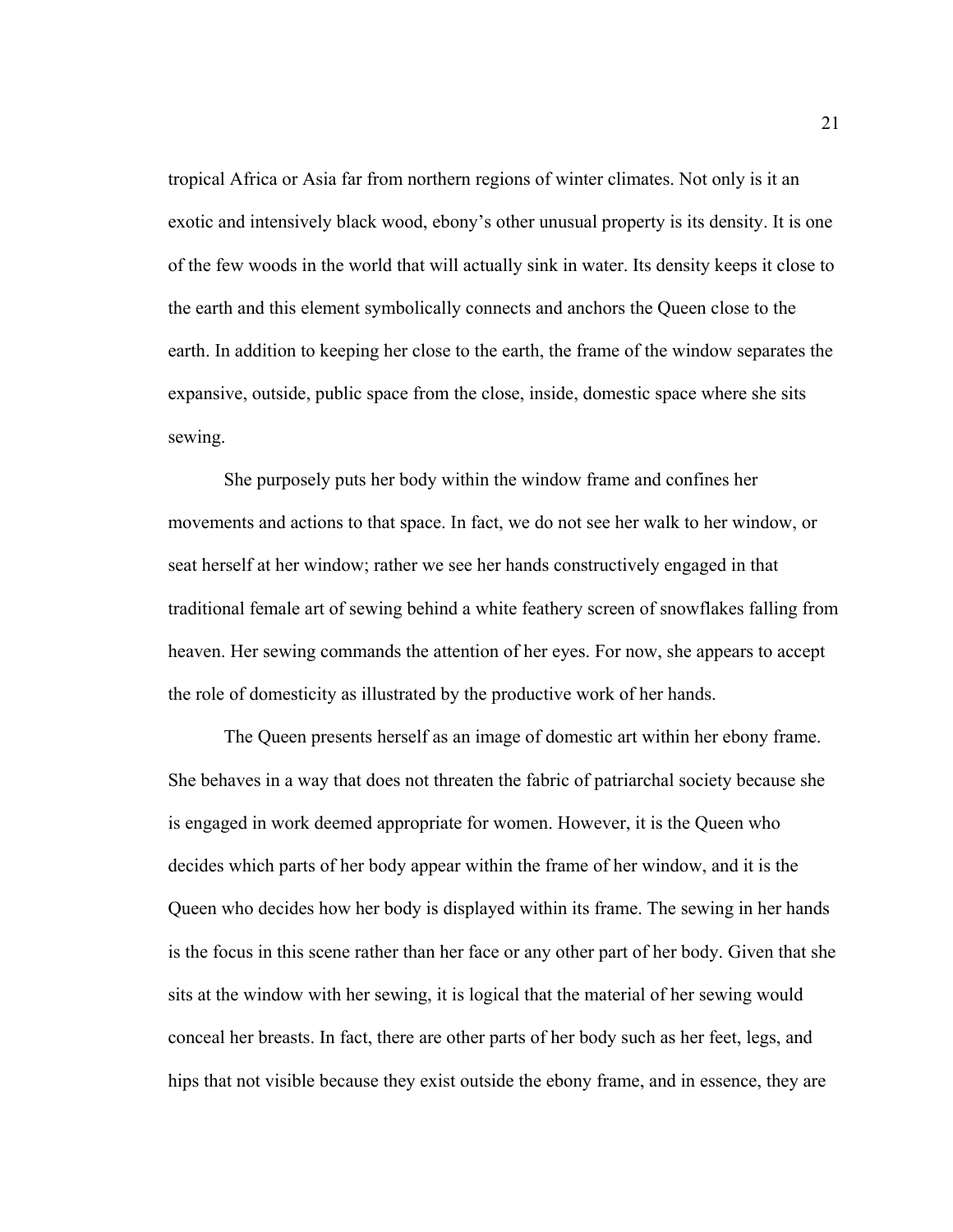tropical Africa or Asia far from northern regions of winter climates. Not only is it an exotic and intensively black wood, ebony's other unusual property is its density. It is one of the few woods in the world that will actually sink in water. Its density keeps it close to the earth and this element symbolically connects and anchors the Queen close to the earth. In addition to keeping her close to the earth, the frame of the window separates the expansive, outside, public space from the close, inside, domestic space where she sits sewing.

She purposely puts her body within the window frame and confines her movements and actions to that space. In fact, we do not see her walk to her window, or seat herself at her window; rather we see her hands constructively engaged in that traditional female art of sewing behind a white feathery screen of snowflakes falling from heaven. Her sewing commands the attention of her eyes. For now, she appears to accept the role of domesticity as illustrated by the productive work of her hands.

The Queen presents herself as an image of domestic art within her ebony frame. She behaves in a way that does not threaten the fabric of patriarchal society because she is engaged in work deemed appropriate for women. However, it is the Queen who decides which parts of her body appear within the frame of her window, and it is the Queen who decides how her body is displayed within its frame. The sewing in her hands is the focus in this scene rather than her face or any other part of her body. Given that she sits at the window with her sewing, it is logical that the material of her sewing would conceal her breasts. In fact, there are other parts of her body such as her feet, legs, and hips that not visible because they exist outside the ebony frame, and in essence, they are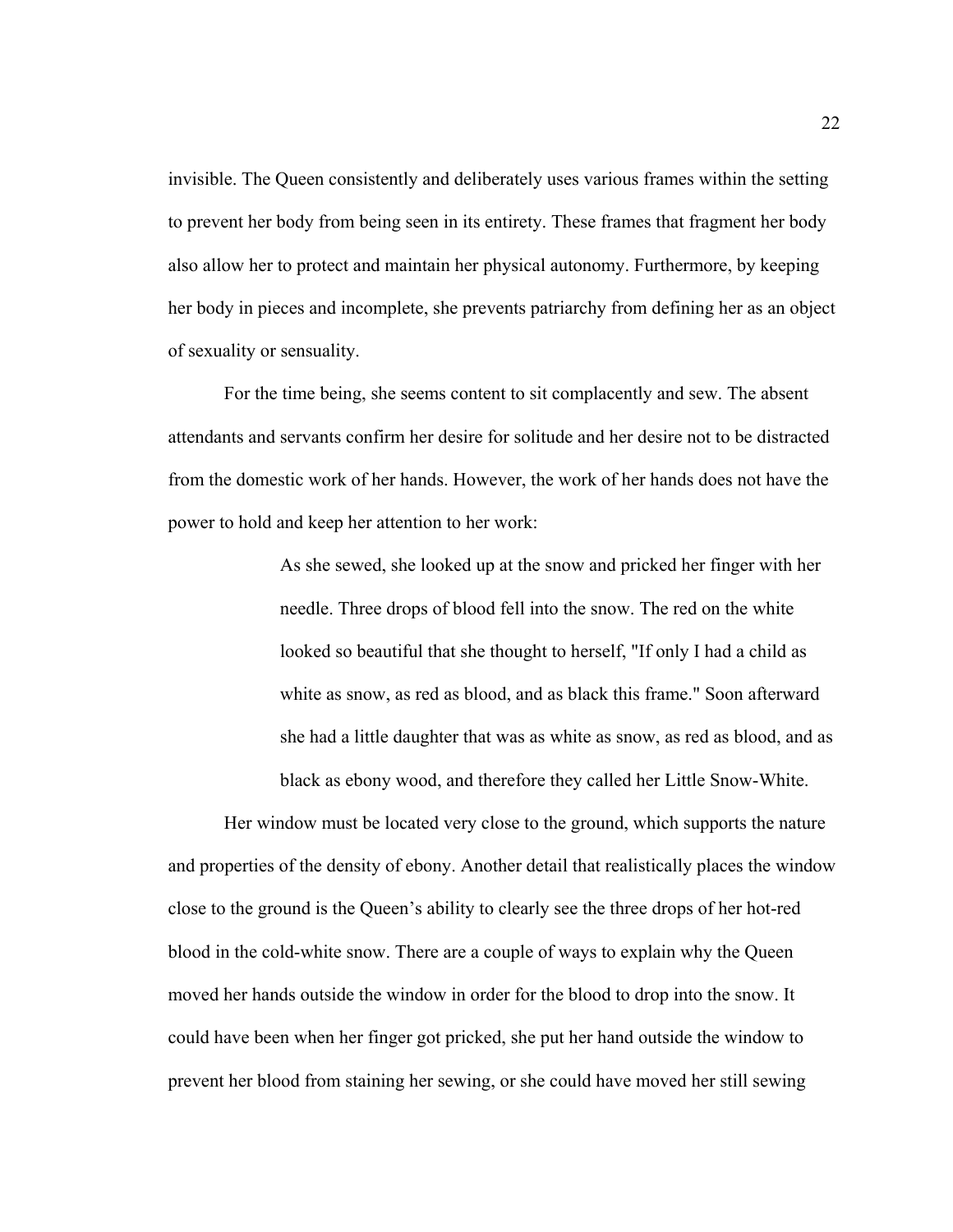invisible. The Queen consistently and deliberately uses various frames within the setting to prevent her body from being seen in its entirety. These frames that fragment her body also allow her to protect and maintain her physical autonomy. Furthermore, by keeping her body in pieces and incomplete, she prevents patriarchy from defining her as an object of sexuality or sensuality.

For the time being, she seems content to sit complacently and sew. The absent attendants and servants confirm her desire for solitude and her desire not to be distracted from the domestic work of her hands. However, the work of her hands does not have the power to hold and keep her attention to her work:

> As she sewed, she looked up at the snow and pricked her finger with her needle. Three drops of blood fell into the snow. The red on the white looked so beautiful that she thought to herself, "If only I had a child as white as snow, as red as blood, and as black this frame." Soon afterward she had a little daughter that was as white as snow, as red as blood, and as black as ebony wood, and therefore they called her Little Snow-White.

Her window must be located very close to the ground, which supports the nature and properties of the density of ebony. Another detail that realistically places the window close to the ground is the Queen's ability to clearly see the three drops of her hot-red blood in the cold-white snow. There are a couple of ways to explain why the Queen moved her hands outside the window in order for the blood to drop into the snow. It could have been when her finger got pricked, she put her hand outside the window to prevent her blood from staining her sewing, or she could have moved her still sewing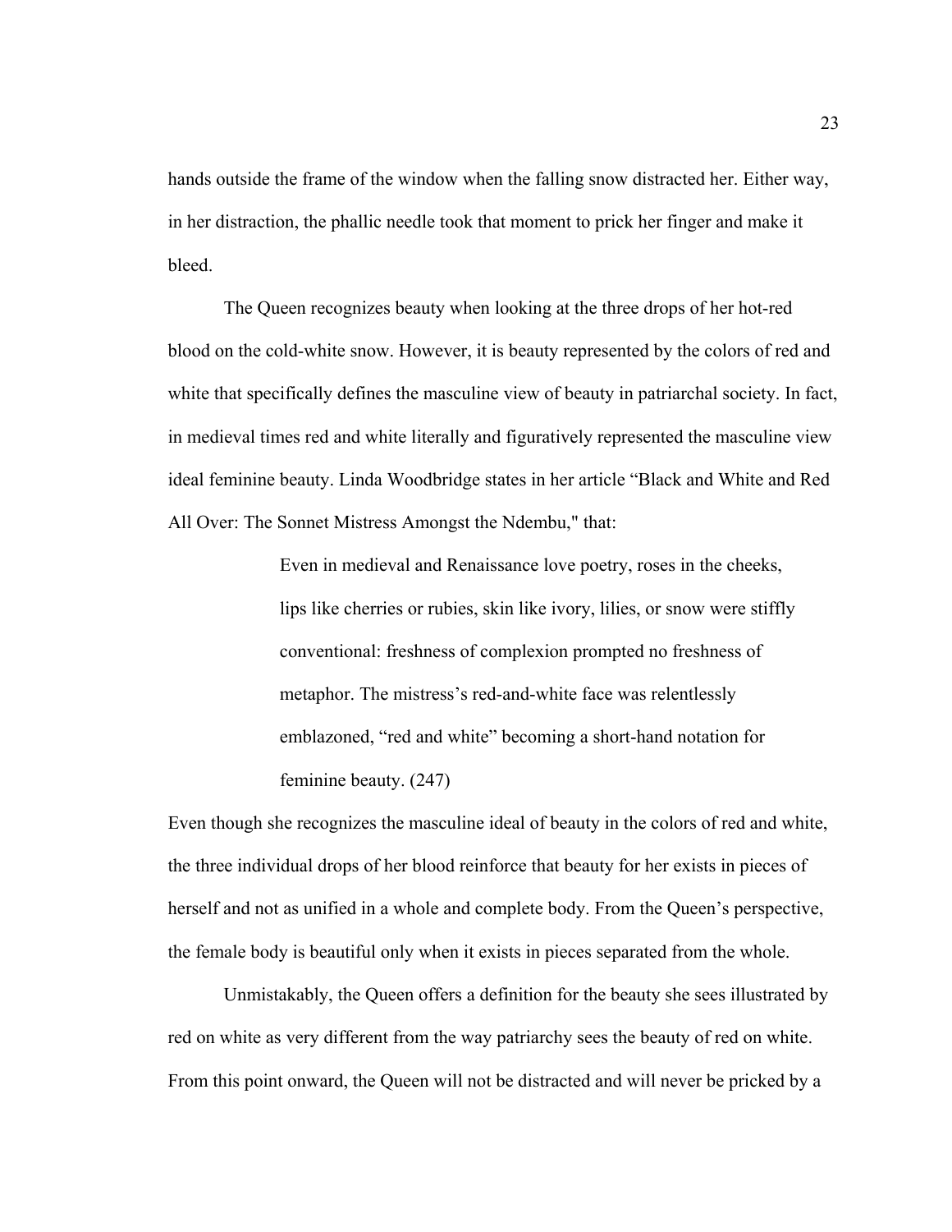hands outside the frame of the window when the falling snow distracted her. Either way, in her distraction, the phallic needle took that moment to prick her finger and make it bleed.

The Queen recognizes beauty when looking at the three drops of her hot-red blood on the cold-white snow. However, it is beauty represented by the colors of red and white that specifically defines the masculine view of beauty in patriarchal society. In fact, in medieval times red and white literally and figuratively represented the masculine view ideal feminine beauty. Linda Woodbridge states in her article "Black and White and Red All Over: The Sonnet Mistress Amongst the Ndembu," that:

> Even in medieval and Renaissance love poetry, roses in the cheeks, lips like cherries or rubies, skin like ivory, lilies, or snow were stiffly conventional: freshness of complexion prompted no freshness of metaphor. The mistress's red-and-white face was relentlessly emblazoned, "red and white" becoming a short-hand notation for feminine beauty. (247)

Even though she recognizes the masculine ideal of beauty in the colors of red and white, the three individual drops of her blood reinforce that beauty for her exists in pieces of herself and not as unified in a whole and complete body. From the Queen's perspective, the female body is beautiful only when it exists in pieces separated from the whole.

Unmistakably, the Queen offers a definition for the beauty she sees illustrated by red on white as very different from the way patriarchy sees the beauty of red on white. From this point onward, the Queen will not be distracted and will never be pricked by a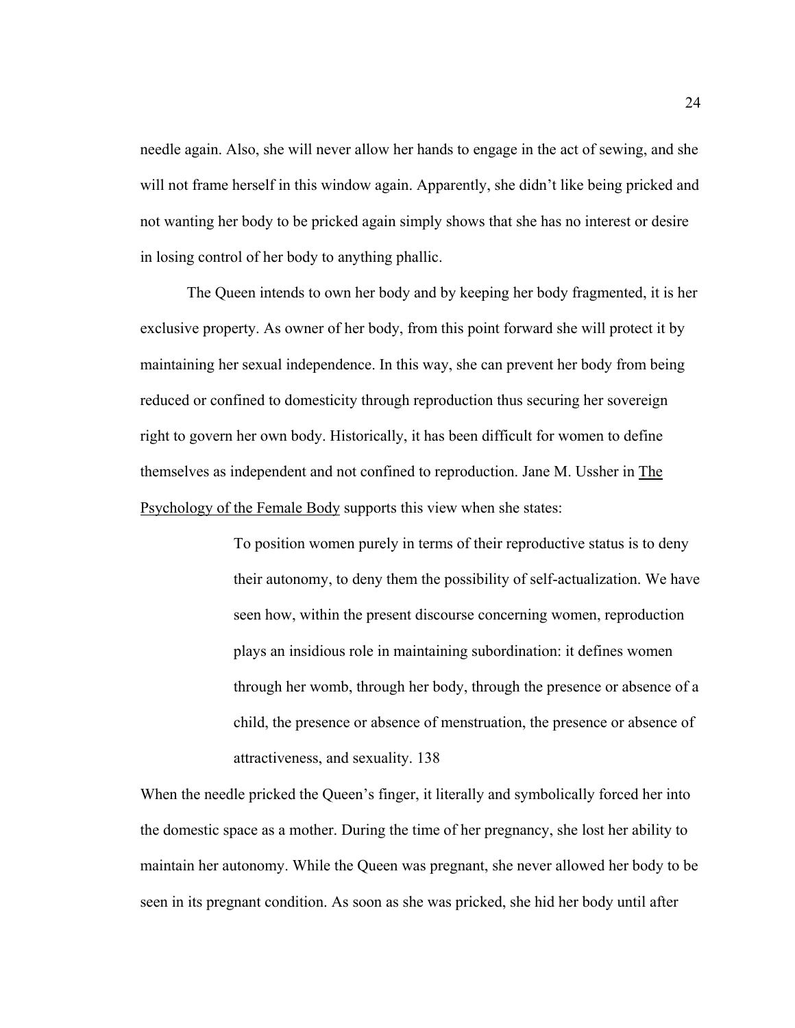needle again. Also, she will never allow her hands to engage in the act of sewing, and she will not frame herself in this window again. Apparently, she didn't like being pricked and not wanting her body to be pricked again simply shows that she has no interest or desire in losing control of her body to anything phallic.

The Queen intends to own her body and by keeping her body fragmented, it is her exclusive property. As owner of her body, from this point forward she will protect it by maintaining her sexual independence. In this way, she can prevent her body from being reduced or confined to domesticity through reproduction thus securing her sovereign right to govern her own body. Historically, it has been difficult for women to define themselves as independent and not confined to reproduction. Jane M. Ussher in The Psychology of the Female Body supports this view when she states:

> To position women purely in terms of their reproductive status is to deny their autonomy, to deny them the possibility of self-actualization. We have seen how, within the present discourse concerning women, reproduction plays an insidious role in maintaining subordination: it defines women through her womb, through her body, through the presence or absence of a child, the presence or absence of menstruation, the presence or absence of attractiveness, and sexuality. 138

When the needle pricked the Queen's finger, it literally and symbolically forced her into the domestic space as a mother. During the time of her pregnancy, she lost her ability to maintain her autonomy. While the Queen was pregnant, she never allowed her body to be seen in its pregnant condition. As soon as she was pricked, she hid her body until after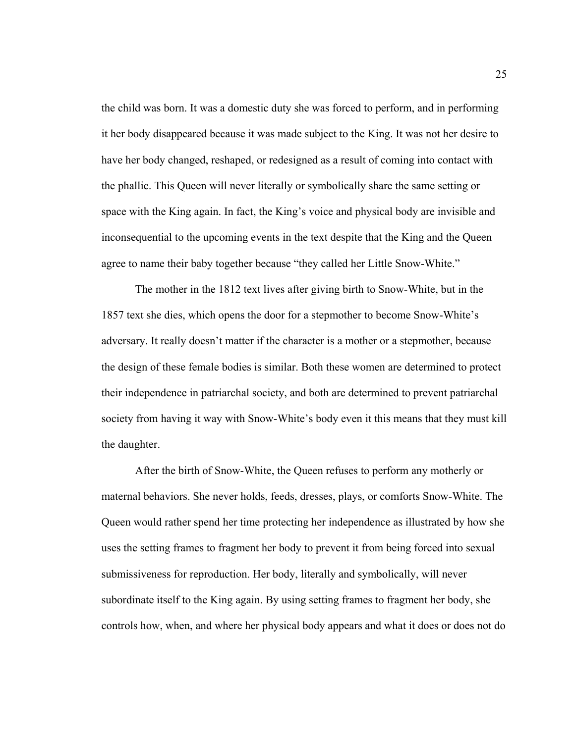the child was born. It was a domestic duty she was forced to perform, and in performing it her body disappeared because it was made subject to the King. It was not her desire to have her body changed, reshaped, or redesigned as a result of coming into contact with the phallic. This Queen will never literally or symbolically share the same setting or space with the King again. In fact, the King's voice and physical body are invisible and inconsequential to the upcoming events in the text despite that the King and the Queen agree to name their baby together because "they called her Little Snow-White."

The mother in the 1812 text lives after giving birth to Snow-White, but in the 1857 text she dies, which opens the door for a stepmother to become Snow-White's adversary. It really doesn't matter if the character is a mother or a stepmother, because the design of these female bodies is similar. Both these women are determined to protect their independence in patriarchal society, and both are determined to prevent patriarchal society from having it way with Snow-White's body even it this means that they must kill the daughter.

After the birth of Snow-White, the Queen refuses to perform any motherly or maternal behaviors. She never holds, feeds, dresses, plays, or comforts Snow-White. The Queen would rather spend her time protecting her independence as illustrated by how she uses the setting frames to fragment her body to prevent it from being forced into sexual submissiveness for reproduction. Her body, literally and symbolically, will never subordinate itself to the King again. By using setting frames to fragment her body, she controls how, when, and where her physical body appears and what it does or does not do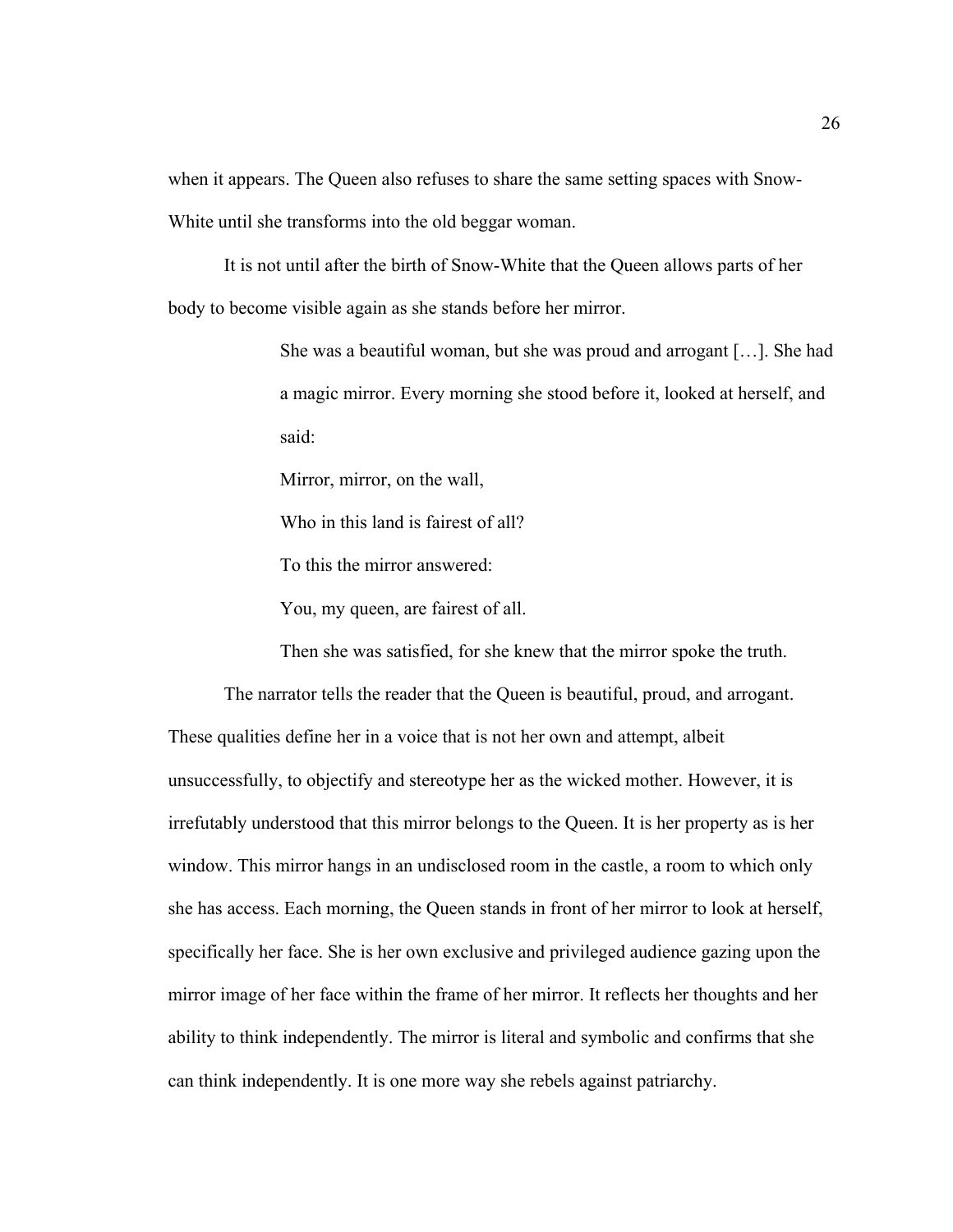when it appears. The Queen also refuses to share the same setting spaces with Snow-White until she transforms into the old beggar woman.

It is not until after the birth of Snow-White that the Queen allows parts of her body to become visible again as she stands before her mirror.

> She was a beautiful woman, but she was proud and arrogant […]. She had a magic mirror. Every morning she stood before it, looked at herself, and said:
>
> Mirror, mirror, on the wall,
>
> Who in this land is fairest of all?
>
> To this the mirror answered:
>
> You, my queen, are fairest of all.
>
> Then she was satisfied, for she knew that the mirror spoke the truth.

The narrator tells the reader that the Queen is beautiful, proud, and arrogant. These qualities define her in a voice that is not her own and attempt, albeit unsuccessfully, to objectify and stereotype her as the wicked mother. However, it is irrefutably understood that this mirror belongs to the Queen. It is her property as is her window. This mirror hangs in an undisclosed room in the castle, a room to which only she has access. Each morning, the Queen stands in front of her mirror to look at herself, specifically her face. She is her own exclusive and privileged audience gazing upon the mirror image of her face within the frame of her mirror. It reflects her thoughts and her ability to think independently. The mirror is literal and symbolic and confirms that she can think independently. It is one more way she rebels against patriarchy.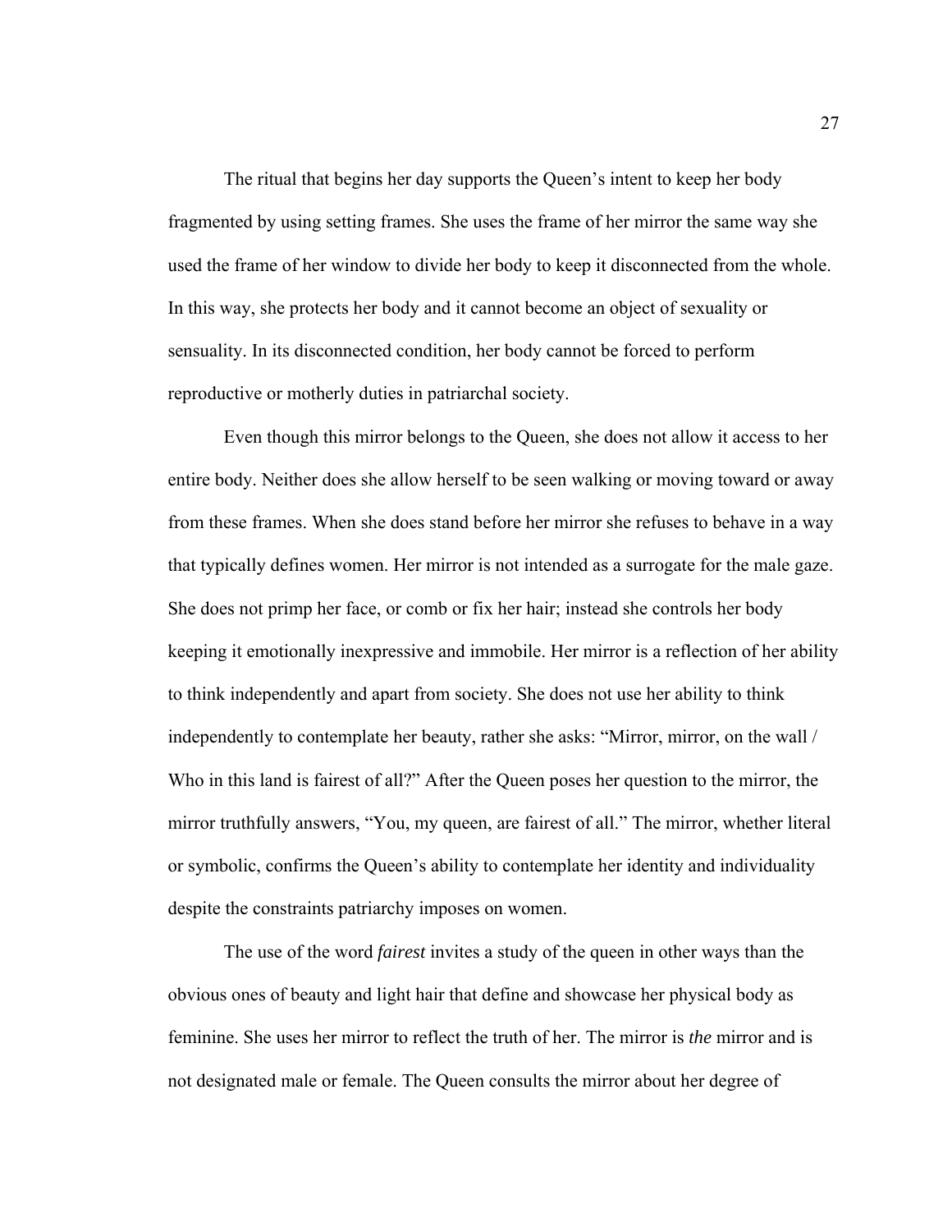The ritual that begins her day supports the Queen's intent to keep her body fragmented by using setting frames. She uses the frame of her mirror the same way she used the frame of her window to divide her body to keep it disconnected from the whole. In this way, she protects her body and it cannot become an object of sexuality or sensuality. In its disconnected condition, her body cannot be forced to perform reproductive or motherly duties in patriarchal society.

Even though this mirror belongs to the Queen, she does not allow it access to her entire body. Neither does she allow herself to be seen walking or moving toward or away from these frames. When she does stand before her mirror she refuses to behave in a way that typically defines women. Her mirror is not intended as a surrogate for the male gaze. She does not primp her face, or comb or fix her hair; instead she controls her body keeping it emotionally inexpressive and immobile. Her mirror is a reflection of her ability to think independently and apart from society. She does not use her ability to think independently to contemplate her beauty, rather she asks: "Mirror, mirror, on the wall / Who in this land is fairest of all?" After the Queen poses her question to the mirror, the mirror truthfully answers, "You, my queen, are fairest of all." The mirror, whether literal or symbolic, confirms the Queen's ability to contemplate her identity and individuality despite the constraints patriarchy imposes on women.

The use of the word *fairest* invites a study of the queen in other ways than the obvious ones of beauty and light hair that define and showcase her physical body as feminine. She uses her mirror to reflect the truth of her. The mirror is *the* mirror and is not designated male or female. The Queen consults the mirror about her degree of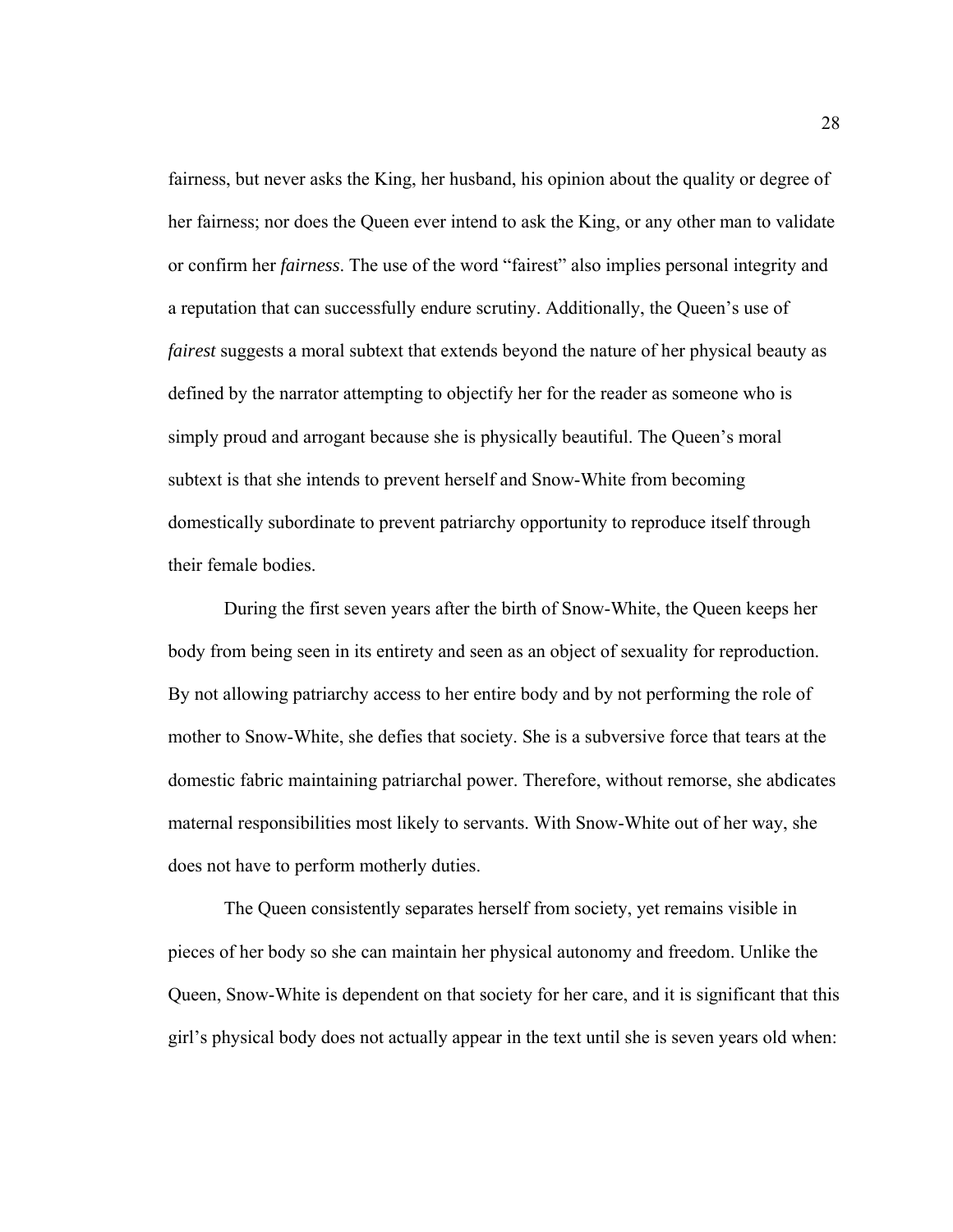fairness, but never asks the King, her husband, his opinion about the quality or degree of her fairness; nor does the Queen ever intend to ask the King, or any other man to validate or confirm her *fairness*. The use of the word "fairest" also implies personal integrity and a reputation that can successfully endure scrutiny. Additionally, the Queen's use of *fairest* suggests a moral subtext that extends beyond the nature of her physical beauty as defined by the narrator attempting to objectify her for the reader as someone who is simply proud and arrogant because she is physically beautiful. The Queen's moral subtext is that she intends to prevent herself and Snow-White from becoming domestically subordinate to prevent patriarchy opportunity to reproduce itself through their female bodies.

During the first seven years after the birth of Snow-White, the Queen keeps her body from being seen in its entirety and seen as an object of sexuality for reproduction. By not allowing patriarchy access to her entire body and by not performing the role of mother to Snow-White, she defies that society. She is a subversive force that tears at the domestic fabric maintaining patriarchal power. Therefore, without remorse, she abdicates maternal responsibilities most likely to servants. With Snow-White out of her way, she does not have to perform motherly duties.

The Queen consistently separates herself from society, yet remains visible in pieces of her body so she can maintain her physical autonomy and freedom. Unlike the Queen, Snow-White is dependent on that society for her care, and it is significant that this girl's physical body does not actually appear in the text until she is seven years old when: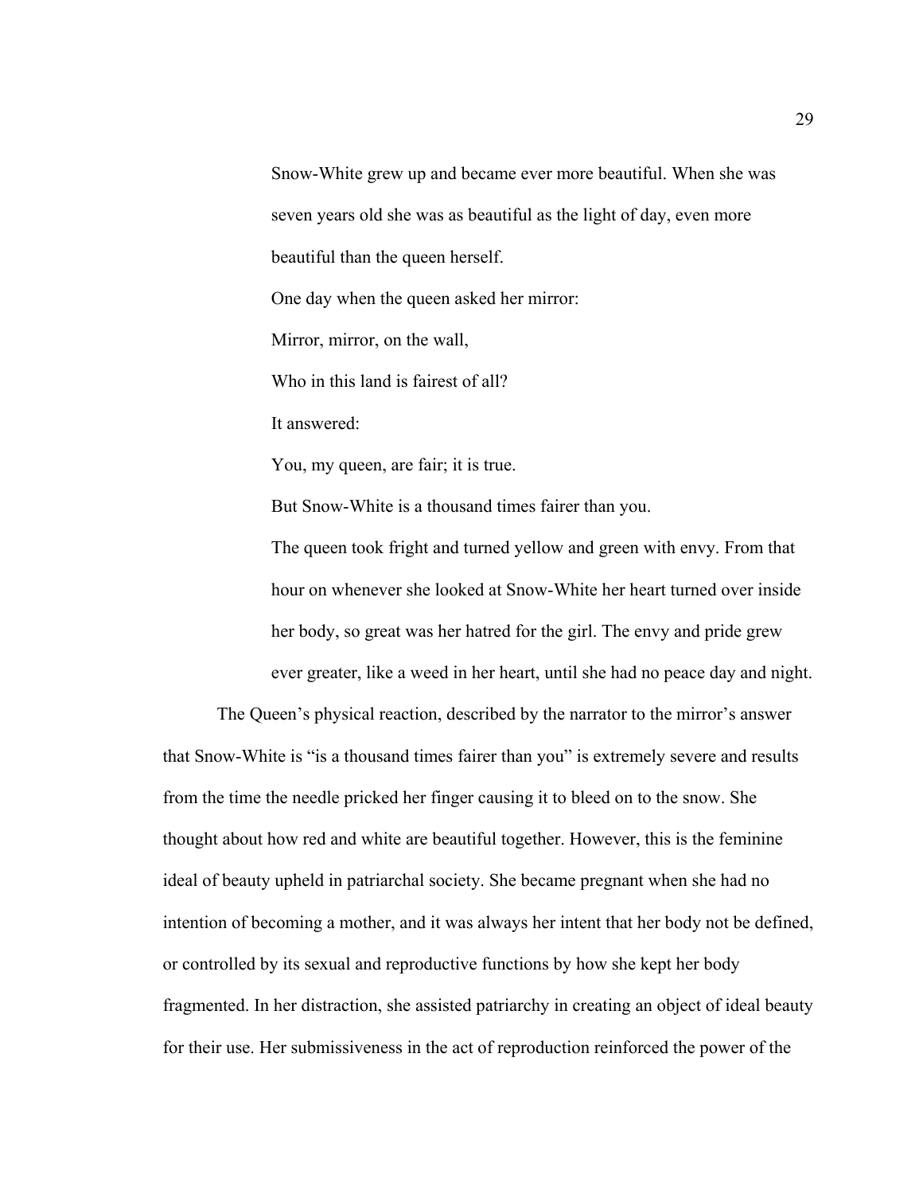> Snow-White grew up and became ever more beautiful. When she was seven years old she was as beautiful as the light of day, even more beautiful than the queen herself.
>
> One day when the queen asked her mirror:
>
> Mirror, mirror, on the wall,
>
> Who in this land is fairest of all?
>
> It answered:
>
> You, my queen, are fair; it is true.
>
> But Snow-White is a thousand times fairer than you.
>
> The queen took fright and turned yellow and green with envy. From that hour on whenever she looked at Snow-White her heart turned over inside her body, so great was her hatred for the girl. The envy and pride grew ever greater, like a weed in her heart, until she had no peace day and night.

The Queen's physical reaction, described by the narrator to the mirror's answer that Snow-White is "is a thousand times fairer than you" is extremely severe and results from the time the needle pricked her finger causing it to bleed on to the snow. She thought about how red and white are beautiful together. However, this is the feminine ideal of beauty upheld in patriarchal society. She became pregnant when she had no intention of becoming a mother, and it was always her intent that her body not be defined, or controlled by its sexual and reproductive functions by how she kept her body fragmented. In her distraction, she assisted patriarchy in creating an object of ideal beauty for their use. Her submissiveness in the act of reproduction reinforced the power of the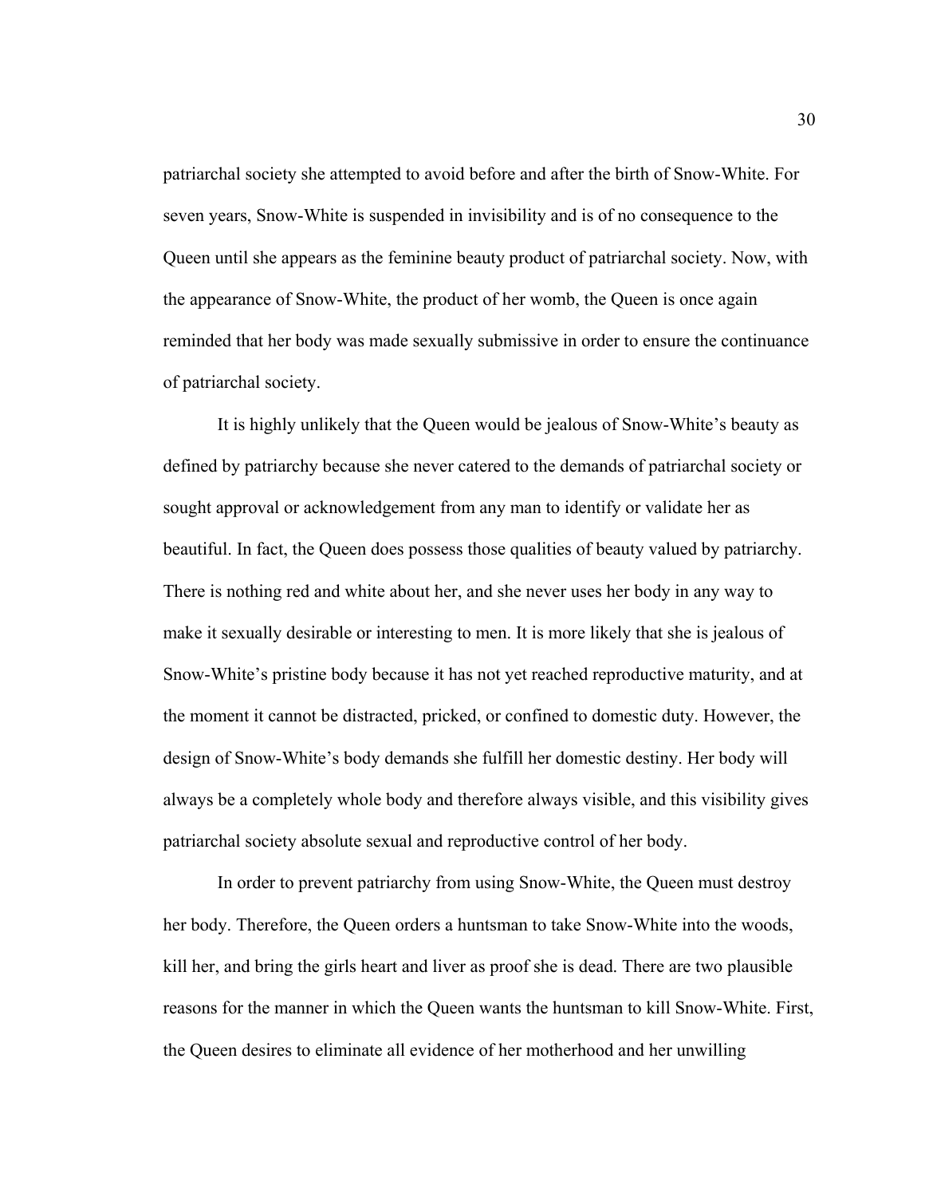patriarchal society she attempted to avoid before and after the birth of Snow-White. For seven years, Snow-White is suspended in invisibility and is of no consequence to the Queen until she appears as the feminine beauty product of patriarchal society. Now, with the appearance of Snow-White, the product of her womb, the Queen is once again reminded that her body was made sexually submissive in order to ensure the continuance of patriarchal society.

It is highly unlikely that the Queen would be jealous of Snow-White's beauty as defined by patriarchy because she never catered to the demands of patriarchal society or sought approval or acknowledgement from any man to identify or validate her as beautiful. In fact, the Queen does possess those qualities of beauty valued by patriarchy. There is nothing red and white about her, and she never uses her body in any way to make it sexually desirable or interesting to men. It is more likely that she is jealous of Snow-White's pristine body because it has not yet reached reproductive maturity, and at the moment it cannot be distracted, pricked, or confined to domestic duty. However, the design of Snow-White's body demands she fulfill her domestic destiny. Her body will always be a completely whole body and therefore always visible, and this visibility gives patriarchal society absolute sexual and reproductive control of her body.

In order to prevent patriarchy from using Snow-White, the Queen must destroy her body. Therefore, the Queen orders a huntsman to take Snow-White into the woods, kill her, and bring the girls heart and liver as proof she is dead. There are two plausible reasons for the manner in which the Queen wants the huntsman to kill Snow-White. First, the Queen desires to eliminate all evidence of her motherhood and her unwilling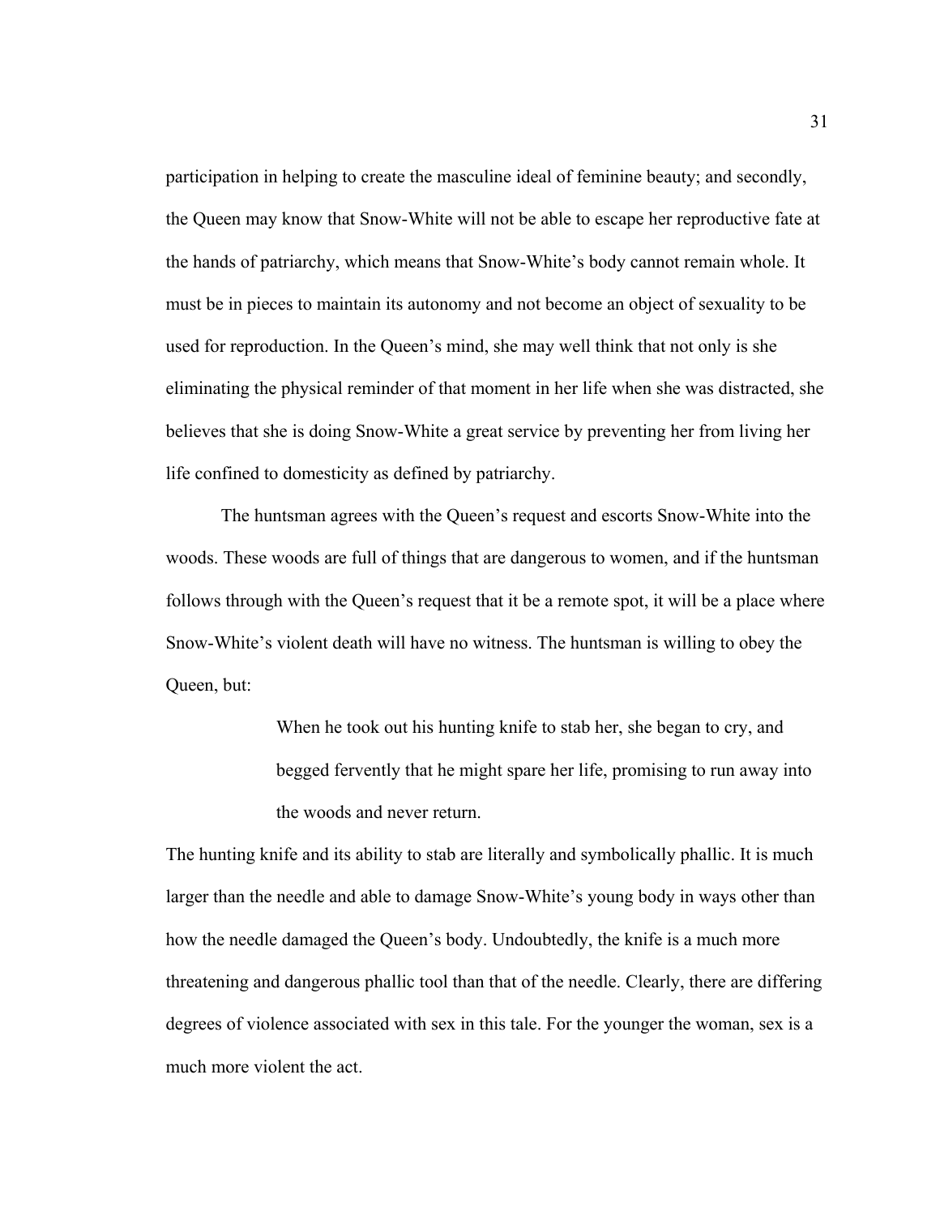participation in helping to create the masculine ideal of feminine beauty; and secondly, the Queen may know that Snow-White will not be able to escape her reproductive fate at the hands of patriarchy, which means that Snow-White's body cannot remain whole. It must be in pieces to maintain its autonomy and not become an object of sexuality to be used for reproduction. In the Queen's mind, she may well think that not only is she eliminating the physical reminder of that moment in her life when she was distracted, she believes that she is doing Snow-White a great service by preventing her from living her life confined to domesticity as defined by patriarchy.

The huntsman agrees with the Queen's request and escorts Snow-White into the woods. These woods are full of things that are dangerous to women, and if the huntsman follows through with the Queen's request that it be a remote spot, it will be a place where Snow-White's violent death will have no witness. The huntsman is willing to obey the Queen, but:

> When he took out his hunting knife to stab her, she began to cry, and begged fervently that he might spare her life, promising to run away into the woods and never return.

The hunting knife and its ability to stab are literally and symbolically phallic. It is much larger than the needle and able to damage Snow-White's young body in ways other than how the needle damaged the Queen's body. Undoubtedly, the knife is a much more threatening and dangerous phallic tool than that of the needle. Clearly, there are differing degrees of violence associated with sex in this tale. For the younger the woman, sex is a much more violent the act.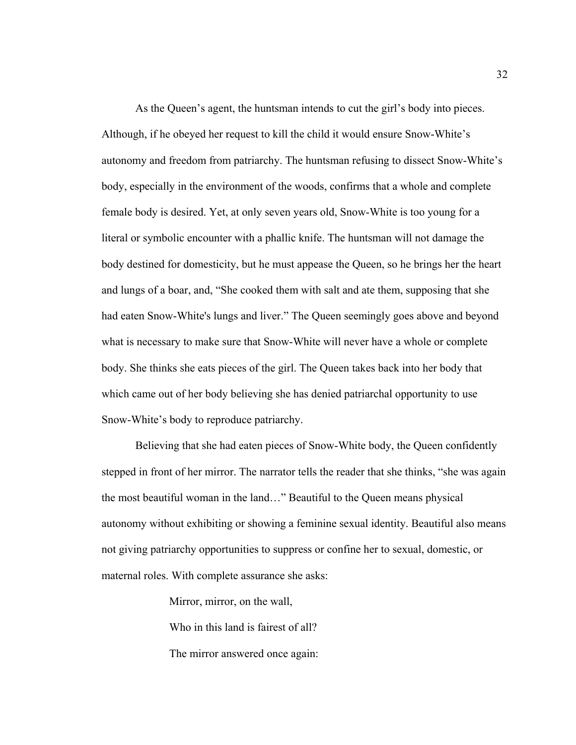As the Queen's agent, the huntsman intends to cut the girl's body into pieces. Although, if he obeyed her request to kill the child it would ensure Snow-White's autonomy and freedom from patriarchy. The huntsman refusing to dissect Snow-White's body, especially in the environment of the woods, confirms that a whole and complete female body is desired. Yet, at only seven years old, Snow-White is too young for a literal or symbolic encounter with a phallic knife. The huntsman will not damage the body destined for domesticity, but he must appease the Queen, so he brings her the heart and lungs of a boar, and, "She cooked them with salt and ate them, supposing that she had eaten Snow-White's lungs and liver." The Queen seemingly goes above and beyond what is necessary to make sure that Snow-White will never have a whole or complete body. She thinks she eats pieces of the girl. The Queen takes back into her body that which came out of her body believing she has denied patriarchal opportunity to use Snow-White's body to reproduce patriarchy.

Believing that she had eaten pieces of Snow-White body, the Queen confidently stepped in front of her mirror. The narrator tells the reader that she thinks, "she was again the most beautiful woman in the land…" Beautiful to the Queen means physical autonomy without exhibiting or showing a feminine sexual identity. Beautiful also means not giving patriarchy opportunities to suppress or confine her to sexual, domestic, or maternal roles. With complete assurance she asks:

> Mirror, mirror, on the wall,
>
> Who in this land is fairest of all?
>
> The mirror answered once again: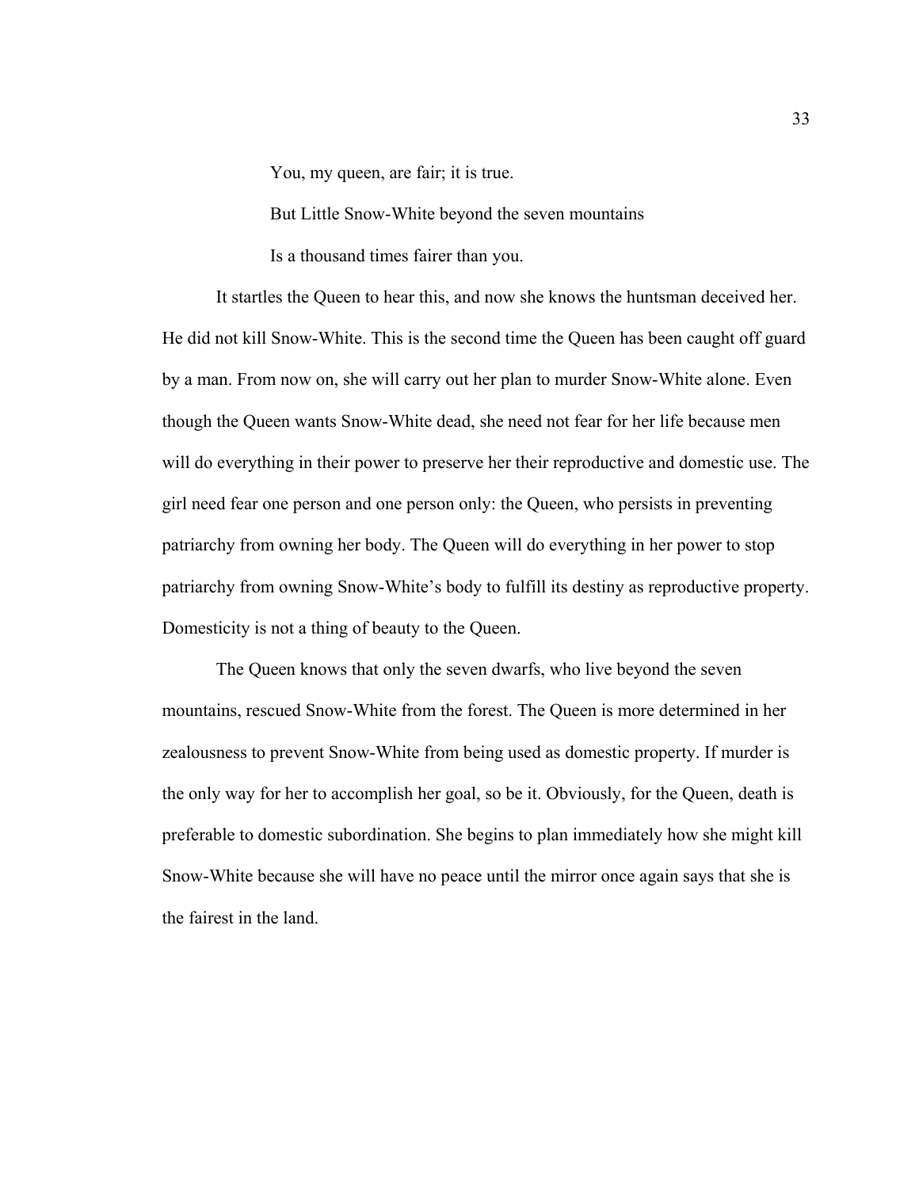> You, my queen, are fair; it is true.
>
> But Little Snow-White beyond the seven mountains
>
> Is a thousand times fairer than you.

It startles the Queen to hear this, and now she knows the huntsman deceived her. He did not kill Snow-White. This is the second time the Queen has been caught off guard by a man. From now on, she will carry out her plan to murder Snow-White alone. Even though the Queen wants Snow-White dead, she need not fear for her life because men will do everything in their power to preserve her their reproductive and domestic use. The girl need fear one person and one person only: the Queen, who persists in preventing patriarchy from owning her body. The Queen will do everything in her power to stop patriarchy from owning Snow-White's body to fulfill its destiny as reproductive property. Domesticity is not a thing of beauty to the Queen.

The Queen knows that only the seven dwarfs, who live beyond the seven mountains, rescued Snow-White from the forest. The Queen is more determined in her zealousness to prevent Snow-White from being used as domestic property. If murder is the only way for her to accomplish her goal, so be it. Obviously, for the Queen, death is preferable to domestic subordination. She begins to plan immediately how she might kill Snow-White because she will have no peace until the mirror once again says that she is the fairest in the land.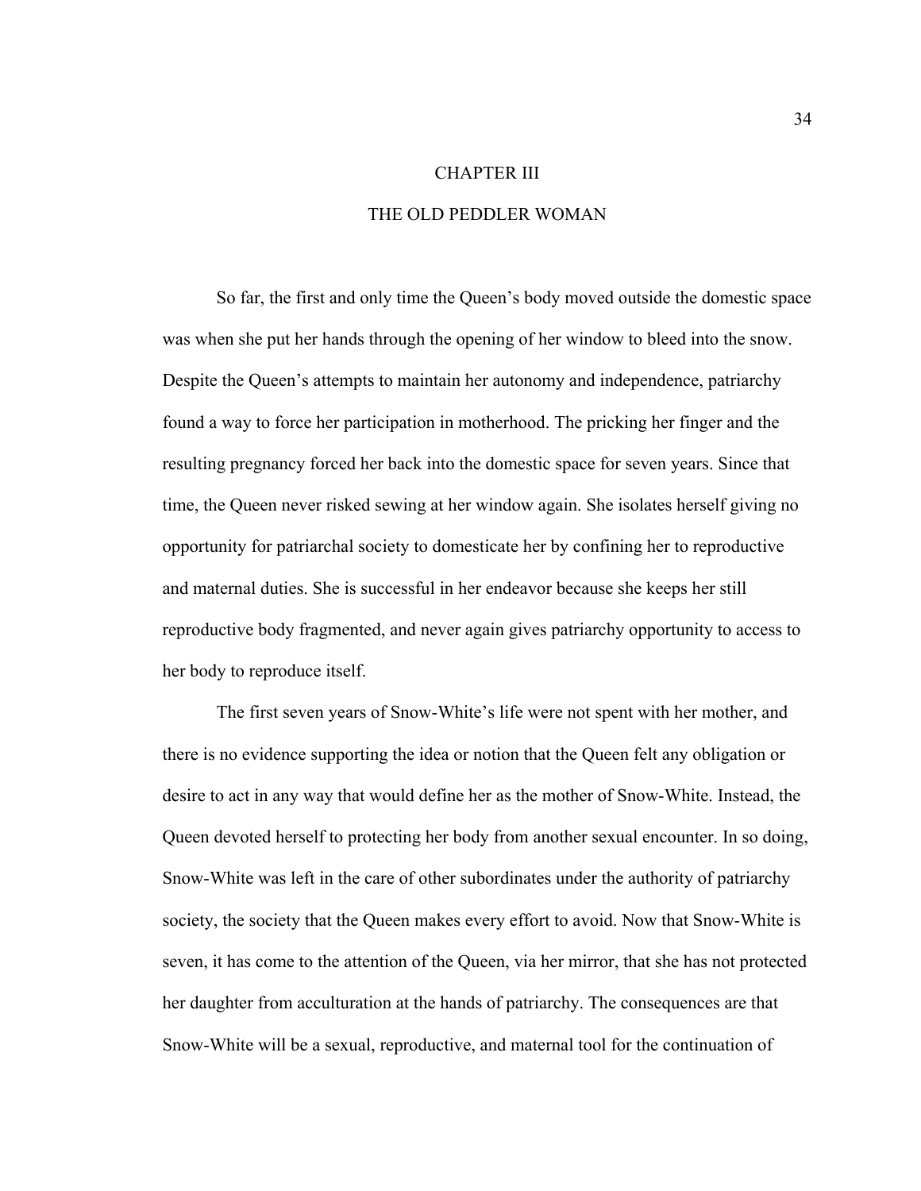# CHAPTER III

# THE OLD PEDDLER WOMAN

So far, the first and only time the Queen's body moved outside the domestic space was when she put her hands through the opening of her window to bleed into the snow. Despite the Queen's attempts to maintain her autonomy and independence, patriarchy found a way to force her participation in motherhood. The pricking her finger and the resulting pregnancy forced her back into the domestic space for seven years. Since that time, the Queen never risked sewing at her window again. She isolates herself giving no opportunity for patriarchal society to domesticate her by confining her to reproductive and maternal duties. She is successful in her endeavor because she keeps her still reproductive body fragmented, and never again gives patriarchy opportunity to access to her body to reproduce itself.

The first seven years of Snow-White's life were not spent with her mother, and there is no evidence supporting the idea or notion that the Queen felt any obligation or desire to act in any way that would define her as the mother of Snow-White. Instead, the Queen devoted herself to protecting her body from another sexual encounter. In so doing, Snow-White was left in the care of other subordinates under the authority of patriarchy society, the society that the Queen makes every effort to avoid. Now that Snow-White is seven, it has come to the attention of the Queen, via her mirror, that she has not protected her daughter from acculturation at the hands of patriarchy. The consequences are that Snow-White will be a sexual, reproductive, and maternal tool for the continuation of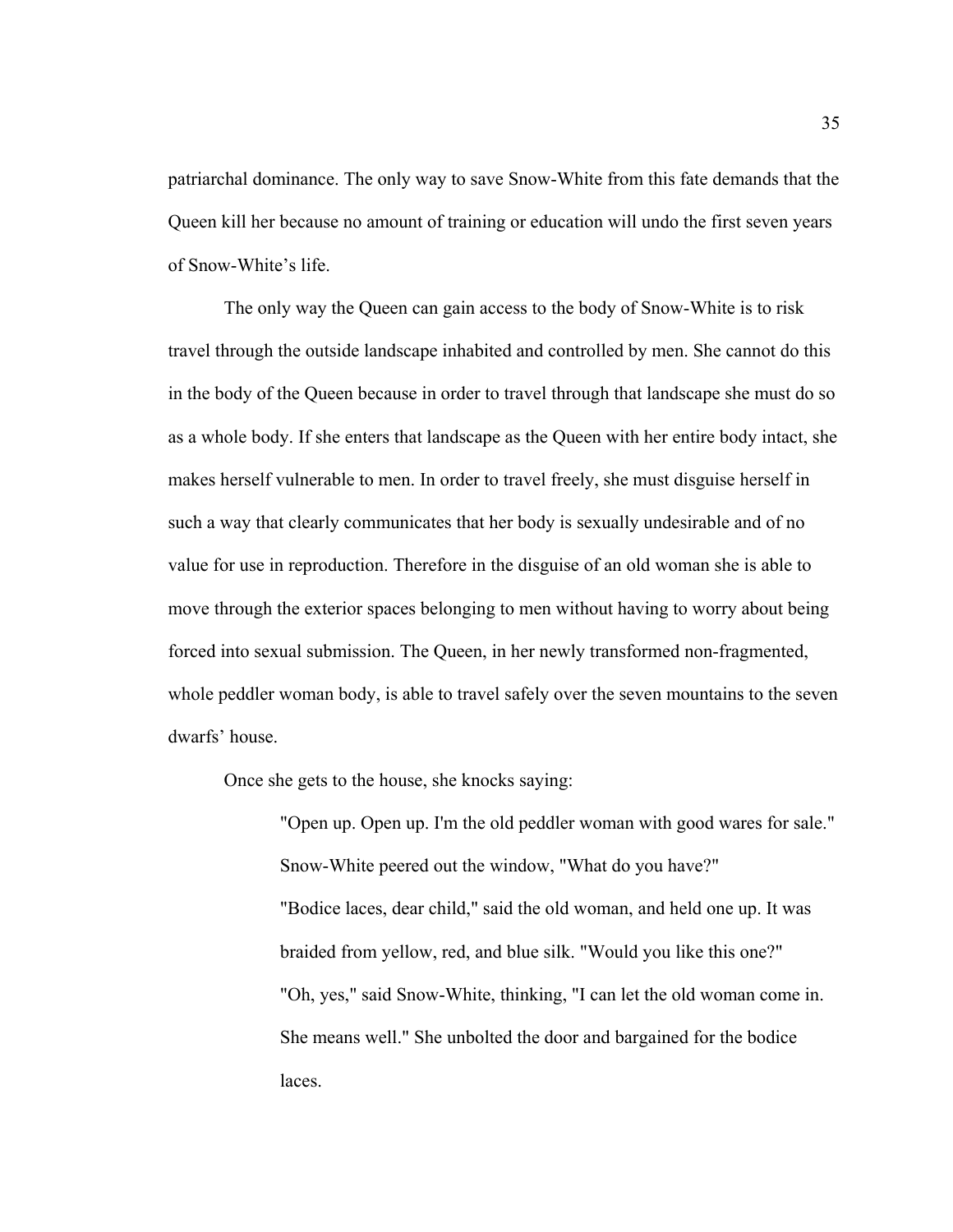patriarchal dominance. The only way to save Snow-White from this fate demands that the Queen kill her because no amount of training or education will undo the first seven years of Snow-White's life.

The only way the Queen can gain access to the body of Snow-White is to risk travel through the outside landscape inhabited and controlled by men. She cannot do this in the body of the Queen because in order to travel through that landscape she must do so as a whole body. If she enters that landscape as the Queen with her entire body intact, she makes herself vulnerable to men. In order to travel freely, she must disguise herself in such a way that clearly communicates that her body is sexually undesirable and of no value for use in reproduction. Therefore in the disguise of an old woman she is able to move through the exterior spaces belonging to men without having to worry about being forced into sexual submission. The Queen, in her newly transformed non-fragmented, whole peddler woman body, is able to travel safely over the seven mountains to the seven dwarfs' house.

Once she gets to the house, she knocks saying:

> "Open up. Open up. I'm the old peddler woman with good wares for sale."
> Snow-White peered out the window, "What do you have?"
> "Bodice laces, dear child," said the old woman, and held one up. It was braided from yellow, red, and blue silk. "Would you like this one?"
> "Oh, yes," said Snow-White, thinking, "I can let the old woman come in. She means well." She unbolted the door and bargained for the bodice laces.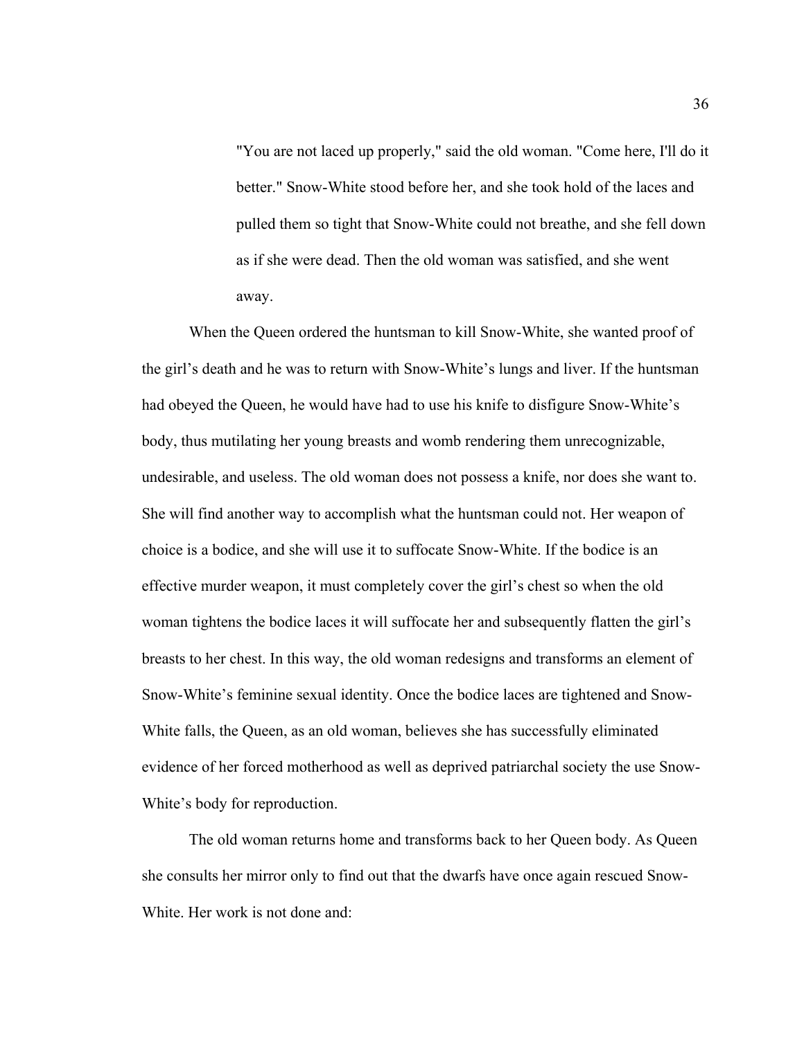> "You are not laced up properly," said the old woman. "Come here, I'll do it better." Snow-White stood before her, and she took hold of the laces and pulled them so tight that Snow-White could not breathe, and she fell down as if she were dead. Then the old woman was satisfied, and she went away.

When the Queen ordered the huntsman to kill Snow-White, she wanted proof of the girl's death and he was to return with Snow-White's lungs and liver. If the huntsman had obeyed the Queen, he would have had to use his knife to disfigure Snow-White's body, thus mutilating her young breasts and womb rendering them unrecognizable, undesirable, and useless. The old woman does not possess a knife, nor does she want to. She will find another way to accomplish what the huntsman could not. Her weapon of choice is a bodice, and she will use it to suffocate Snow-White. If the bodice is an effective murder weapon, it must completely cover the girl's chest so when the old woman tightens the bodice laces it will suffocate her and subsequently flatten the girl's breasts to her chest. In this way, the old woman redesigns and transforms an element of Snow-White's feminine sexual identity. Once the bodice laces are tightened and Snow-White falls, the Queen, as an old woman, believes she has successfully eliminated evidence of her forced motherhood as well as deprived patriarchal society the use Snow-White's body for reproduction.

The old woman returns home and transforms back to her Queen body. As Queen she consults her mirror only to find out that the dwarfs have once again rescued Snow-White. Her work is not done and: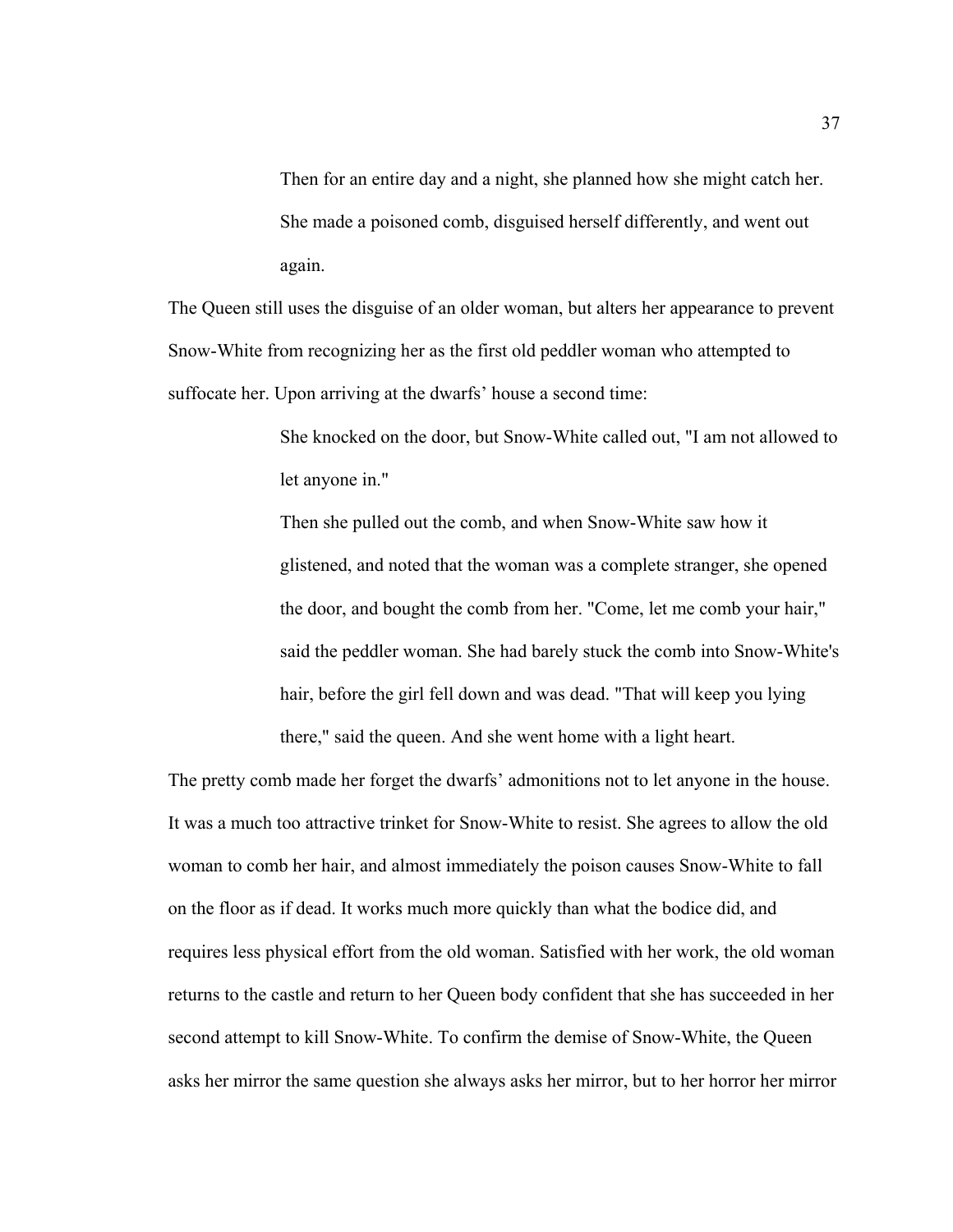> Then for an entire day and a night, she planned how she might catch her. She made a poisoned comb, disguised herself differently, and went out again.

The Queen still uses the disguise of an older woman, but alters her appearance to prevent Snow-White from recognizing her as the first old peddler woman who attempted to suffocate her. Upon arriving at the dwarfs' house a second time:

> She knocked on the door, but Snow-White called out, "I am not allowed to let anyone in."
>
> Then she pulled out the comb, and when Snow-White saw how it glistened, and noted that the woman was a complete stranger, she opened the door, and bought the comb from her. "Come, let me comb your hair," said the peddler woman. She had barely stuck the comb into Snow-White's hair, before the girl fell down and was dead. "That will keep you lying there," said the queen. And she went home with a light heart.

The pretty comb made her forget the dwarfs' admonitions not to let anyone in the house. It was a much too attractive trinket for Snow-White to resist. She agrees to allow the old woman to comb her hair, and almost immediately the poison causes Snow-White to fall on the floor as if dead. It works much more quickly than what the bodice did, and requires less physical effort from the old woman. Satisfied with her work, the old woman returns to the castle and return to her Queen body confident that she has succeeded in her second attempt to kill Snow-White. To confirm the demise of Snow-White, the Queen asks her mirror the same question she always asks her mirror, but to her horror her mirror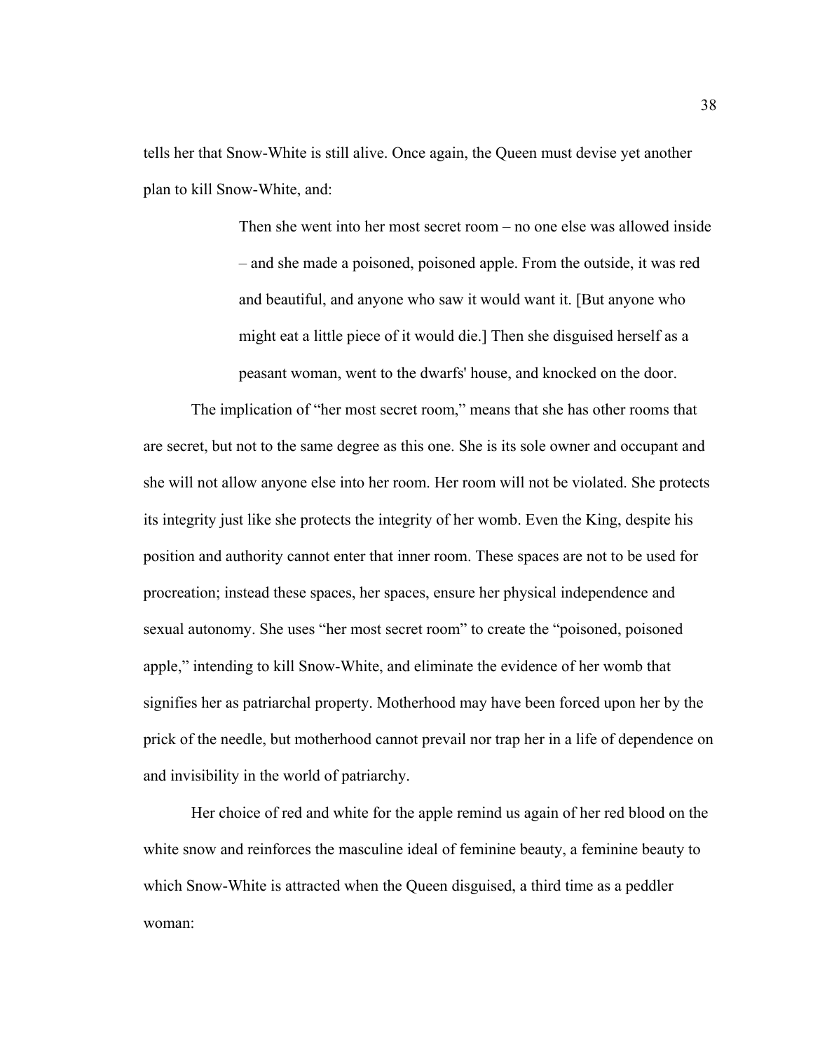tells her that Snow-White is still alive. Once again, the Queen must devise yet another plan to kill Snow-White, and:

> Then she went into her most secret room – no one else was allowed inside – and she made a poisoned, poisoned apple. From the outside, it was red and beautiful, and anyone who saw it would want it. [But anyone who might eat a little piece of it would die.] Then she disguised herself as a peasant woman, went to the dwarfs' house, and knocked on the door.

The implication of "her most secret room," means that she has other rooms that are secret, but not to the same degree as this one. She is its sole owner and occupant and she will not allow anyone else into her room. Her room will not be violated. She protects its integrity just like she protects the integrity of her womb. Even the King, despite his position and authority cannot enter that inner room. These spaces are not to be used for procreation; instead these spaces, her spaces, ensure her physical independence and sexual autonomy. She uses "her most secret room" to create the "poisoned, poisoned apple," intending to kill Snow-White, and eliminate the evidence of her womb that signifies her as patriarchal property. Motherhood may have been forced upon her by the prick of the needle, but motherhood cannot prevail nor trap her in a life of dependence on and invisibility in the world of patriarchy.

Her choice of red and white for the apple remind us again of her red blood on the white snow and reinforces the masculine ideal of feminine beauty, a feminine beauty to which Snow-White is attracted when the Queen disguised, a third time as a peddler woman: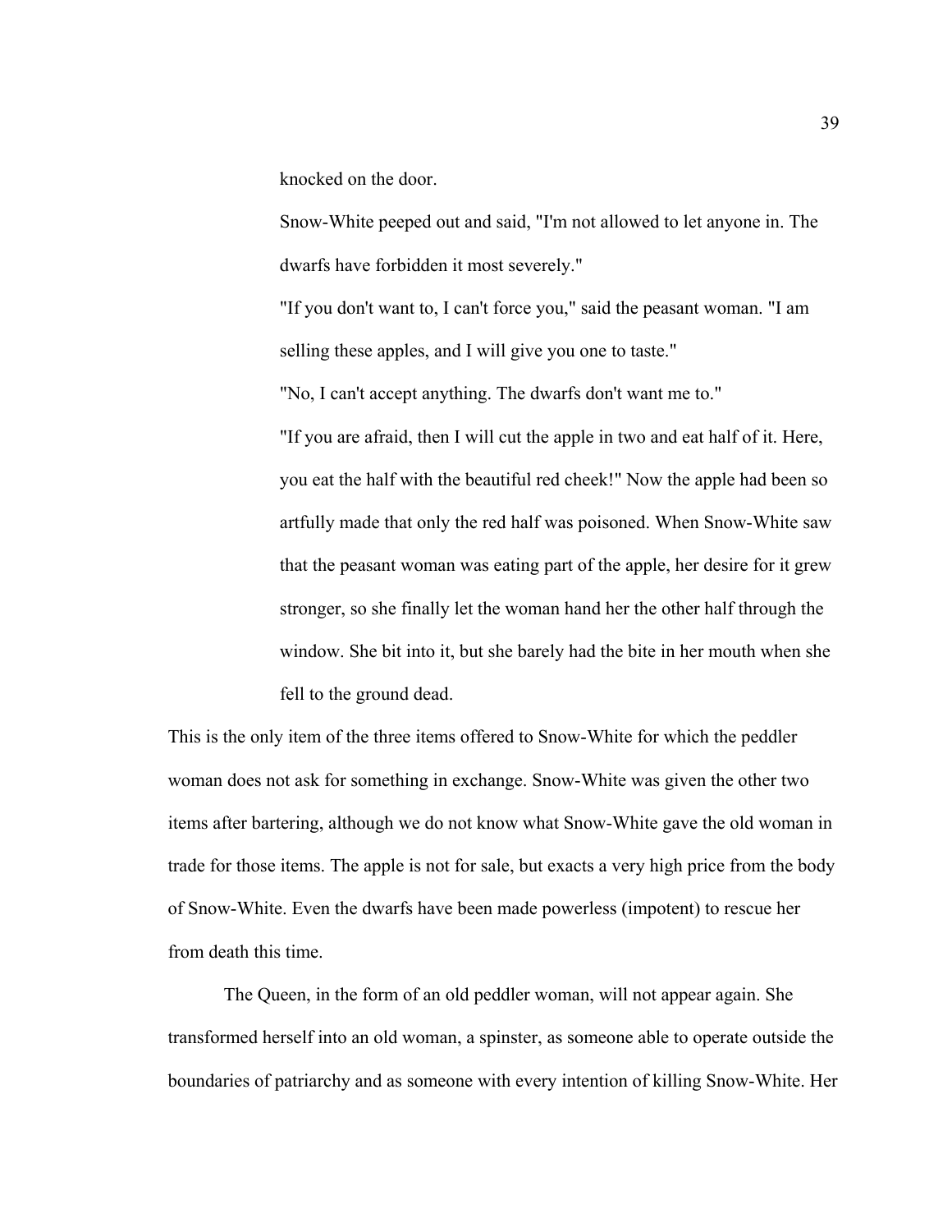> knocked on the door.
>
> Snow-White peeped out and said, "I'm not allowed to let anyone in. The dwarfs have forbidden it most severely."
>
> "If you don't want to, I can't force you," said the peasant woman. "I am selling these apples, and I will give you one to taste."
>
> "No, I can't accept anything. The dwarfs don't want me to."
>
> "If you are afraid, then I will cut the apple in two and eat half of it. Here, you eat the half with the beautiful red cheek!" Now the apple had been so artfully made that only the red half was poisoned. When Snow-White saw that the peasant woman was eating part of the apple, her desire for it grew stronger, so she finally let the woman hand her the other half through the window. She bit into it, but she barely had the bite in her mouth when she fell to the ground dead.

This is the only item of the three items offered to Snow-White for which the peddler woman does not ask for something in exchange. Snow-White was given the other two items after bartering, although we do not know what Snow-White gave the old woman in trade for those items. The apple is not for sale, but exacts a very high price from the body of Snow-White. Even the dwarfs have been made powerless (impotent) to rescue her from death this time.

The Queen, in the form of an old peddler woman, will not appear again. She transformed herself into an old woman, a spinster, as someone able to operate outside the boundaries of patriarchy and as someone with every intention of killing Snow-White. Her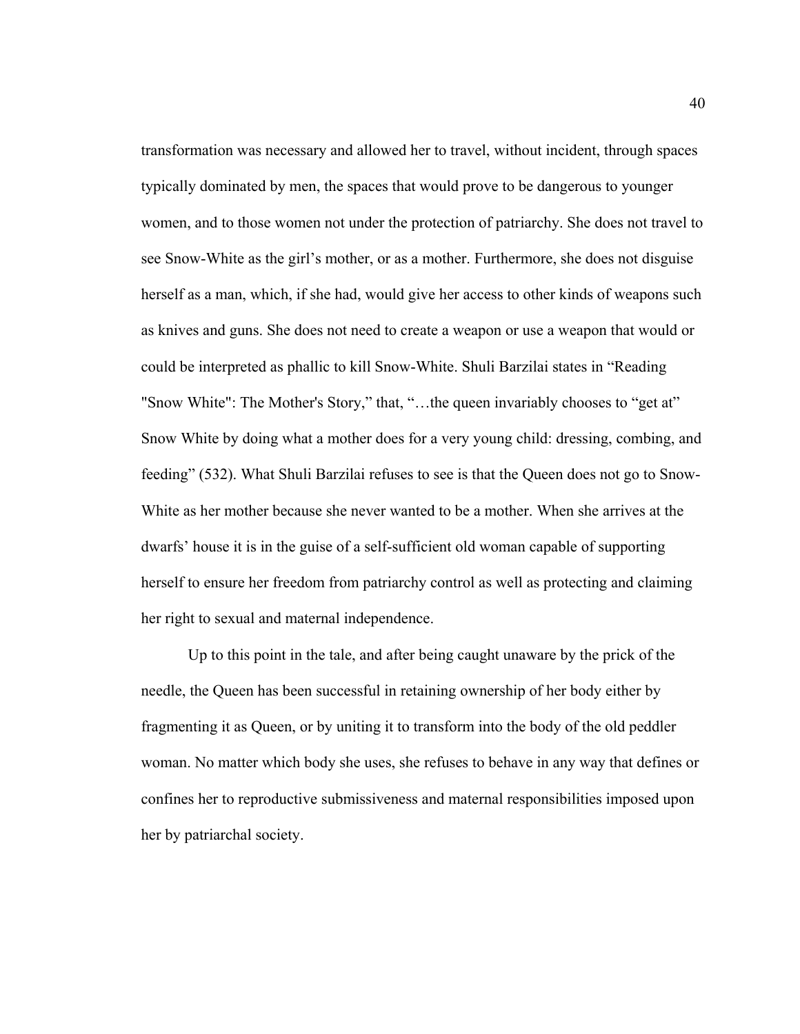transformation was necessary and allowed her to travel, without incident, through spaces typically dominated by men, the spaces that would prove to be dangerous to younger women, and to those women not under the protection of patriarchy. She does not travel to see Snow-White as the girl's mother, or as a mother. Furthermore, she does not disguise herself as a man, which, if she had, would give her access to other kinds of weapons such as knives and guns. She does not need to create a weapon or use a weapon that would or could be interpreted as phallic to kill Snow-White. Shuli Barzilai states in "Reading "Snow White": The Mother's Story," that, "…the queen invariably chooses to "get at" Snow White by doing what a mother does for a very young child: dressing, combing, and feeding" (532). What Shuli Barzilai refuses to see is that the Queen does not go to Snow-White as her mother because she never wanted to be a mother. When she arrives at the dwarfs' house it is in the guise of a self-sufficient old woman capable of supporting herself to ensure her freedom from patriarchy control as well as protecting and claiming her right to sexual and maternal independence.

Up to this point in the tale, and after being caught unaware by the prick of the needle, the Queen has been successful in retaining ownership of her body either by fragmenting it as Queen, or by uniting it to transform into the body of the old peddler woman. No matter which body she uses, she refuses to behave in any way that defines or confines her to reproductive submissiveness and maternal responsibilities imposed upon her by patriarchal society.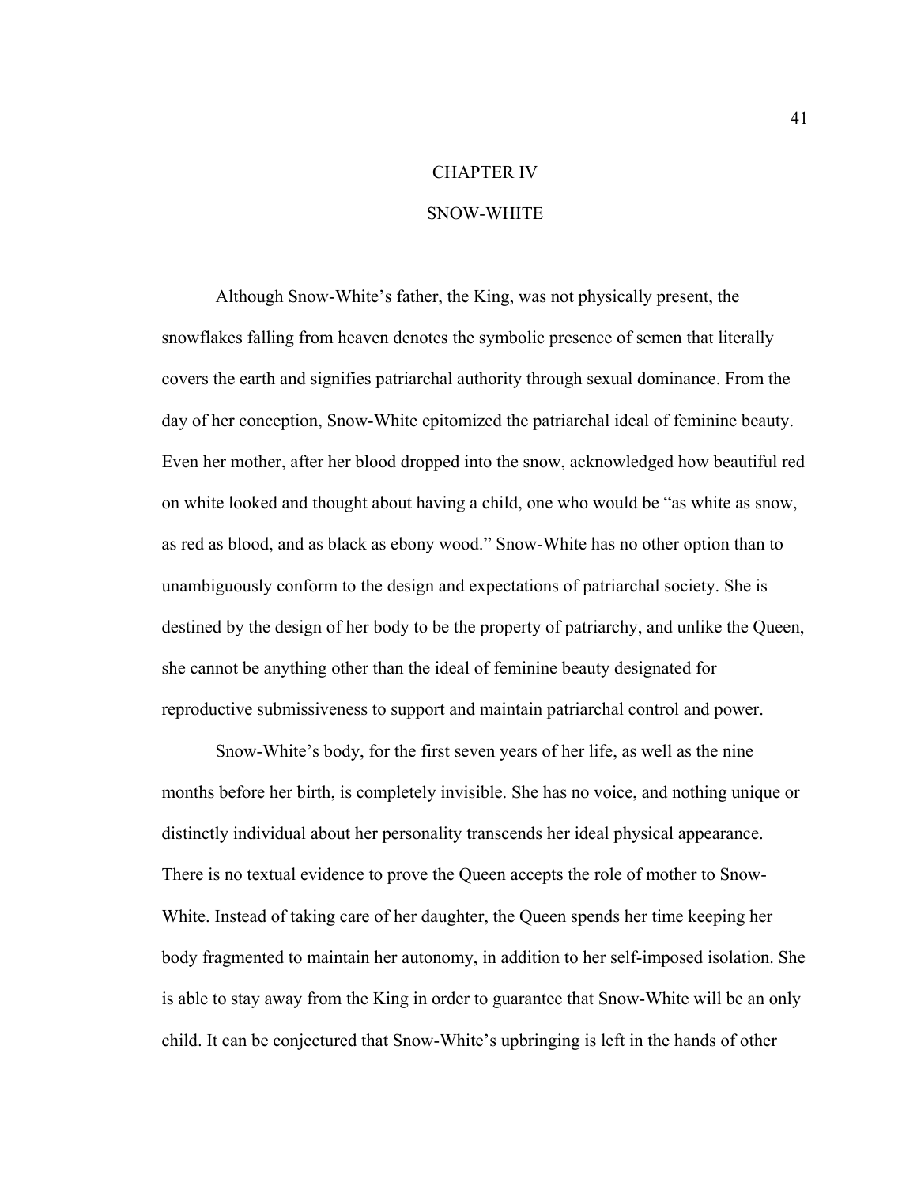# CHAPTER IV

# SNOW-WHITE

Although Snow-White's father, the King, was not physically present, the snowflakes falling from heaven denotes the symbolic presence of semen that literally covers the earth and signifies patriarchal authority through sexual dominance. From the day of her conception, Snow-White epitomized the patriarchal ideal of feminine beauty. Even her mother, after her blood dropped into the snow, acknowledged how beautiful red on white looked and thought about having a child, one who would be "as white as snow, as red as blood, and as black as ebony wood." Snow-White has no other option than to unambiguously conform to the design and expectations of patriarchal society. She is destined by the design of her body to be the property of patriarchy, and unlike the Queen, she cannot be anything other than the ideal of feminine beauty designated for reproductive submissiveness to support and maintain patriarchal control and power.

Snow-White's body, for the first seven years of her life, as well as the nine months before her birth, is completely invisible. She has no voice, and nothing unique or distinctly individual about her personality transcends her ideal physical appearance. There is no textual evidence to prove the Queen accepts the role of mother to Snow-White. Instead of taking care of her daughter, the Queen spends her time keeping her body fragmented to maintain her autonomy, in addition to her self-imposed isolation. She is able to stay away from the King in order to guarantee that Snow-White will be an only child. It can be conjectured that Snow-White's upbringing is left in the hands of other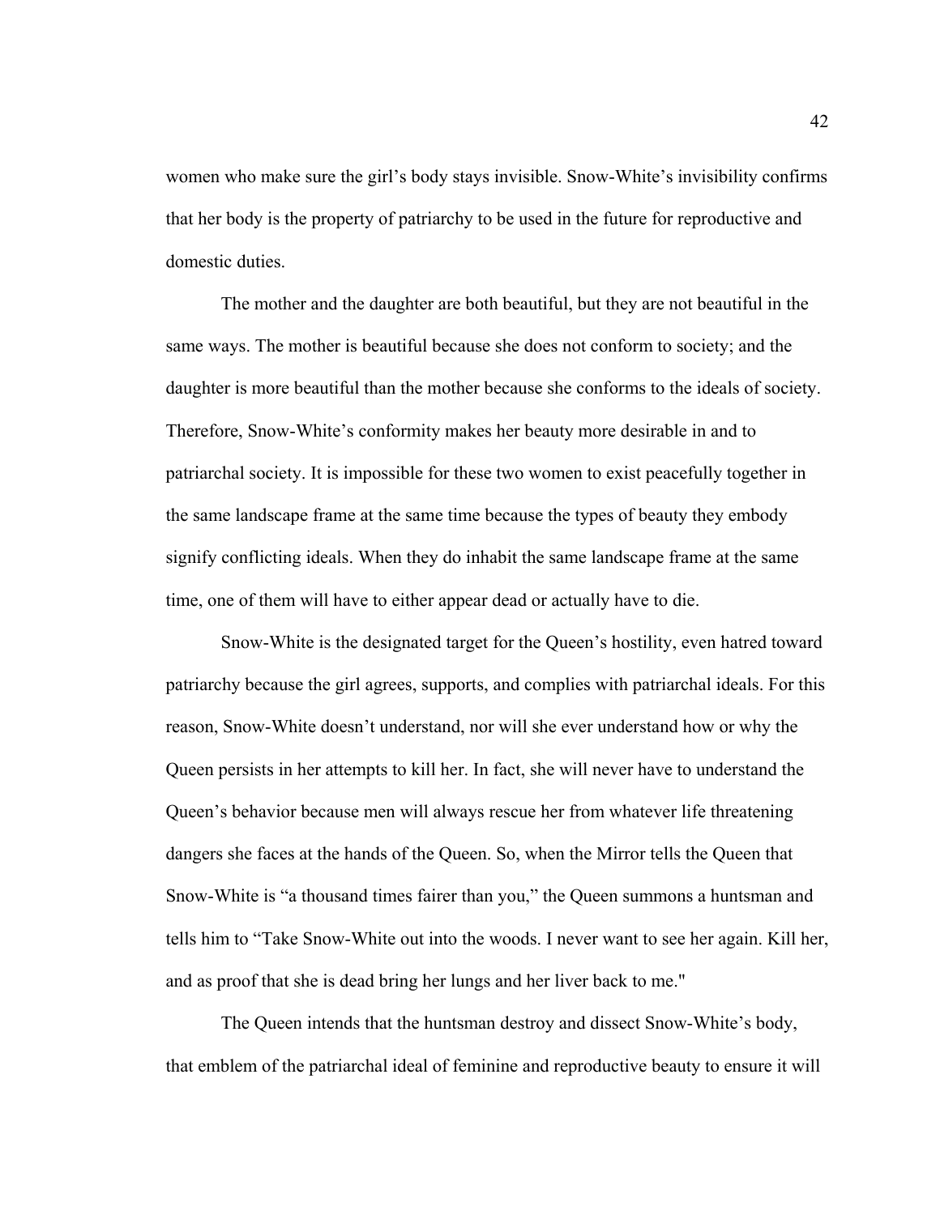women who make sure the girl's body stays invisible. Snow-White's invisibility confirms that her body is the property of patriarchy to be used in the future for reproductive and domestic duties.

The mother and the daughter are both beautiful, but they are not beautiful in the same ways. The mother is beautiful because she does not conform to society; and the daughter is more beautiful than the mother because she conforms to the ideals of society. Therefore, Snow-White's conformity makes her beauty more desirable in and to patriarchal society. It is impossible for these two women to exist peacefully together in the same landscape frame at the same time because the types of beauty they embody signify conflicting ideals. When they do inhabit the same landscape frame at the same time, one of them will have to either appear dead or actually have to die.

Snow-White is the designated target for the Queen's hostility, even hatred toward patriarchy because the girl agrees, supports, and complies with patriarchal ideals. For this reason, Snow-White doesn't understand, nor will she ever understand how or why the Queen persists in her attempts to kill her. In fact, she will never have to understand the Queen's behavior because men will always rescue her from whatever life threatening dangers she faces at the hands of the Queen. So, when the Mirror tells the Queen that Snow-White is "a thousand times fairer than you," the Queen summons a huntsman and tells him to "Take Snow-White out into the woods. I never want to see her again. Kill her, and as proof that she is dead bring her lungs and her liver back to me."

The Queen intends that the huntsman destroy and dissect Snow-White's body, that emblem of the patriarchal ideal of feminine and reproductive beauty to ensure it will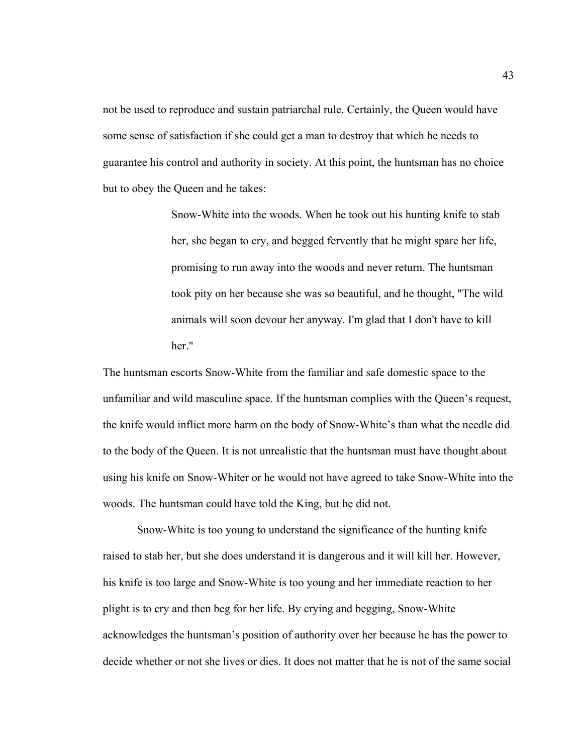not be used to reproduce and sustain patriarchal rule. Certainly, the Queen would have some sense of satisfaction if she could get a man to destroy that which he needs to guarantee his control and authority in society. At this point, the huntsman has no choice but to obey the Queen and he takes:

> Snow-White into the woods. When he took out his hunting knife to stab her, she began to cry, and begged fervently that he might spare her life, promising to run away into the woods and never return. The huntsman took pity on her because she was so beautiful, and he thought, "The wild animals will soon devour her anyway. I'm glad that I don't have to kill her."

The huntsman escorts Snow-White from the familiar and safe domestic space to the unfamiliar and wild masculine space. If the huntsman complies with the Queen's request, the knife would inflict more harm on the body of Snow-White's than what the needle did to the body of the Queen. It is not unrealistic that the huntsman must have thought about using his knife on Snow-Whiter or he would not have agreed to take Snow-White into the woods. The huntsman could have told the King, but he did not.

Snow-White is too young to understand the significance of the hunting knife raised to stab her, but she does understand it is dangerous and it will kill her. However, his knife is too large and Snow-White is too young and her immediate reaction to her plight is to cry and then beg for her life. By crying and begging, Snow-White acknowledges the huntsman's position of authority over her because he has the power to decide whether or not she lives or dies. It does not matter that he is not of the same social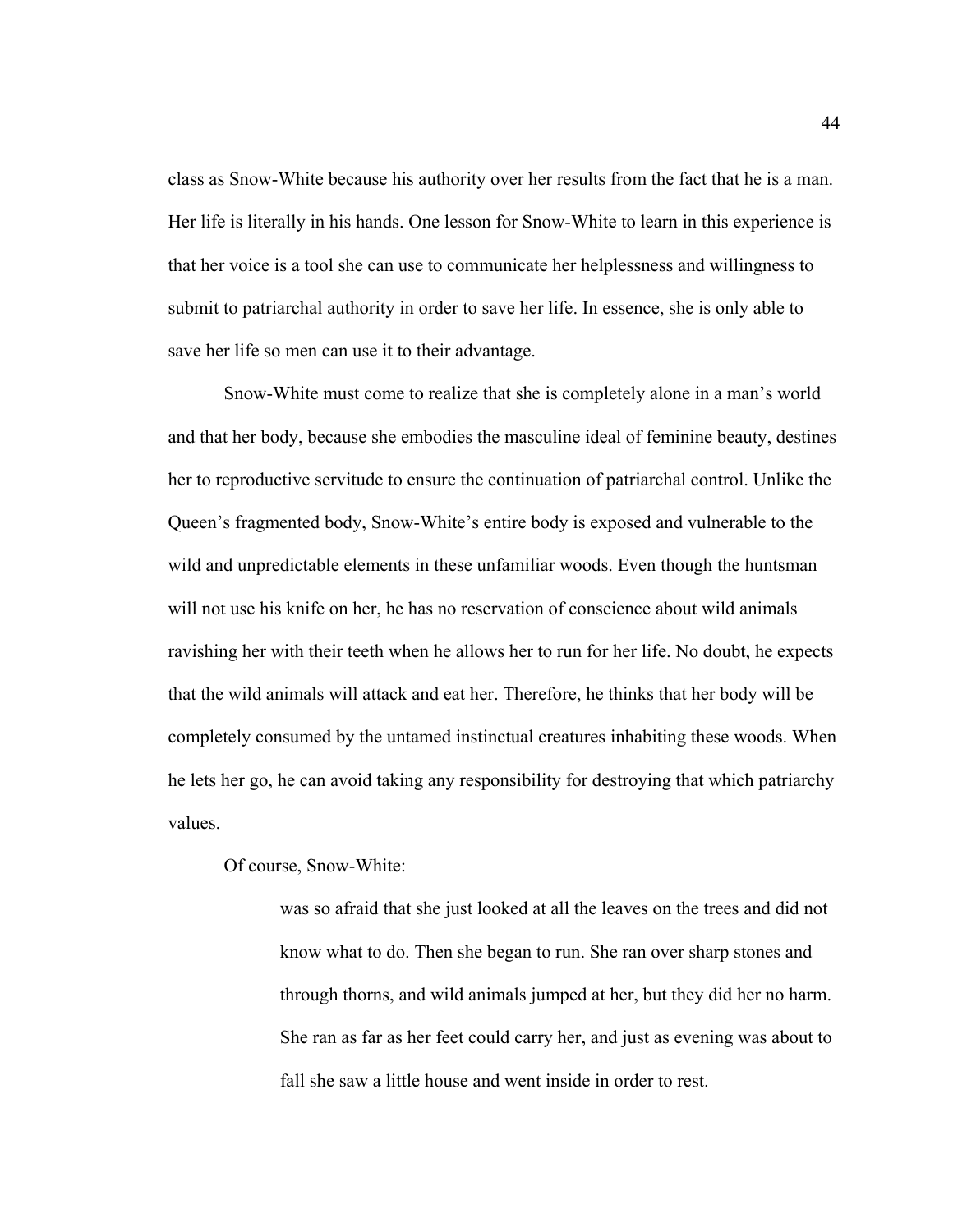class as Snow-White because his authority over her results from the fact that he is a man. Her life is literally in his hands. One lesson for Snow-White to learn in this experience is that her voice is a tool she can use to communicate her helplessness and willingness to submit to patriarchal authority in order to save her life. In essence, she is only able to save her life so men can use it to their advantage.

Snow-White must come to realize that she is completely alone in a man's world and that her body, because she embodies the masculine ideal of feminine beauty, destines her to reproductive servitude to ensure the continuation of patriarchal control. Unlike the Queen's fragmented body, Snow-White's entire body is exposed and vulnerable to the wild and unpredictable elements in these unfamiliar woods. Even though the huntsman will not use his knife on her, he has no reservation of conscience about wild animals ravishing her with their teeth when he allows her to run for her life. No doubt, he expects that the wild animals will attack and eat her. Therefore, he thinks that her body will be completely consumed by the untamed instinctual creatures inhabiting these woods. When he lets her go, he can avoid taking any responsibility for destroying that which patriarchy values.

Of course, Snow-White:

> was so afraid that she just looked at all the leaves on the trees and did not know what to do. Then she began to run. She ran over sharp stones and through thorns, and wild animals jumped at her, but they did her no harm. She ran as far as her feet could carry her, and just as evening was about to fall she saw a little house and went inside in order to rest.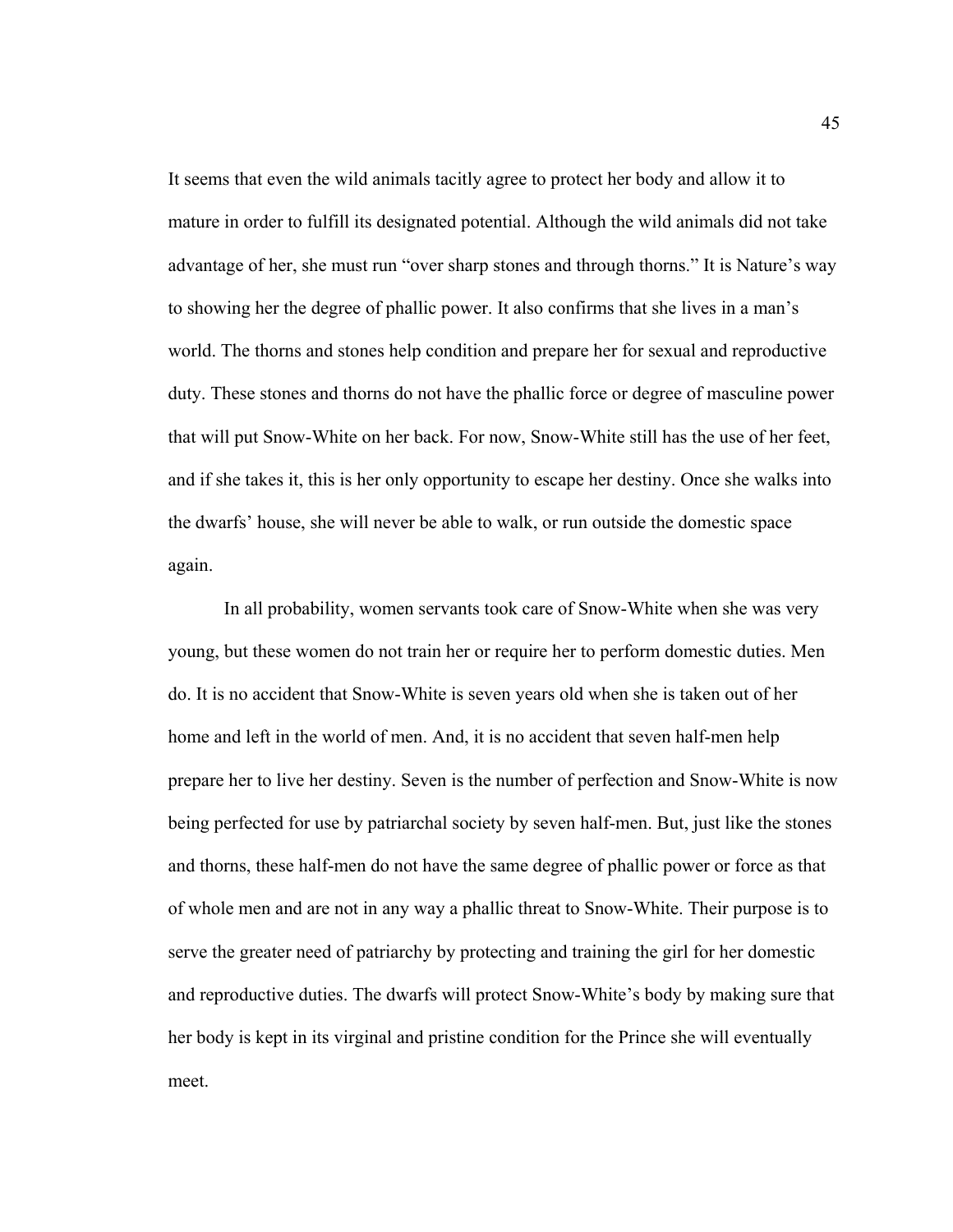It seems that even the wild animals tacitly agree to protect her body and allow it to mature in order to fulfill its designated potential. Although the wild animals did not take advantage of her, she must run "over sharp stones and through thorns." It is Nature's way to showing her the degree of phallic power. It also confirms that she lives in a man's world. The thorns and stones help condition and prepare her for sexual and reproductive duty. These stones and thorns do not have the phallic force or degree of masculine power that will put Snow-White on her back. For now, Snow-White still has the use of her feet, and if she takes it, this is her only opportunity to escape her destiny. Once she walks into the dwarfs' house, she will never be able to walk, or run outside the domestic space again.

In all probability, women servants took care of Snow-White when she was very young, but these women do not train her or require her to perform domestic duties. Men do. It is no accident that Snow-White is seven years old when she is taken out of her home and left in the world of men. And, it is no accident that seven half-men help prepare her to live her destiny. Seven is the number of perfection and Snow-White is now being perfected for use by patriarchal society by seven half-men. But, just like the stones and thorns, these half-men do not have the same degree of phallic power or force as that of whole men and are not in any way a phallic threat to Snow-White. Their purpose is to serve the greater need of patriarchy by protecting and training the girl for her domestic and reproductive duties. The dwarfs will protect Snow-White's body by making sure that her body is kept in its virginal and pristine condition for the Prince she will eventually meet.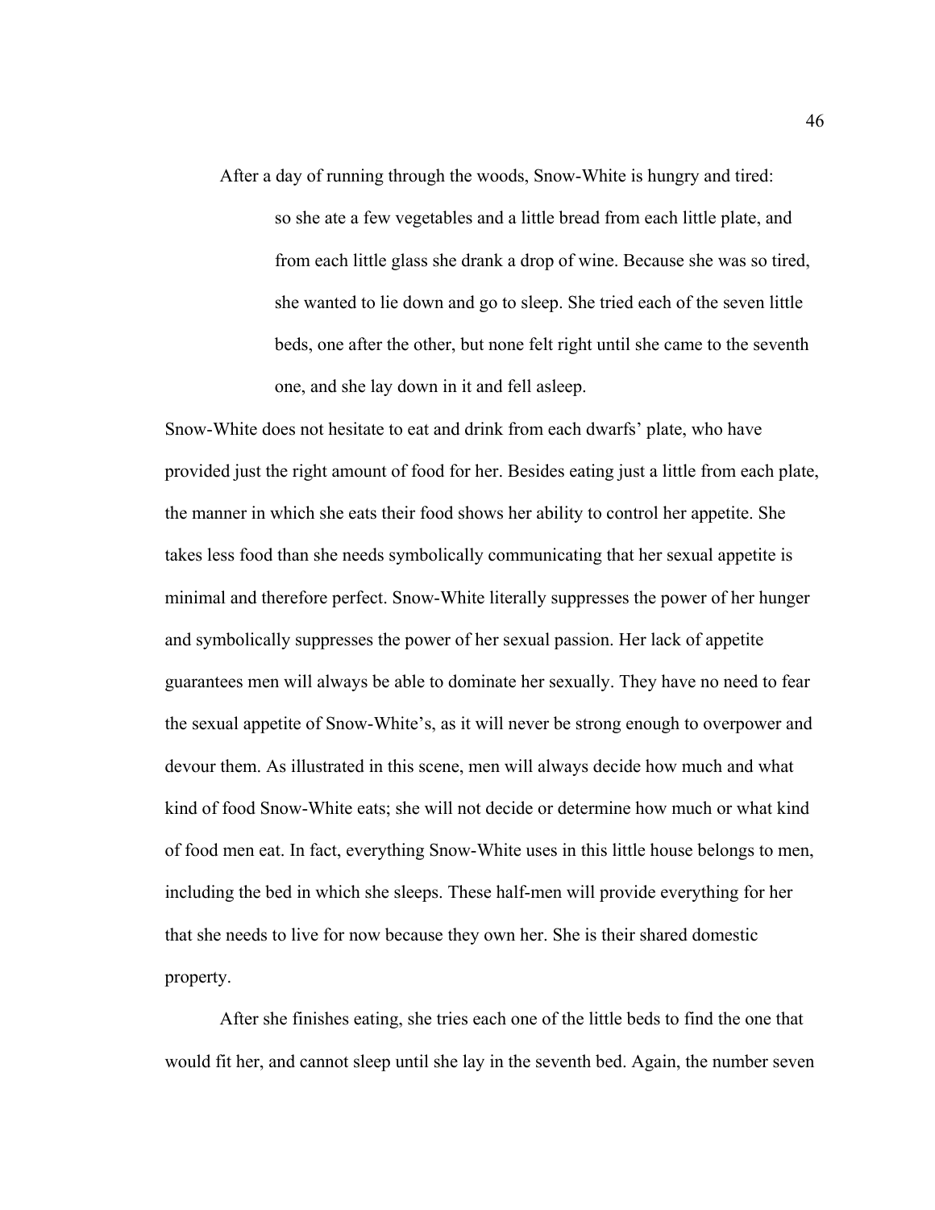After a day of running through the woods, Snow-White is hungry and tired:

> so she ate a few vegetables and a little bread from each little plate, and from each little glass she drank a drop of wine. Because she was so tired, she wanted to lie down and go to sleep. She tried each of the seven little beds, one after the other, but none felt right until she came to the seventh one, and she lay down in it and fell asleep.

Snow-White does not hesitate to eat and drink from each dwarfs' plate, who have provided just the right amount of food for her. Besides eating just a little from each plate, the manner in which she eats their food shows her ability to control her appetite. She takes less food than she needs symbolically communicating that her sexual appetite is minimal and therefore perfect. Snow-White literally suppresses the power of her hunger and symbolically suppresses the power of her sexual passion. Her lack of appetite guarantees men will always be able to dominate her sexually. They have no need to fear the sexual appetite of Snow-White's, as it will never be strong enough to overpower and devour them. As illustrated in this scene, men will always decide how much and what kind of food Snow-White eats; she will not decide or determine how much or what kind of food men eat. In fact, everything Snow-White uses in this little house belongs to men, including the bed in which she sleeps. These half-men will provide everything for her that she needs to live for now because they own her. She is their shared domestic property.

After she finishes eating, she tries each one of the little beds to find the one that would fit her, and cannot sleep until she lay in the seventh bed. Again, the number seven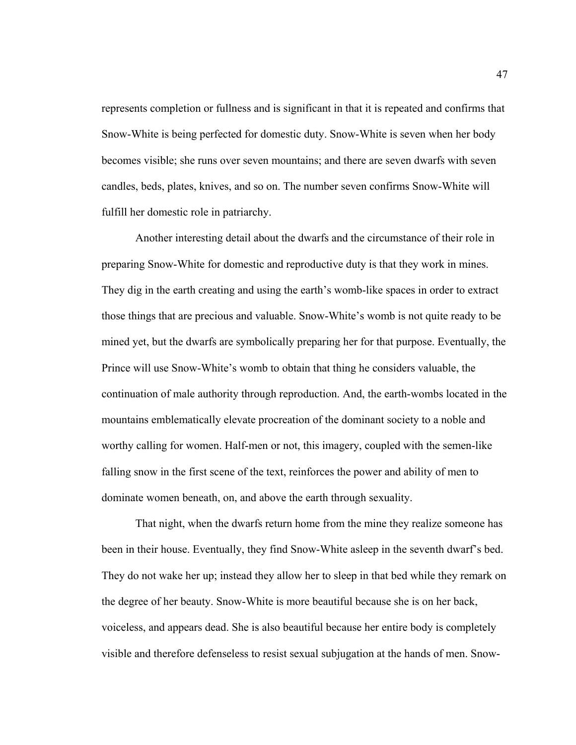represents completion or fullness and is significant in that it is repeated and confirms that Snow-White is being perfected for domestic duty. Snow-White is seven when her body becomes visible; she runs over seven mountains; and there are seven dwarfs with seven candles, beds, plates, knives, and so on. The number seven confirms Snow-White will fulfill her domestic role in patriarchy.

Another interesting detail about the dwarfs and the circumstance of their role in preparing Snow-White for domestic and reproductive duty is that they work in mines. They dig in the earth creating and using the earth's womb-like spaces in order to extract those things that are precious and valuable. Snow-White's womb is not quite ready to be mined yet, but the dwarfs are symbolically preparing her for that purpose. Eventually, the Prince will use Snow-White's womb to obtain that thing he considers valuable, the continuation of male authority through reproduction. And, the earth-wombs located in the mountains emblematically elevate procreation of the dominant society to a noble and worthy calling for women. Half-men or not, this imagery, coupled with the semen-like falling snow in the first scene of the text, reinforces the power and ability of men to dominate women beneath, on, and above the earth through sexuality.

That night, when the dwarfs return home from the mine they realize someone has been in their house. Eventually, they find Snow-White asleep in the seventh dwarf's bed. They do not wake her up; instead they allow her to sleep in that bed while they remark on the degree of her beauty. Snow-White is more beautiful because she is on her back, voiceless, and appears dead. She is also beautiful because her entire body is completely visible and therefore defenseless to resist sexual subjugation at the hands of men. Snow-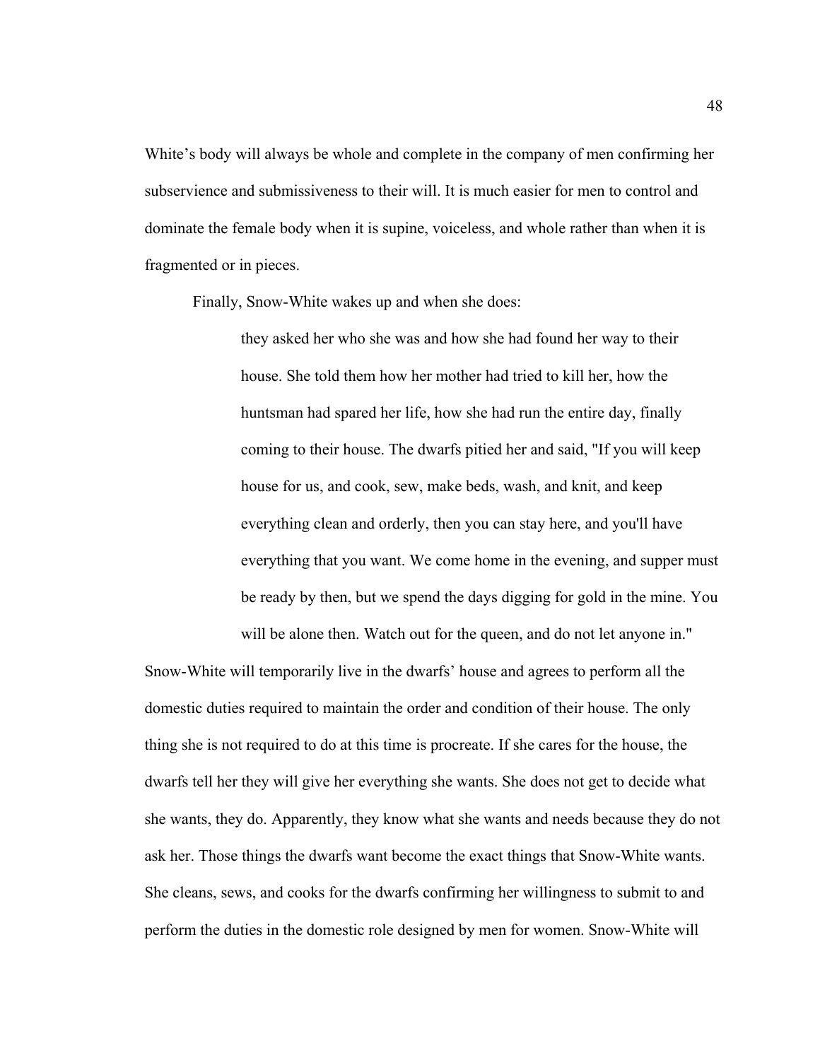White's body will always be whole and complete in the company of men confirming her subservience and submissiveness to their will. It is much easier for men to control and dominate the female body when it is supine, voiceless, and whole rather than when it is fragmented or in pieces.

Finally, Snow-White wakes up and when she does:

> they asked her who she was and how she had found her way to their house. She told them how her mother had tried to kill her, how the huntsman had spared her life, how she had run the entire day, finally coming to their house. The dwarfs pitied her and said, "If you will keep house for us, and cook, sew, make beds, wash, and knit, and keep everything clean and orderly, then you can stay here, and you'll have everything that you want. We come home in the evening, and supper must be ready by then, but we spend the days digging for gold in the mine. You will be alone then. Watch out for the queen, and do not let anyone in."

Snow-White will temporarily live in the dwarfs' house and agrees to perform all the domestic duties required to maintain the order and condition of their house. The only thing she is not required to do at this time is procreate. If she cares for the house, the dwarfs tell her they will give her everything she wants. She does not get to decide what she wants, they do. Apparently, they know what she wants and needs because they do not ask her. Those things the dwarfs want become the exact things that Snow-White wants. She cleans, sews, and cooks for the dwarfs confirming her willingness to submit to and perform the duties in the domestic role designed by men for women. Snow-White will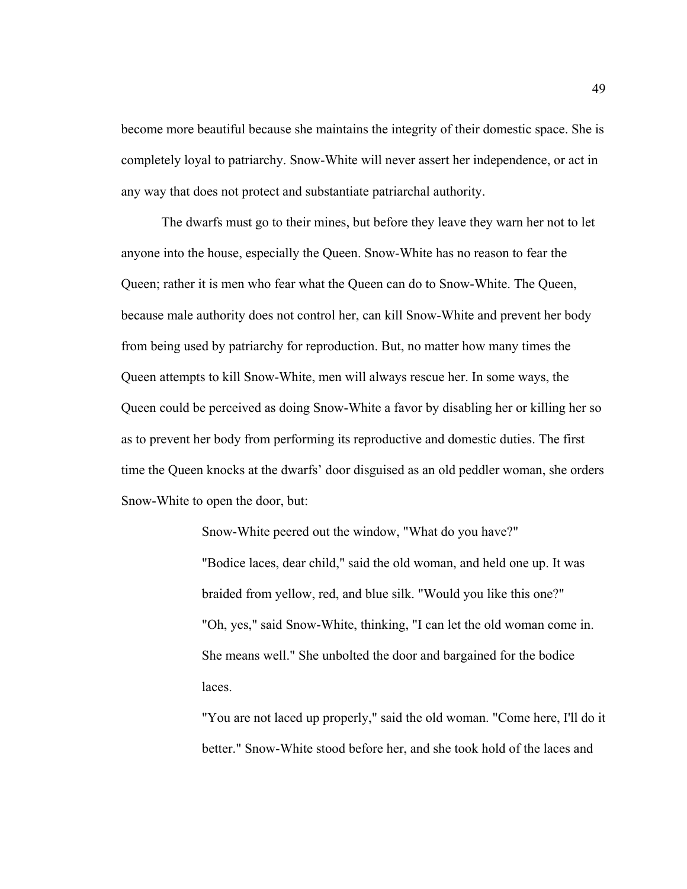become more beautiful because she maintains the integrity of their domestic space. She is completely loyal to patriarchy. Snow-White will never assert her independence, or act in any way that does not protect and substantiate patriarchal authority.

The dwarfs must go to their mines, but before they leave they warn her not to let anyone into the house, especially the Queen. Snow-White has no reason to fear the Queen; rather it is men who fear what the Queen can do to Snow-White. The Queen, because male authority does not control her, can kill Snow-White and prevent her body from being used by patriarchy for reproduction. But, no matter how many times the Queen attempts to kill Snow-White, men will always rescue her. In some ways, the Queen could be perceived as doing Snow-White a favor by disabling her or killing her so as to prevent her body from performing its reproductive and domestic duties. The first time the Queen knocks at the dwarfs' door disguised as an old peddler woman, she orders Snow-White to open the door, but:

> Snow-White peered out the window, "What do you have?"
> "Bodice laces, dear child," said the old woman, and held one up. It was braided from yellow, red, and blue silk. "Would you like this one?"
> "Oh, yes," said Snow-White, thinking, "I can let the old woman come in. She means well." She unbolted the door and bargained for the bodice laces.
> "You are not laced up properly," said the old woman. "Come here, I'll do it better." Snow-White stood before her, and she took hold of the laces and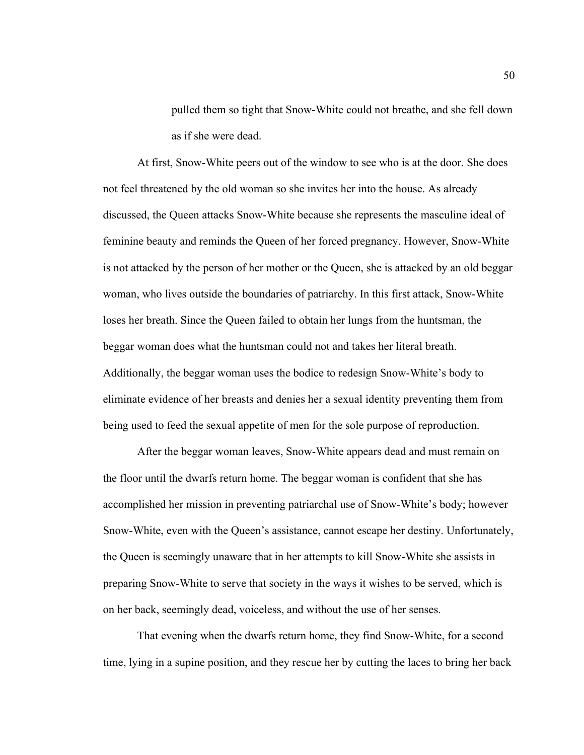> pulled them so tight that Snow-White could not breathe, and she fell down as if she were dead.

At first, Snow-White peers out of the window to see who is at the door. She does not feel threatened by the old woman so she invites her into the house. As already discussed, the Queen attacks Snow-White because she represents the masculine ideal of feminine beauty and reminds the Queen of her forced pregnancy. However, Snow-White is not attacked by the person of her mother or the Queen, she is attacked by an old beggar woman, who lives outside the boundaries of patriarchy. In this first attack, Snow-White loses her breath. Since the Queen failed to obtain her lungs from the huntsman, the beggar woman does what the huntsman could not and takes her literal breath. Additionally, the beggar woman uses the bodice to redesign Snow-White's body to eliminate evidence of her breasts and denies her a sexual identity preventing them from being used to feed the sexual appetite of men for the sole purpose of reproduction.

After the beggar woman leaves, Snow-White appears dead and must remain on the floor until the dwarfs return home. The beggar woman is confident that she has accomplished her mission in preventing patriarchal use of Snow-White's body; however Snow-White, even with the Queen's assistance, cannot escape her destiny. Unfortunately, the Queen is seemingly unaware that in her attempts to kill Snow-White she assists in preparing Snow-White to serve that society in the ways it wishes to be served, which is on her back, seemingly dead, voiceless, and without the use of her senses.

That evening when the dwarfs return home, they find Snow-White, for a second time, lying in a supine position, and they rescue her by cutting the laces to bring her back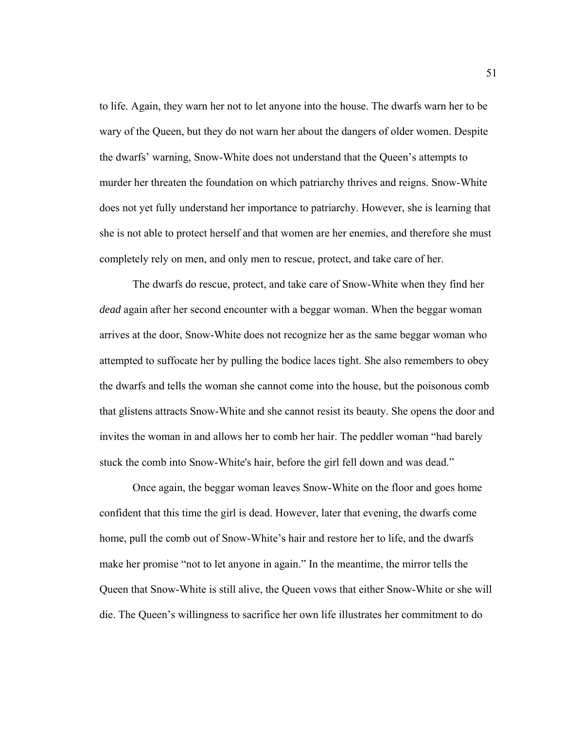to life. Again, they warn her not to let anyone into the house. The dwarfs warn her to be wary of the Queen, but they do not warn her about the dangers of older women. Despite the dwarfs' warning, Snow-White does not understand that the Queen's attempts to murder her threaten the foundation on which patriarchy thrives and reigns. Snow-White does not yet fully understand her importance to patriarchy. However, she is learning that she is not able to protect herself and that women are her enemies, and therefore she must completely rely on men, and only men to rescue, protect, and take care of her.

The dwarfs do rescue, protect, and take care of Snow-White when they find her *dead* again after her second encounter with a beggar woman. When the beggar woman arrives at the door, Snow-White does not recognize her as the same beggar woman who attempted to suffocate her by pulling the bodice laces tight. She also remembers to obey the dwarfs and tells the woman she cannot come into the house, but the poisonous comb that glistens attracts Snow-White and she cannot resist its beauty. She opens the door and invites the woman in and allows her to comb her hair. The peddler woman "had barely stuck the comb into Snow-White's hair, before the girl fell down and was dead."

Once again, the beggar woman leaves Snow-White on the floor and goes home confident that this time the girl is dead. However, later that evening, the dwarfs come home, pull the comb out of Snow-White's hair and restore her to life, and the dwarfs make her promise "not to let anyone in again." In the meantime, the mirror tells the Queen that Snow-White is still alive, the Queen vows that either Snow-White or she will die. The Queen's willingness to sacrifice her own life illustrates her commitment to do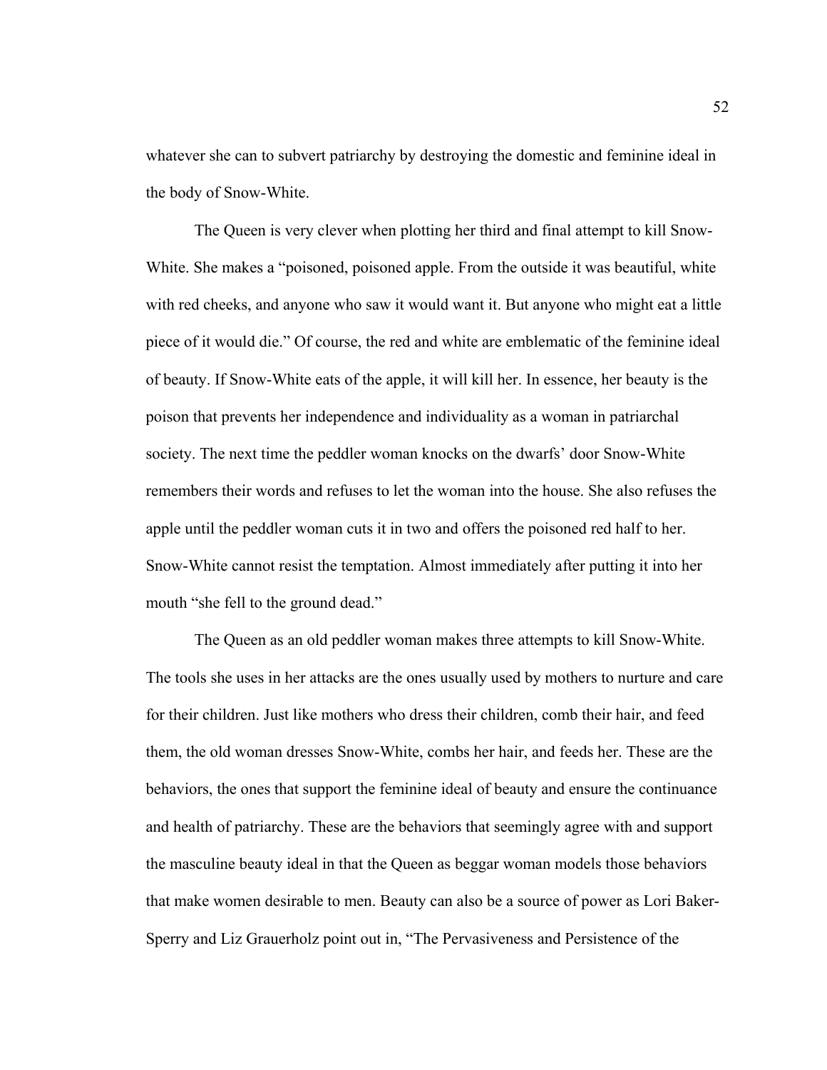whatever she can to subvert patriarchy by destroying the domestic and feminine ideal in the body of Snow-White.

The Queen is very clever when plotting her third and final attempt to kill Snow-White. She makes a "poisoned, poisoned apple. From the outside it was beautiful, white with red cheeks, and anyone who saw it would want it. But anyone who might eat a little piece of it would die." Of course, the red and white are emblematic of the feminine ideal of beauty. If Snow-White eats of the apple, it will kill her. In essence, her beauty is the poison that prevents her independence and individuality as a woman in patriarchal society. The next time the peddler woman knocks on the dwarfs' door Snow-White remembers their words and refuses to let the woman into the house. She also refuses the apple until the peddler woman cuts it in two and offers the poisoned red half to her. Snow-White cannot resist the temptation. Almost immediately after putting it into her mouth "she fell to the ground dead."

The Queen as an old peddler woman makes three attempts to kill Snow-White. The tools she uses in her attacks are the ones usually used by mothers to nurture and care for their children. Just like mothers who dress their children, comb their hair, and feed them, the old woman dresses Snow-White, combs her hair, and feeds her. These are the behaviors, the ones that support the feminine ideal of beauty and ensure the continuance and health of patriarchy. These are the behaviors that seemingly agree with and support the masculine beauty ideal in that the Queen as beggar woman models those behaviors that make women desirable to men. Beauty can also be a source of power as Lori Baker-Sperry and Liz Grauerholz point out in, "The Pervasiveness and Persistence of the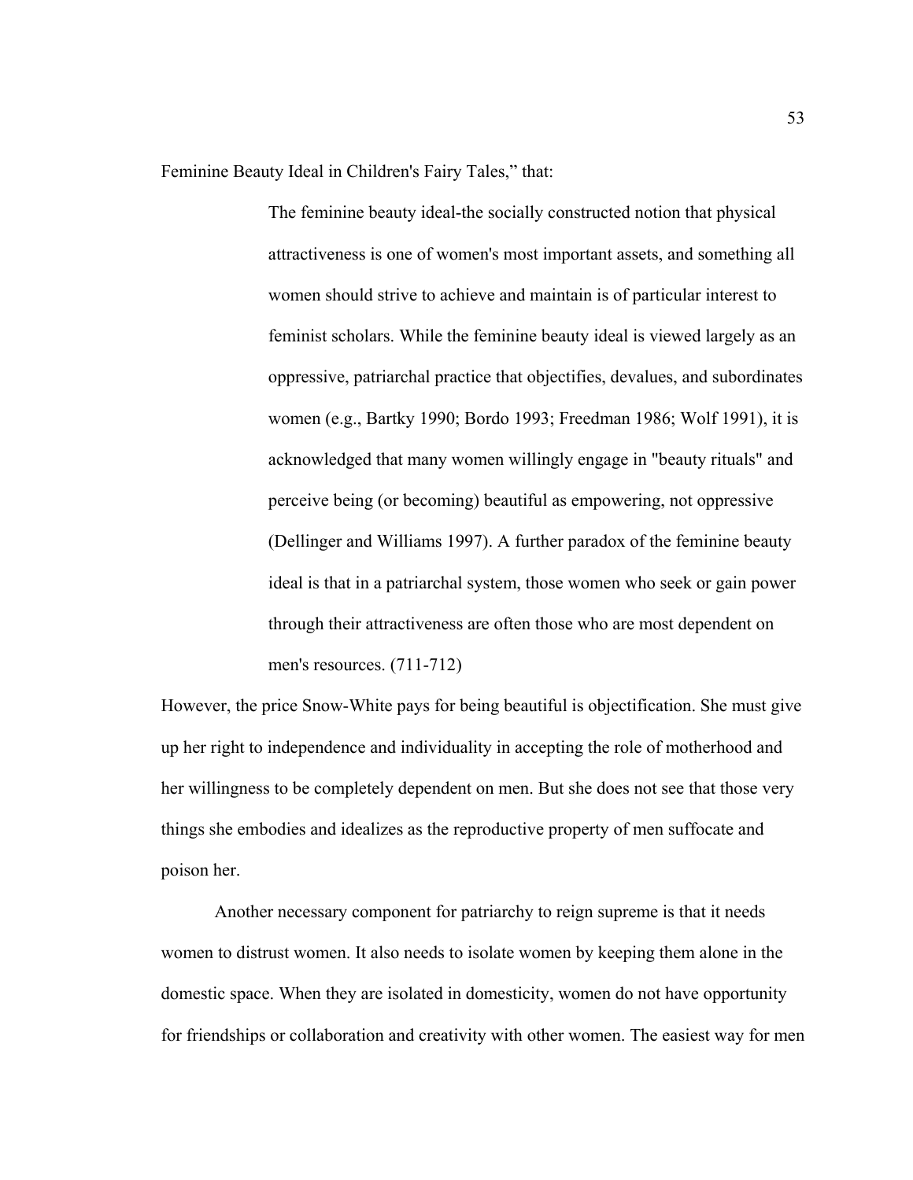Feminine Beauty Ideal in Children's Fairy Tales," that:

> The feminine beauty ideal-the socially constructed notion that physical attractiveness is one of women's most important assets, and something all women should strive to achieve and maintain is of particular interest to feminist scholars. While the feminine beauty ideal is viewed largely as an oppressive, patriarchal practice that objectifies, devalues, and subordinates women (e.g., Bartky 1990; Bordo 1993; Freedman 1986; Wolf 1991), it is acknowledged that many women willingly engage in "beauty rituals" and perceive being (or becoming) beautiful as empowering, not oppressive (Dellinger and Williams 1997). A further paradox of the feminine beauty ideal is that in a patriarchal system, those women who seek or gain power through their attractiveness are often those who are most dependent on men's resources. (711-712)

However, the price Snow-White pays for being beautiful is objectification. She must give up her right to independence and individuality in accepting the role of motherhood and her willingness to be completely dependent on men. But she does not see that those very things she embodies and idealizes as the reproductive property of men suffocate and poison her.

Another necessary component for patriarchy to reign supreme is that it needs women to distrust women. It also needs to isolate women by keeping them alone in the domestic space. When they are isolated in domesticity, women do not have opportunity for friendships or collaboration and creativity with other women. The easiest way for men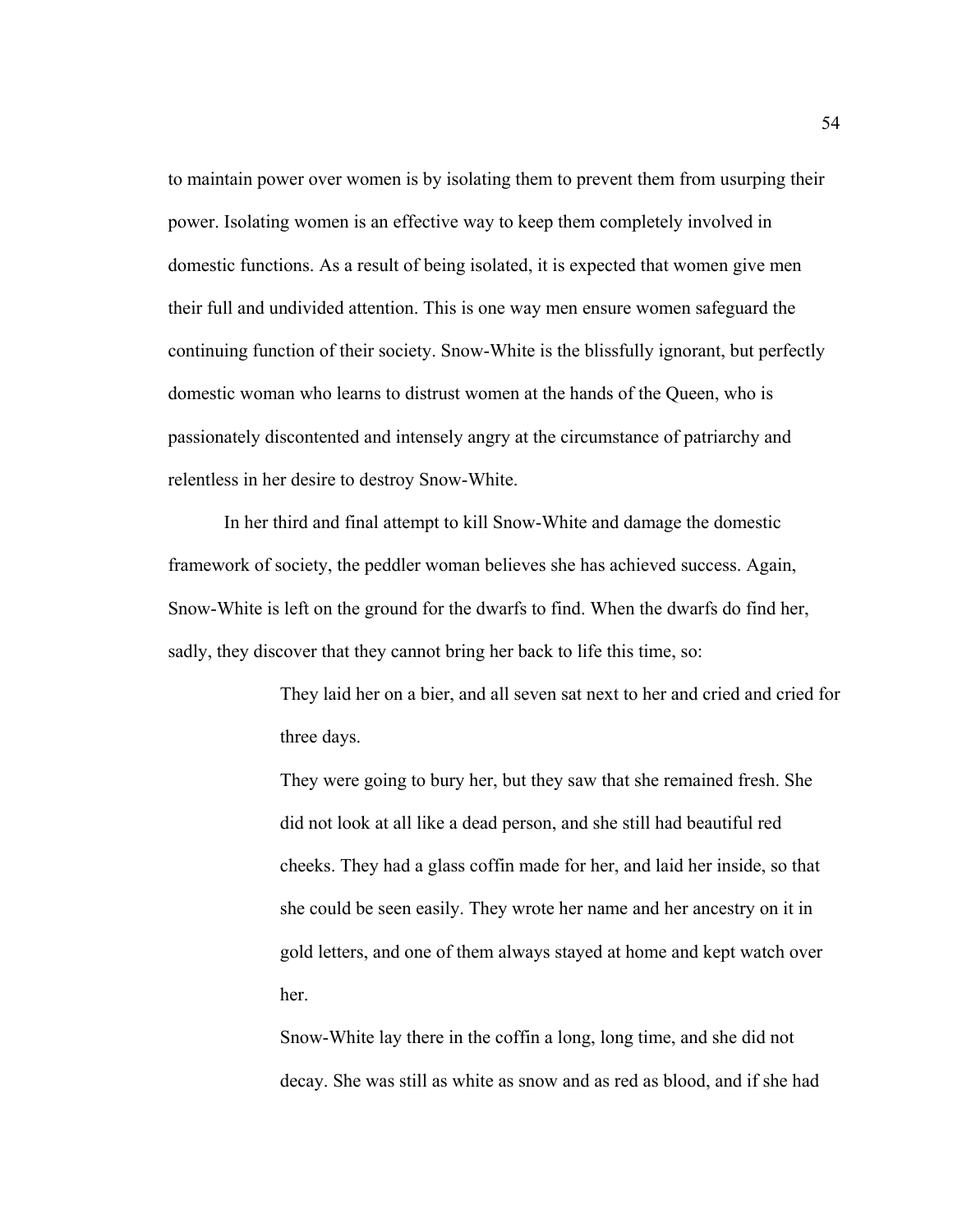to maintain power over women is by isolating them to prevent them from usurping their power. Isolating women is an effective way to keep them completely involved in domestic functions. As a result of being isolated, it is expected that women give men their full and undivided attention. This is one way men ensure women safeguard the continuing function of their society. Snow-White is the blissfully ignorant, but perfectly domestic woman who learns to distrust women at the hands of the Queen, who is passionately discontented and intensely angry at the circumstance of patriarchy and relentless in her desire to destroy Snow-White.

In her third and final attempt to kill Snow-White and damage the domestic framework of society, the peddler woman believes she has achieved success. Again, Snow-White is left on the ground for the dwarfs to find. When the dwarfs do find her, sadly, they discover that they cannot bring her back to life this time, so:

> They laid her on a bier, and all seven sat next to her and cried and cried for three days.
>
> They were going to bury her, but they saw that she remained fresh. She did not look at all like a dead person, and she still had beautiful red cheeks. They had a glass coffin made for her, and laid her inside, so that she could be seen easily. They wrote her name and her ancestry on it in gold letters, and one of them always stayed at home and kept watch over her.
>
> Snow-White lay there in the coffin a long, long time, and she did not decay. She was still as white as snow and as red as blood, and if she had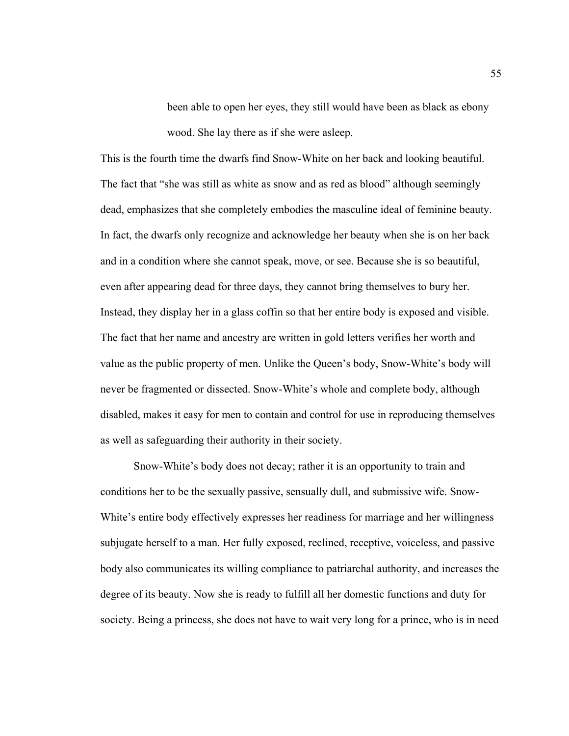> been able to open her eyes, they still would have been as black as ebony wood. She lay there as if she were asleep.

This is the fourth time the dwarfs find Snow-White on her back and looking beautiful. The fact that "she was still as white as snow and as red as blood" although seemingly dead, emphasizes that she completely embodies the masculine ideal of feminine beauty. In fact, the dwarfs only recognize and acknowledge her beauty when she is on her back and in a condition where she cannot speak, move, or see. Because she is so beautiful, even after appearing dead for three days, they cannot bring themselves to bury her. Instead, they display her in a glass coffin so that her entire body is exposed and visible. The fact that her name and ancestry are written in gold letters verifies her worth and value as the public property of men. Unlike the Queen's body, Snow-White's body will never be fragmented or dissected. Snow-White's whole and complete body, although disabled, makes it easy for men to contain and control for use in reproducing themselves as well as safeguarding their authority in their society.

Snow-White's body does not decay; rather it is an opportunity to train and conditions her to be the sexually passive, sensually dull, and submissive wife. Snow-White's entire body effectively expresses her readiness for marriage and her willingness subjugate herself to a man. Her fully exposed, reclined, receptive, voiceless, and passive body also communicates its willing compliance to patriarchal authority, and increases the degree of its beauty. Now she is ready to fulfill all her domestic functions and duty for society. Being a princess, she does not have to wait very long for a prince, who is in need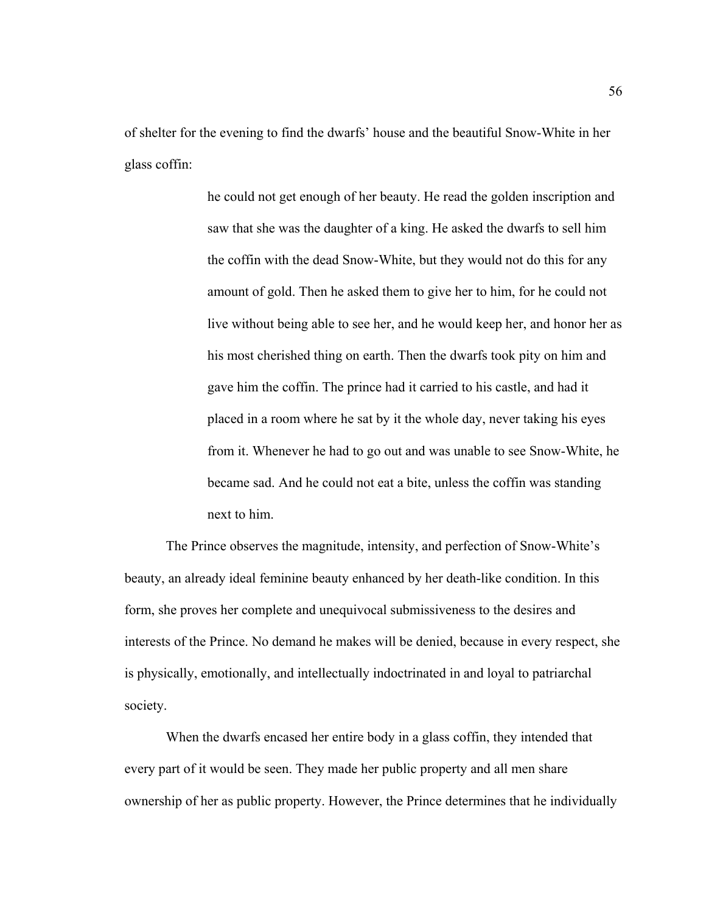of shelter for the evening to find the dwarfs' house and the beautiful Snow-White in her glass coffin:

> he could not get enough of her beauty. He read the golden inscription and saw that she was the daughter of a king. He asked the dwarfs to sell him the coffin with the dead Snow-White, but they would not do this for any amount of gold. Then he asked them to give her to him, for he could not live without being able to see her, and he would keep her, and honor her as his most cherished thing on earth. Then the dwarfs took pity on him and gave him the coffin. The prince had it carried to his castle, and had it placed in a room where he sat by it the whole day, never taking his eyes from it. Whenever he had to go out and was unable to see Snow-White, he became sad. And he could not eat a bite, unless the coffin was standing next to him.

The Prince observes the magnitude, intensity, and perfection of Snow-White's beauty, an already ideal feminine beauty enhanced by her death-like condition. In this form, she proves her complete and unequivocal submissiveness to the desires and interests of the Prince. No demand he makes will be denied, because in every respect, she is physically, emotionally, and intellectually indoctrinated in and loyal to patriarchal society.

When the dwarfs encased her entire body in a glass coffin, they intended that every part of it would be seen. They made her public property and all men share ownership of her as public property. However, the Prince determines that he individually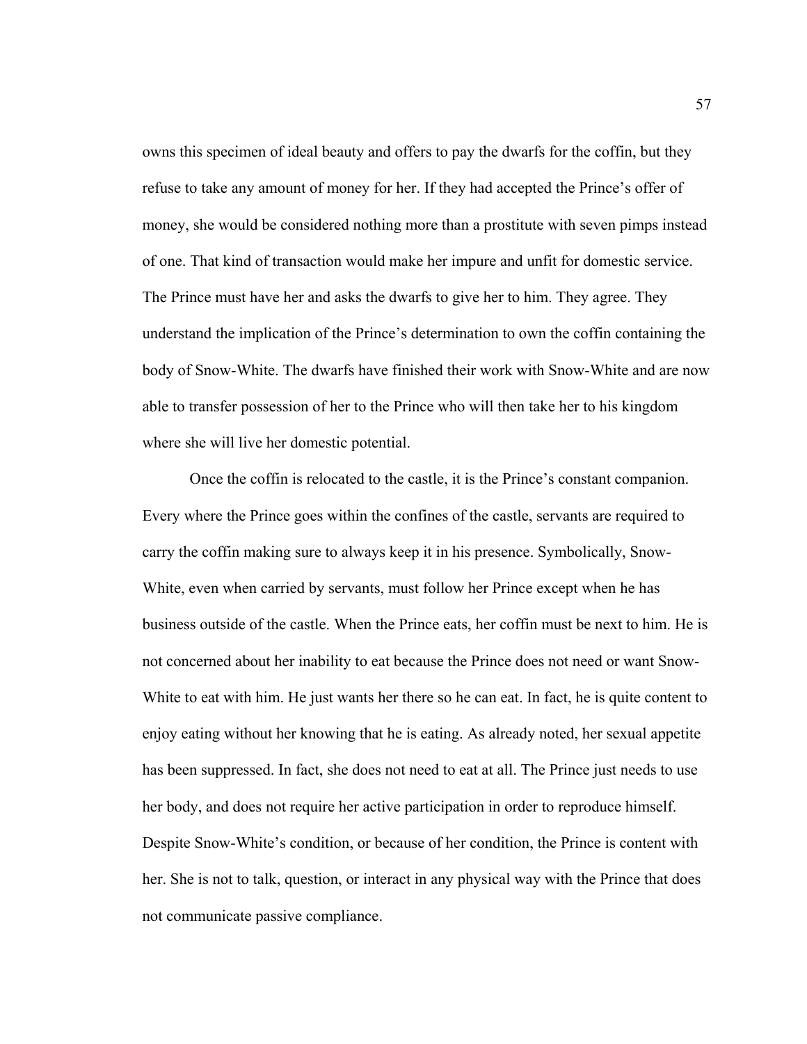owns this specimen of ideal beauty and offers to pay the dwarfs for the coffin, but they refuse to take any amount of money for her. If they had accepted the Prince's offer of money, she would be considered nothing more than a prostitute with seven pimps instead of one. That kind of transaction would make her impure and unfit for domestic service. The Prince must have her and asks the dwarfs to give her to him. They agree. They understand the implication of the Prince's determination to own the coffin containing the body of Snow-White. The dwarfs have finished their work with Snow-White and are now able to transfer possession of her to the Prince who will then take her to his kingdom where she will live her domestic potential.

Once the coffin is relocated to the castle, it is the Prince's constant companion. Every where the Prince goes within the confines of the castle, servants are required to carry the coffin making sure to always keep it in his presence. Symbolically, Snow-White, even when carried by servants, must follow her Prince except when he has business outside of the castle. When the Prince eats, her coffin must be next to him. He is not concerned about her inability to eat because the Prince does not need or want Snow-White to eat with him. He just wants her there so he can eat. In fact, he is quite content to enjoy eating without her knowing that he is eating. As already noted, her sexual appetite has been suppressed. In fact, she does not need to eat at all. The Prince just needs to use her body, and does not require her active participation in order to reproduce himself. Despite Snow-White's condition, or because of her condition, the Prince is content with her. She is not to talk, question, or interact in any physical way with the Prince that does not communicate passive compliance.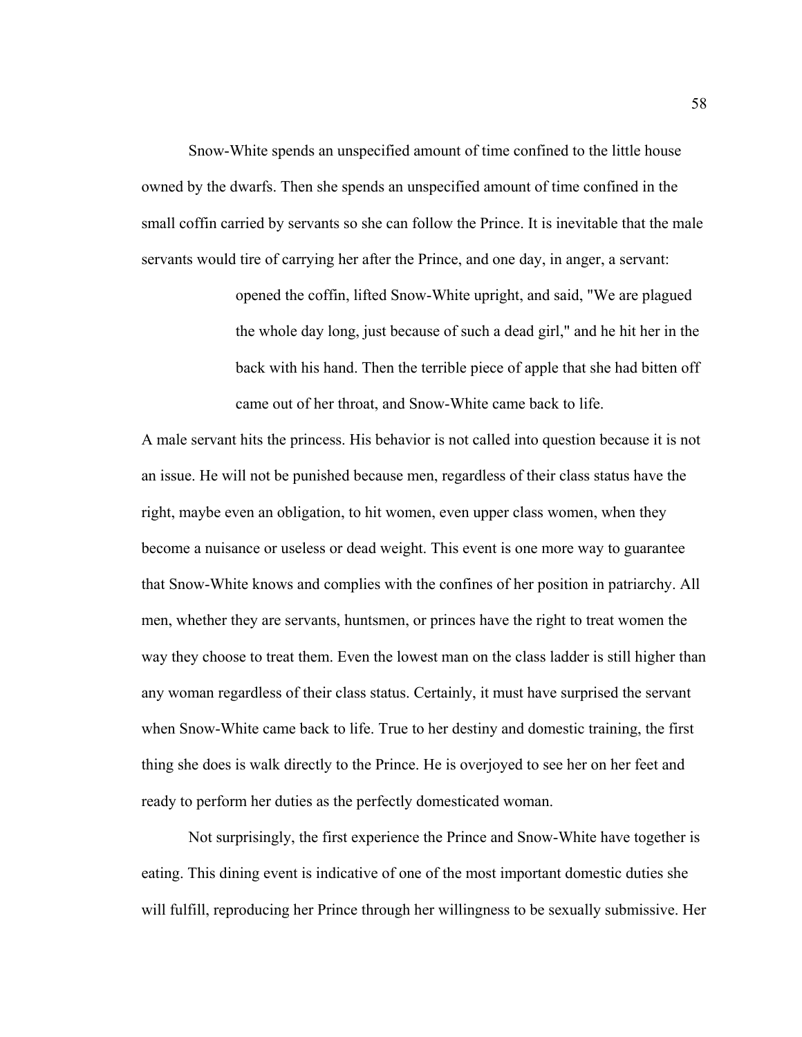Snow-White spends an unspecified amount of time confined to the little house owned by the dwarfs. Then she spends an unspecified amount of time confined in the small coffin carried by servants so she can follow the Prince. It is inevitable that the male servants would tire of carrying her after the Prince, and one day, in anger, a servant:

> opened the coffin, lifted Snow-White upright, and said, "We are plagued the whole day long, just because of such a dead girl," and he hit her in the back with his hand. Then the terrible piece of apple that she had bitten off came out of her throat, and Snow-White came back to life.

A male servant hits the princess. His behavior is not called into question because it is not an issue. He will not be punished because men, regardless of their class status have the right, maybe even an obligation, to hit women, even upper class women, when they become a nuisance or useless or dead weight. This event is one more way to guarantee that Snow-White knows and complies with the confines of her position in patriarchy. All men, whether they are servants, huntsmen, or princes have the right to treat women the way they choose to treat them. Even the lowest man on the class ladder is still higher than any woman regardless of their class status. Certainly, it must have surprised the servant when Snow-White came back to life. True to her destiny and domestic training, the first thing she does is walk directly to the Prince. He is overjoyed to see her on her feet and ready to perform her duties as the perfectly domesticated woman.

Not surprisingly, the first experience the Prince and Snow-White have together is eating. This dining event is indicative of one of the most important domestic duties she will fulfill, reproducing her Prince through her willingness to be sexually submissive. Her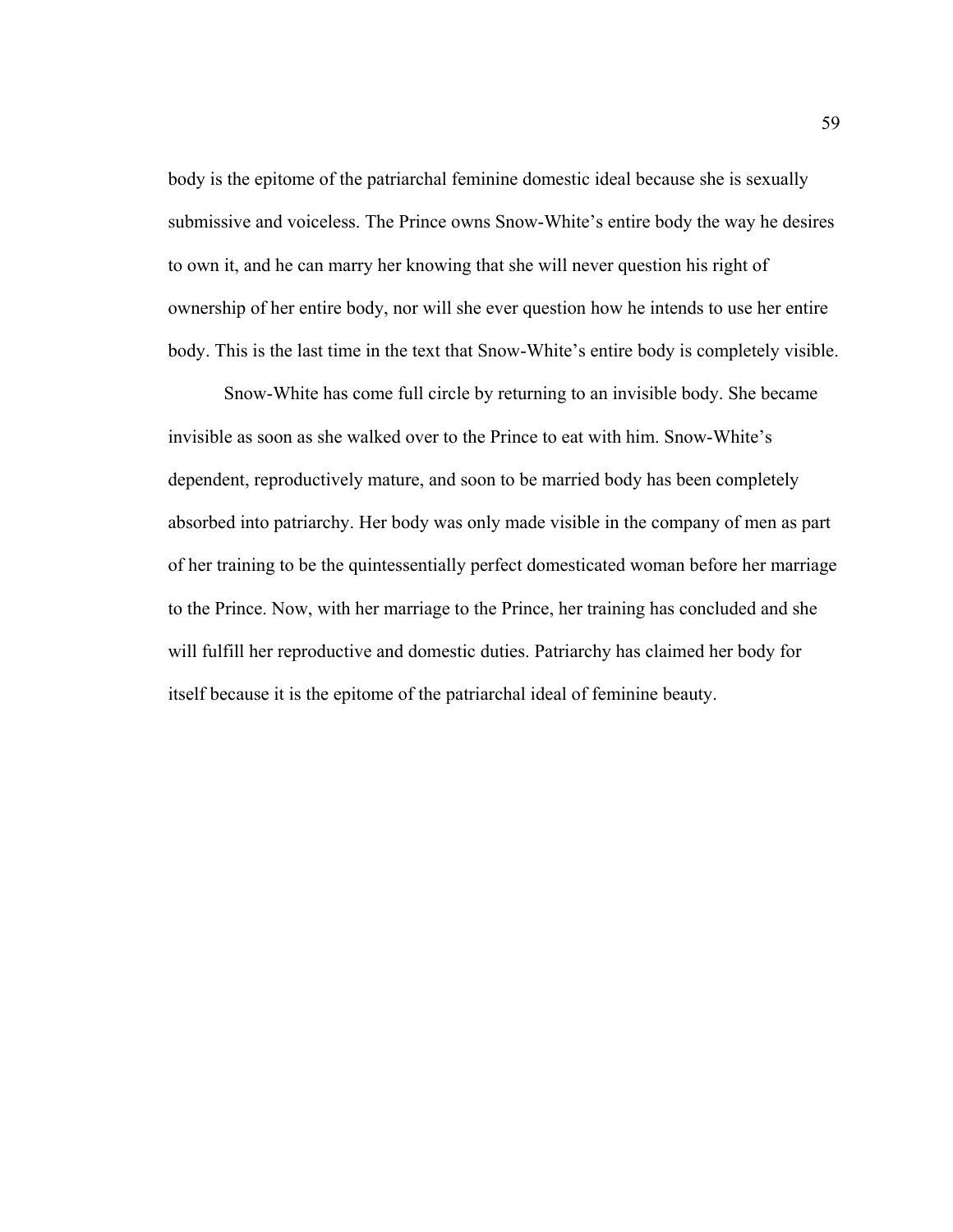body is the epitome of the patriarchal feminine domestic ideal because she is sexually submissive and voiceless. The Prince owns Snow-White's entire body the way he desires to own it, and he can marry her knowing that she will never question his right of ownership of her entire body, nor will she ever question how he intends to use her entire body. This is the last time in the text that Snow-White's entire body is completely visible.

Snow-White has come full circle by returning to an invisible body. She became invisible as soon as she walked over to the Prince to eat with him. Snow-White's dependent, reproductively mature, and soon to be married body has been completely absorbed into patriarchy. Her body was only made visible in the company of men as part of her training to be the quintessentially perfect domesticated woman before her marriage to the Prince. Now, with her marriage to the Prince, her training has concluded and she will fulfill her reproductive and domestic duties. Patriarchy has claimed her body for itself because it is the epitome of the patriarchal ideal of feminine beauty.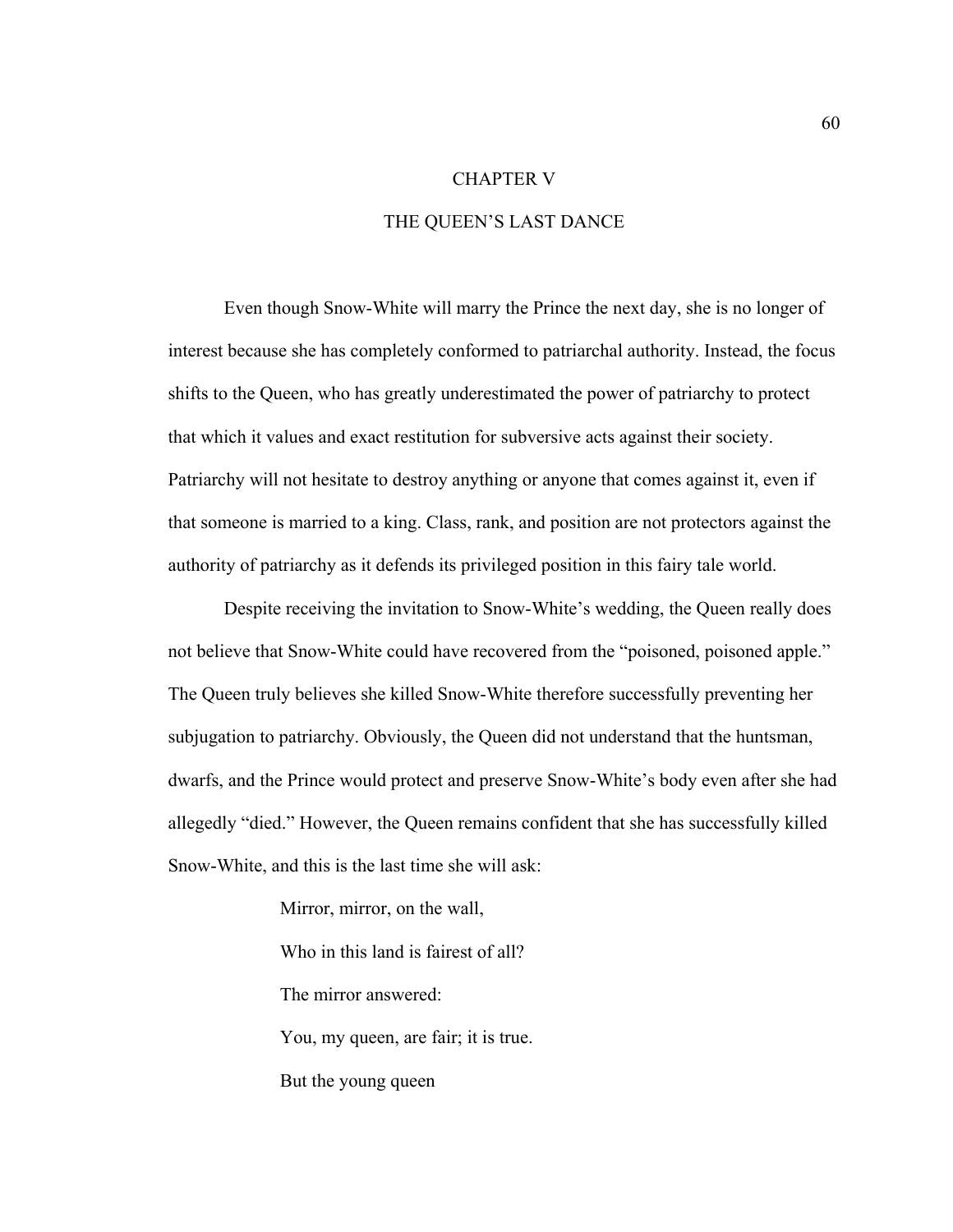# CHAPTER V

# THE QUEEN'S LAST DANCE

Even though Snow-White will marry the Prince the next day, she is no longer of interest because she has completely conformed to patriarchal authority. Instead, the focus shifts to the Queen, who has greatly underestimated the power of patriarchy to protect that which it values and exact restitution for subversive acts against their society. Patriarchy will not hesitate to destroy anything or anyone that comes against it, even if that someone is married to a king. Class, rank, and position are not protectors against the authority of patriarchy as it defends its privileged position in this fairy tale world.

Despite receiving the invitation to Snow-White's wedding, the Queen really does not believe that Snow-White could have recovered from the "poisoned, poisoned apple." The Queen truly believes she killed Snow-White therefore successfully preventing her subjugation to patriarchy. Obviously, the Queen did not understand that the huntsman, dwarfs, and the Prince would protect and preserve Snow-White's body even after she had allegedly "died." However, the Queen remains confident that she has successfully killed Snow-White, and this is the last time she will ask:

> Mirror, mirror, on the wall,
>
> Who in this land is fairest of all?
>
> The mirror answered:
>
> You, my queen, are fair; it is true.
>
> But the young queen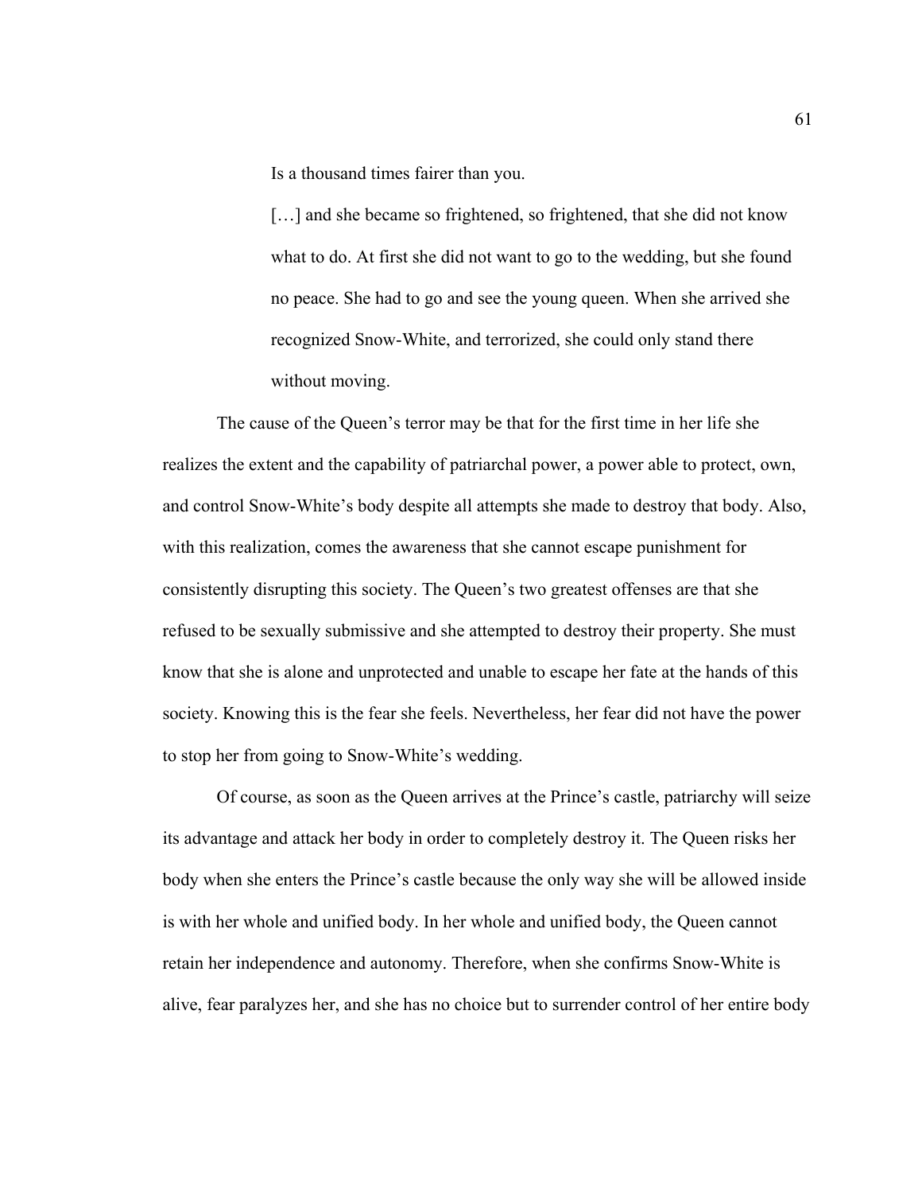> Is a thousand times fairer than you.
>
> […] and she became so frightened, so frightened, that she did not know what to do. At first she did not want to go to the wedding, but she found no peace. She had to go and see the young queen. When she arrived she recognized Snow-White, and terrorized, she could only stand there without moving.

The cause of the Queen's terror may be that for the first time in her life she realizes the extent and the capability of patriarchal power, a power able to protect, own, and control Snow-White's body despite all attempts she made to destroy that body. Also, with this realization, comes the awareness that she cannot escape punishment for consistently disrupting this society. The Queen's two greatest offenses are that she refused to be sexually submissive and she attempted to destroy their property. She must know that she is alone and unprotected and unable to escape her fate at the hands of this society. Knowing this is the fear she feels. Nevertheless, her fear did not have the power to stop her from going to Snow-White's wedding.

Of course, as soon as the Queen arrives at the Prince's castle, patriarchy will seize its advantage and attack her body in order to completely destroy it. The Queen risks her body when she enters the Prince's castle because the only way she will be allowed inside is with her whole and unified body. In her whole and unified body, the Queen cannot retain her independence and autonomy. Therefore, when she confirms Snow-White is alive, fear paralyzes her, and she has no choice but to surrender control of her entire body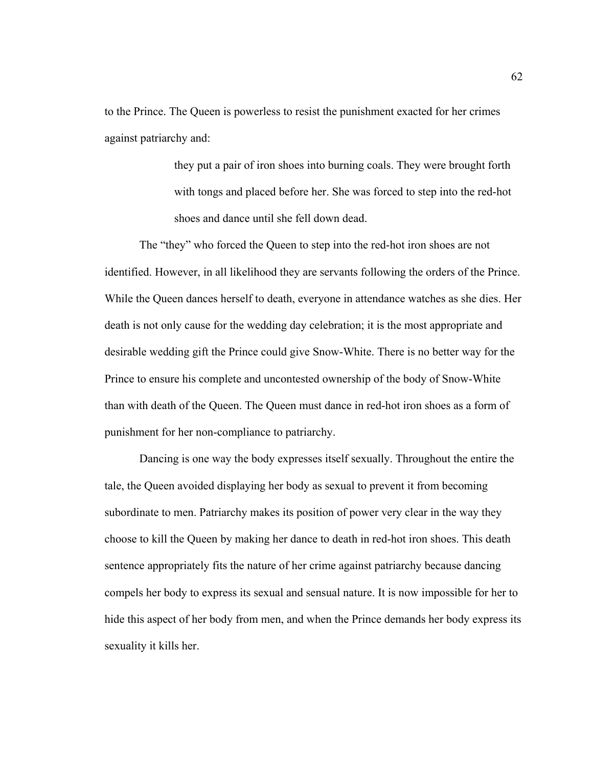to the Prince. The Queen is powerless to resist the punishment exacted for her crimes against patriarchy and:

> they put a pair of iron shoes into burning coals. They were brought forth with tongs and placed before her. She was forced to step into the red-hot shoes and dance until she fell down dead.

The "they" who forced the Queen to step into the red-hot iron shoes are not identified. However, in all likelihood they are servants following the orders of the Prince. While the Queen dances herself to death, everyone in attendance watches as she dies. Her death is not only cause for the wedding day celebration; it is the most appropriate and desirable wedding gift the Prince could give Snow-White. There is no better way for the Prince to ensure his complete and uncontested ownership of the body of Snow-White than with death of the Queen. The Queen must dance in red-hot iron shoes as a form of punishment for her non-compliance to patriarchy.

Dancing is one way the body expresses itself sexually. Throughout the entire the tale, the Queen avoided displaying her body as sexual to prevent it from becoming subordinate to men. Patriarchy makes its position of power very clear in the way they choose to kill the Queen by making her dance to death in red-hot iron shoes. This death sentence appropriately fits the nature of her crime against patriarchy because dancing compels her body to express its sexual and sensual nature. It is now impossible for her to hide this aspect of her body from men, and when the Prince demands her body express its sexuality it kills her.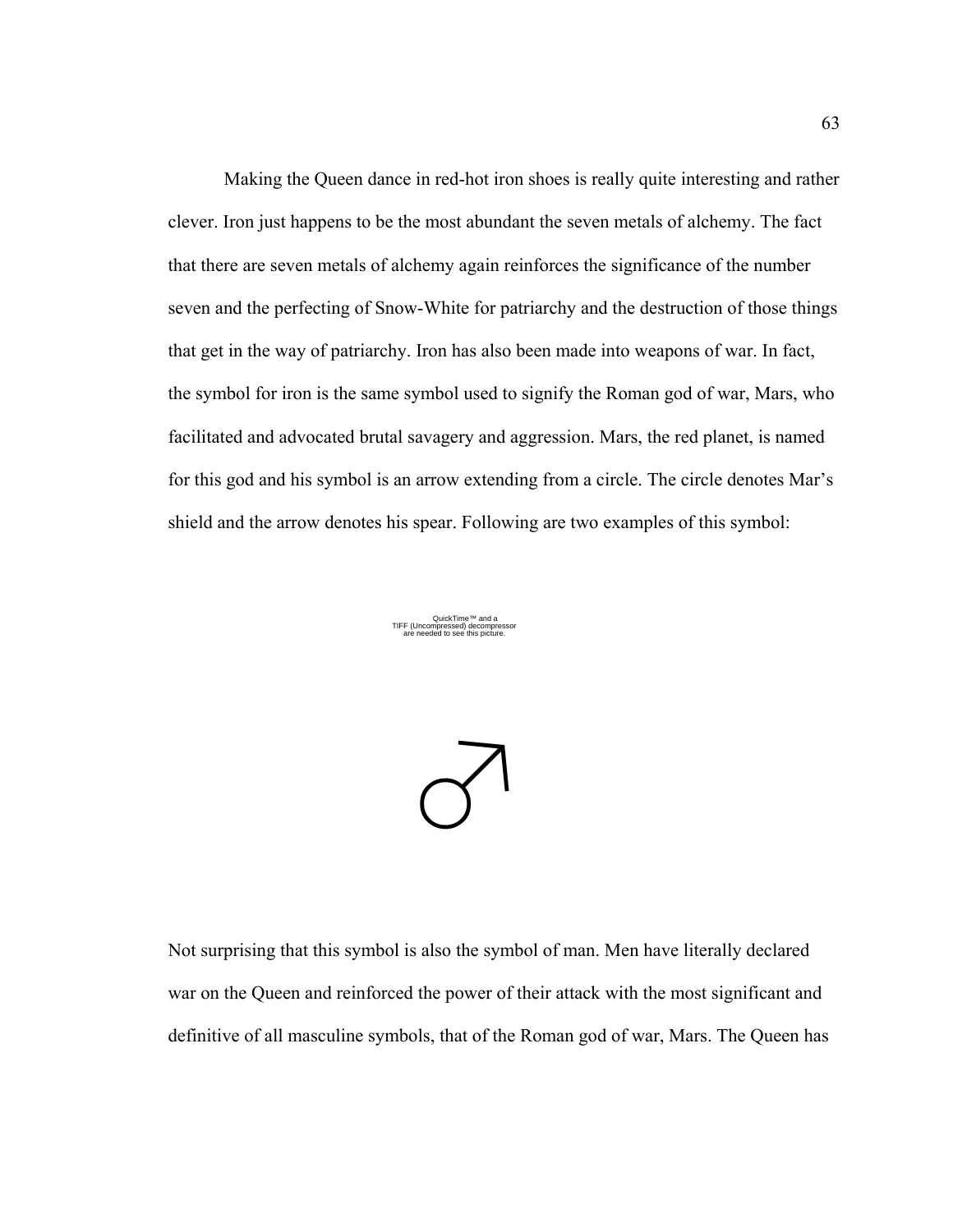Making the Queen dance in red-hot iron shoes is really quite interesting and rather clever. Iron just happens to be the most abundant the seven metals of alchemy. The fact that there are seven metals of alchemy again reinforces the significance of the number seven and the perfecting of Snow-White for patriarchy and the destruction of those things that get in the way of patriarchy. Iron has also been made into weapons of war. In fact, the symbol for iron is the same symbol used to signify the Roman god of war, Mars, who facilitated and advocated brutal savagery and aggression. Mars, the red planet, is named for this god and his symbol is an arrow extending from a circle. The circle denotes Mar's shield and the arrow denotes his spear. Following are two examples of this symbol:

QuickTime™ and a
TIFF (Uncompressed) decompressor
are needed to see this picture.

♂

Not surprising that this symbol is also the symbol of man. Men have literally declared war on the Queen and reinforced the power of their attack with the most significant and definitive of all masculine symbols, that of the Roman god of war, Mars. The Queen has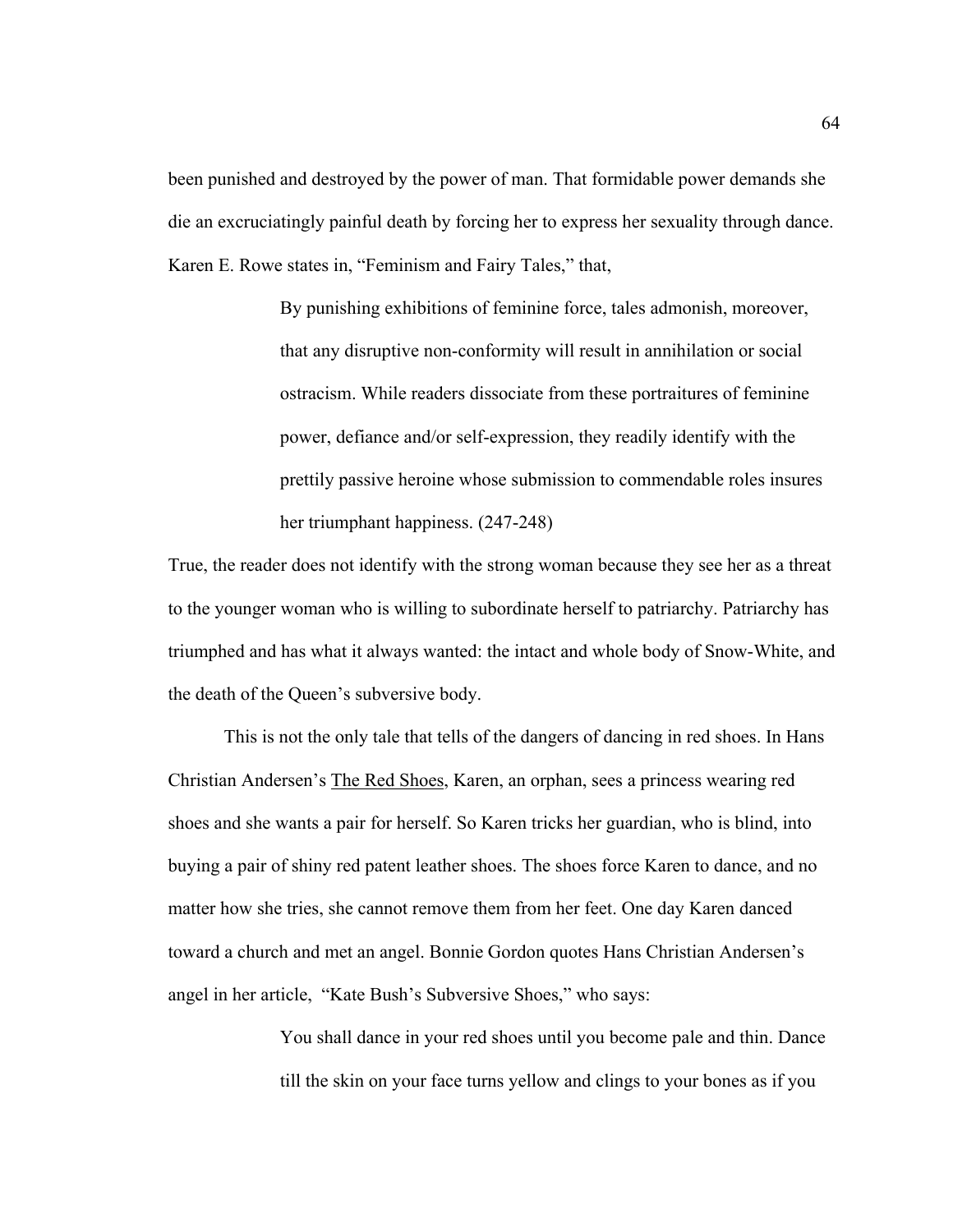been punished and destroyed by the power of man. That formidable power demands she die an excruciatingly painful death by forcing her to express her sexuality through dance. Karen E. Rowe states in, "Feminism and Fairy Tales," that,

> By punishing exhibitions of feminine force, tales admonish, moreover, that any disruptive non-conformity will result in annihilation or social ostracism. While readers dissociate from these portraitures of feminine power, defiance and/or self-expression, they readily identify with the prettily passive heroine whose submission to commendable roles insures her triumphant happiness. (247-248)

True, the reader does not identify with the strong woman because they see her as a threat to the younger woman who is willing to subordinate herself to patriarchy. Patriarchy has triumphed and has what it always wanted: the intact and whole body of Snow-White, and the death of the Queen's subversive body.

This is not the only tale that tells of the dangers of dancing in red shoes. In Hans Christian Andersen's <u>The Red Shoes</u>, Karen, an orphan, sees a princess wearing red shoes and she wants a pair for herself. So Karen tricks her guardian, who is blind, into buying a pair of shiny red patent leather shoes. The shoes force Karen to dance, and no matter how she tries, she cannot remove them from her feet. One day Karen danced toward a church and met an angel. Bonnie Gordon quotes Hans Christian Andersen's angel in her article, "Kate Bush's Subversive Shoes," who says:

> You shall dance in your red shoes until you become pale and thin. Dance till the skin on your face turns yellow and clings to your bones as if you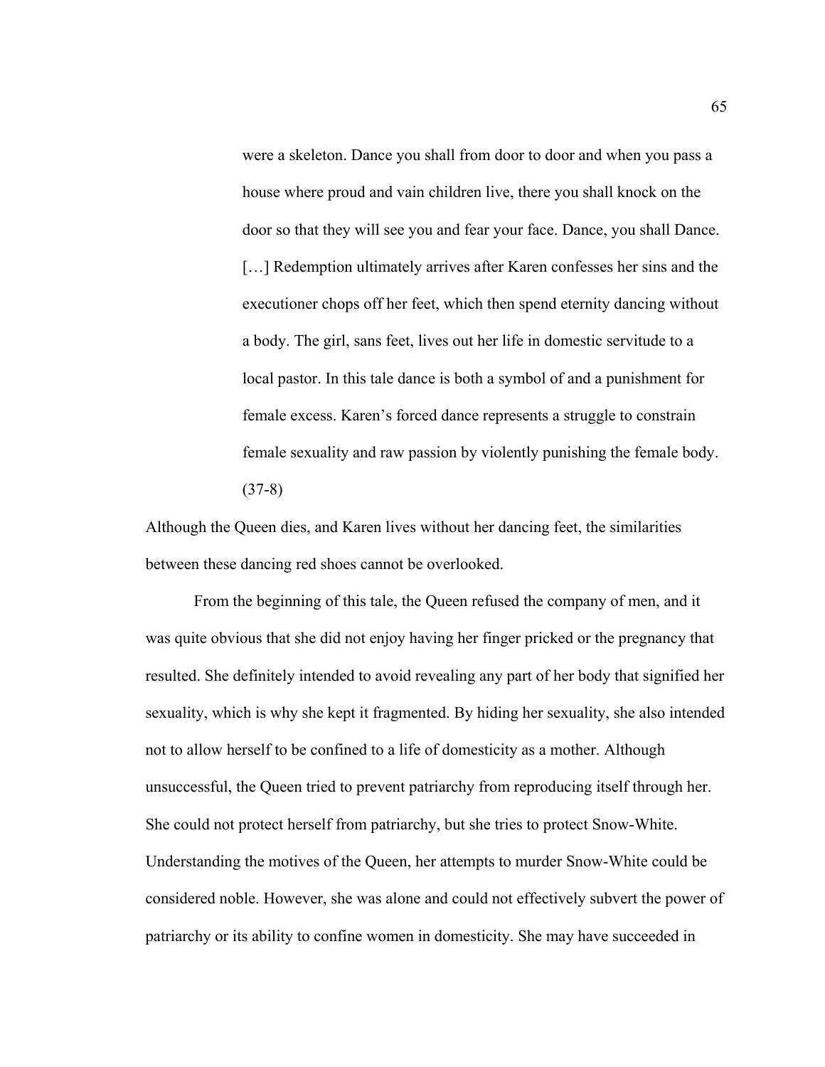> were a skeleton. Dance you shall from door to door and when you pass a house where proud and vain children live, there you shall knock on the door so that they will see you and fear your face. Dance, you shall Dance. […] Redemption ultimately arrives after Karen confesses her sins and the executioner chops off her feet, which then spend eternity dancing without a body. The girl, sans feet, lives out her life in domestic servitude to a local pastor. In this tale dance is both a symbol of and a punishment for female excess. Karen's forced dance represents a struggle to constrain female sexuality and raw passion by violently punishing the female body. (37-8)

Although the Queen dies, and Karen lives without her dancing feet, the similarities between these dancing red shoes cannot be overlooked.

From the beginning of this tale, the Queen refused the company of men, and it was quite obvious that she did not enjoy having her finger pricked or the pregnancy that resulted. She definitely intended to avoid revealing any part of her body that signified her sexuality, which is why she kept it fragmented. By hiding her sexuality, she also intended not to allow herself to be confined to a life of domesticity as a mother. Although unsuccessful, the Queen tried to prevent patriarchy from reproducing itself through her. She could not protect herself from patriarchy, but she tries to protect Snow-White. Understanding the motives of the Queen, her attempts to murder Snow-White could be considered noble. However, she was alone and could not effectively subvert the power of patriarchy or its ability to confine women in domesticity. She may have succeeded in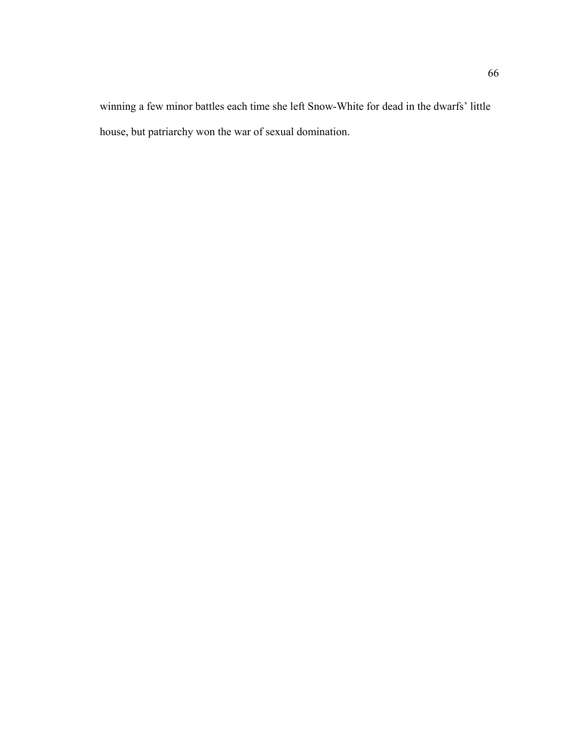winning a few minor battles each time she left Snow-White for dead in the dwarfs' little house, but patriarchy won the war of sexual domination.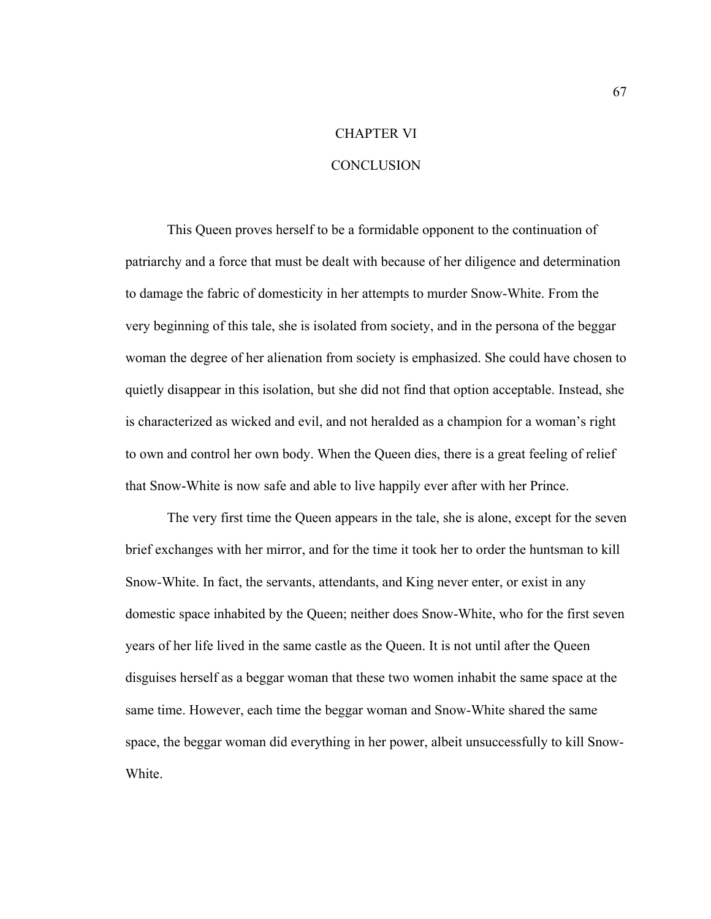# CHAPTER VI

# CONCLUSION

This Queen proves herself to be a formidable opponent to the continuation of patriarchy and a force that must be dealt with because of her diligence and determination to damage the fabric of domesticity in her attempts to murder Snow-White. From the very beginning of this tale, she is isolated from society, and in the persona of the beggar woman the degree of her alienation from society is emphasized. She could have chosen to quietly disappear in this isolation, but she did not find that option acceptable. Instead, she is characterized as wicked and evil, and not heralded as a champion for a woman's right to own and control her own body. When the Queen dies, there is a great feeling of relief that Snow-White is now safe and able to live happily ever after with her Prince.

The very first time the Queen appears in the tale, she is alone, except for the seven brief exchanges with her mirror, and for the time it took her to order the huntsman to kill Snow-White. In fact, the servants, attendants, and King never enter, or exist in any domestic space inhabited by the Queen; neither does Snow-White, who for the first seven years of her life lived in the same castle as the Queen. It is not until after the Queen disguises herself as a beggar woman that these two women inhabit the same space at the same time. However, each time the beggar woman and Snow-White shared the same space, the beggar woman did everything in her power, albeit unsuccessfully to kill Snow-White.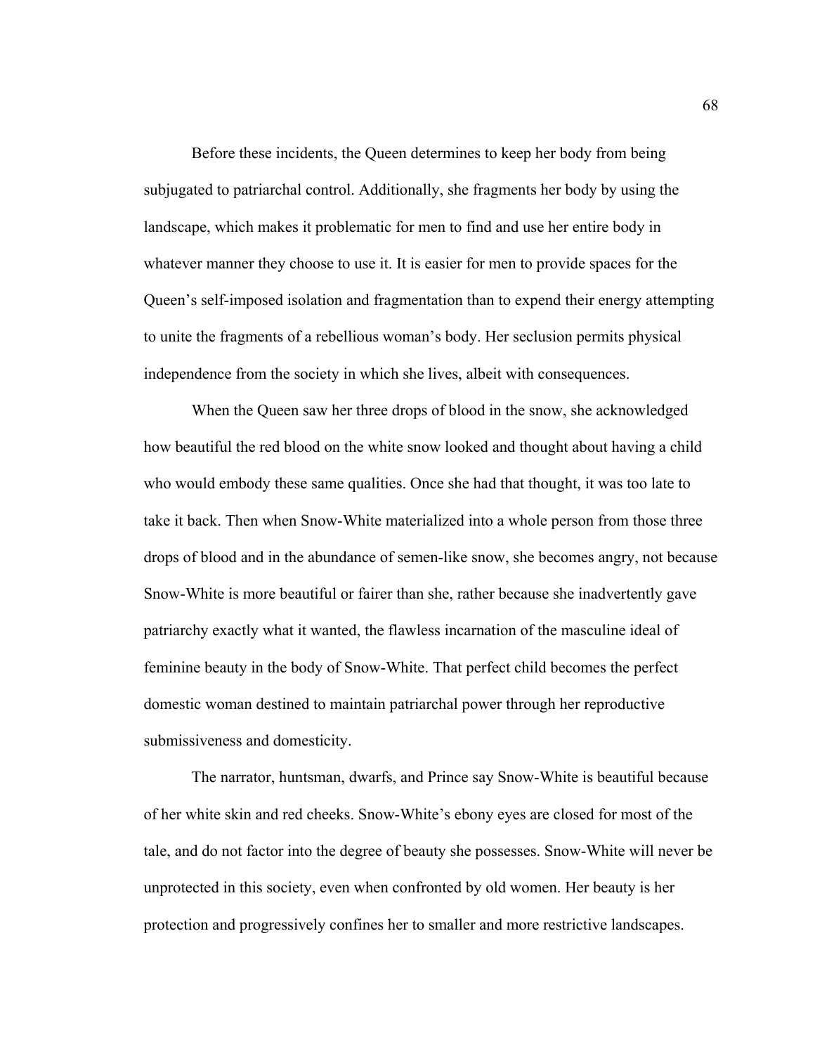Before these incidents, the Queen determines to keep her body from being subjugated to patriarchal control. Additionally, she fragments her body by using the landscape, which makes it problematic for men to find and use her entire body in whatever manner they choose to use it. It is easier for men to provide spaces for the Queen's self-imposed isolation and fragmentation than to expend their energy attempting to unite the fragments of a rebellious woman's body. Her seclusion permits physical independence from the society in which she lives, albeit with consequences.

When the Queen saw her three drops of blood in the snow, she acknowledged how beautiful the red blood on the white snow looked and thought about having a child who would embody these same qualities. Once she had that thought, it was too late to take it back. Then when Snow-White materialized into a whole person from those three drops of blood and in the abundance of semen-like snow, she becomes angry, not because Snow-White is more beautiful or fairer than she, rather because she inadvertently gave patriarchy exactly what it wanted, the flawless incarnation of the masculine ideal of feminine beauty in the body of Snow-White. That perfect child becomes the perfect domestic woman destined to maintain patriarchal power through her reproductive submissiveness and domesticity.

The narrator, huntsman, dwarfs, and Prince say Snow-White is beautiful because of her white skin and red cheeks. Snow-White's ebony eyes are closed for most of the tale, and do not factor into the degree of beauty she possesses. Snow-White will never be unprotected in this society, even when confronted by old women. Her beauty is her protection and progressively confines her to smaller and more restrictive landscapes.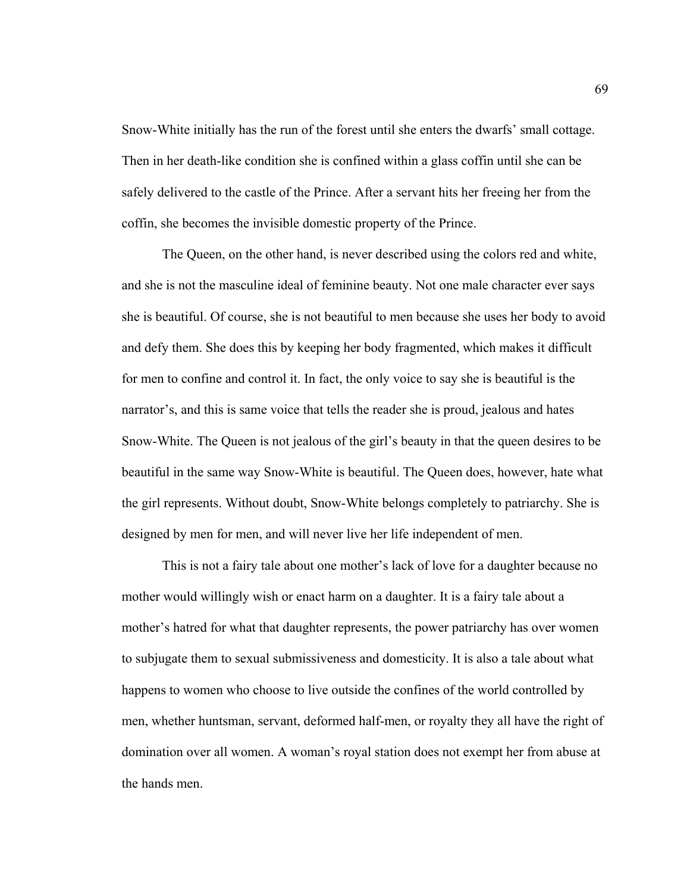Snow-White initially has the run of the forest until she enters the dwarfs' small cottage. Then in her death-like condition she is confined within a glass coffin until she can be safely delivered to the castle of the Prince. After a servant hits her freeing her from the coffin, she becomes the invisible domestic property of the Prince.

The Queen, on the other hand, is never described using the colors red and white, and she is not the masculine ideal of feminine beauty. Not one male character ever says she is beautiful. Of course, she is not beautiful to men because she uses her body to avoid and defy them. She does this by keeping her body fragmented, which makes it difficult for men to confine and control it. In fact, the only voice to say she is beautiful is the narrator's, and this is same voice that tells the reader she is proud, jealous and hates Snow-White. The Queen is not jealous of the girl's beauty in that the queen desires to be beautiful in the same way Snow-White is beautiful. The Queen does, however, hate what the girl represents. Without doubt, Snow-White belongs completely to patriarchy. She is designed by men for men, and will never live her life independent of men.

This is not a fairy tale about one mother's lack of love for a daughter because no mother would willingly wish or enact harm on a daughter. It is a fairy tale about a mother's hatred for what that daughter represents, the power patriarchy has over women to subjugate them to sexual submissiveness and domesticity. It is also a tale about what happens to women who choose to live outside the confines of the world controlled by men, whether huntsman, servant, deformed half-men, or royalty they all have the right of domination over all women. A woman's royal station does not exempt her from abuse at the hands men.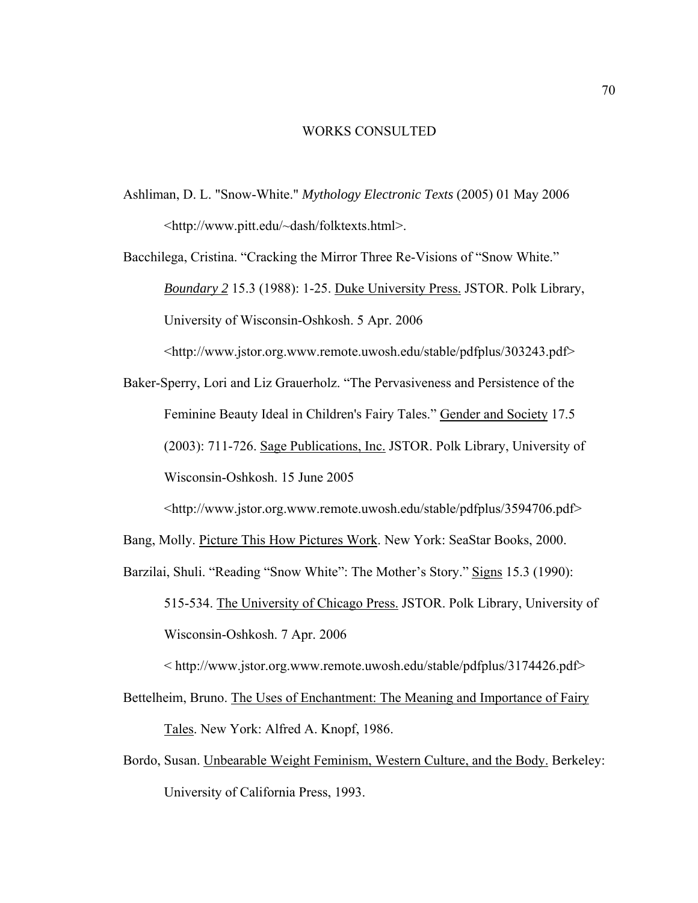# WORKS CONSULTED

Ashliman, D. L. "Snow-White." *Mythology Electronic Texts* (2005) 01 May 2006 <http://www.pitt.edu/~dash/folktexts.html>.

Bacchilega, Cristina. "Cracking the Mirror Three Re-Visions of "Snow White." *Boundary 2* 15.3 (1988): 1-25. Duke University Press. JSTOR. Polk Library, University of Wisconsin-Oshkosh. 5 Apr. 2006 <http://www.jstor.org.www.remote.uwosh.edu/stable/pdfplus/303243.pdf>

Baker-Sperry, Lori and Liz Grauerholz. "The Pervasiveness and Persistence of the Feminine Beauty Ideal in Children's Fairy Tales." Gender and Society 17.5 (2003): 711-726. Sage Publications, Inc. JSTOR. Polk Library, University of Wisconsin-Oshkosh. 15 June 2005 <http://www.jstor.org.www.remote.uwosh.edu/stable/pdfplus/3594706.pdf>

Bang, Molly. Picture This How Pictures Work. New York: SeaStar Books, 2000.

Barzilai, Shuli. "Reading "Snow White": The Mother's Story." Signs 15.3 (1990): 515-534. The University of Chicago Press. JSTOR. Polk Library, University of Wisconsin-Oshkosh. 7 Apr. 2006 < http://www.jstor.org.www.remote.uwosh.edu/stable/pdfplus/3174426.pdf>

Bettelheim, Bruno. The Uses of Enchantment: The Meaning and Importance of Fairy Tales. New York: Alfred A. Knopf, 1986.

Bordo, Susan. Unbearable Weight Feminism, Western Culture, and the Body. Berkeley: University of California Press, 1993.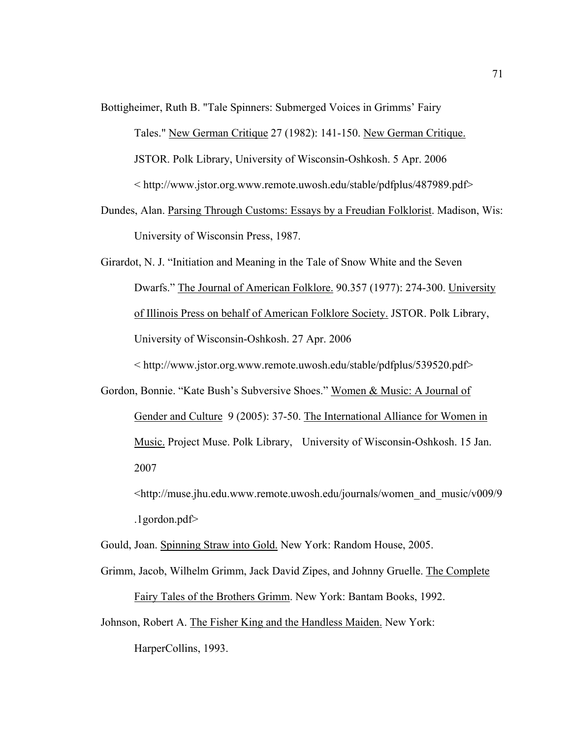Bottigheimer, Ruth B. "Tale Spinners: Submerged Voices in Grimms' Fairy Tales." New German Critique 27 (1982): 141-150. New German Critique. JSTOR. Polk Library, University of Wisconsin-Oshkosh. 5 Apr. 2006 < http://www.jstor.org.www.remote.uwosh.edu/stable/pdfplus/487989.pdf>

Dundes, Alan. Parsing Through Customs: Essays by a Freudian Folklorist. Madison, Wis: University of Wisconsin Press, 1987.

Girardot, N. J. "Initiation and Meaning in the Tale of Snow White and the Seven Dwarfs." The Journal of American Folklore. 90.357 (1977): 274-300. University of Illinois Press on behalf of American Folklore Society. JSTOR. Polk Library, University of Wisconsin-Oshkosh. 27 Apr. 2006 < http://www.jstor.org.www.remote.uwosh.edu/stable/pdfplus/539520.pdf>

Gordon, Bonnie. "Kate Bush's Subversive Shoes." Women & Music: A Journal of Gender and Culture 9 (2005): 37-50. The International Alliance for Women in Music. Project Muse. Polk Library, University of Wisconsin-Oshkosh. 15 Jan. 2007 <http://muse.jhu.edu.www.remote.uwosh.edu/journals/women_and_music/v009/9.1gordon.pdf>

Gould, Joan. Spinning Straw into Gold. New York: Random House, 2005.

Grimm, Jacob, Wilhelm Grimm, Jack David Zipes, and Johnny Gruelle. The Complete Fairy Tales of the Brothers Grimm. New York: Bantam Books, 1992.

Johnson, Robert A. The Fisher King and the Handless Maiden. New York: HarperCollins, 1993.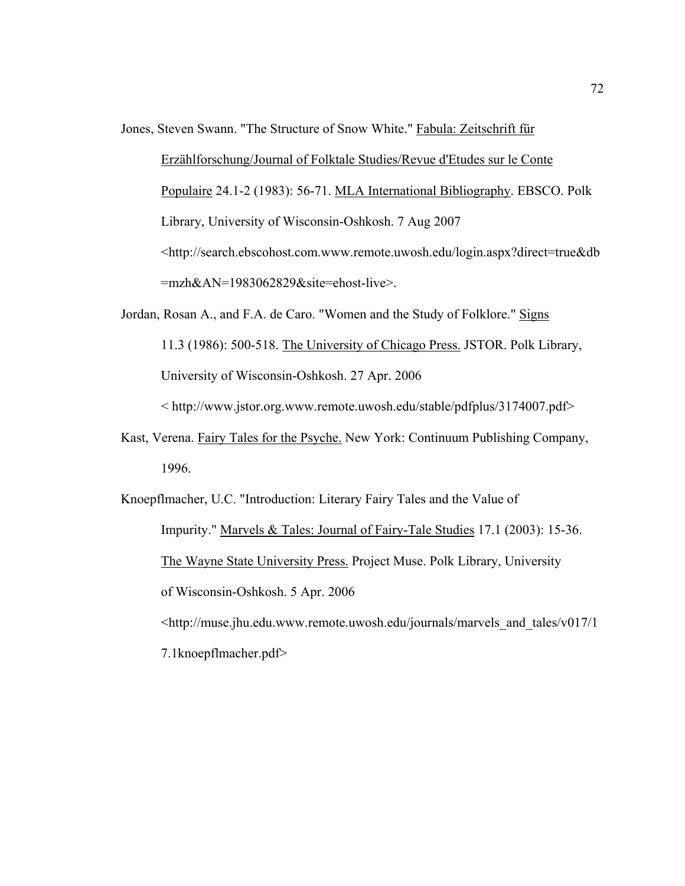Jones, Steven Swann. "The Structure of Snow White." Fabula: Zeitschrift für Erzählforschung/Journal of Folktale Studies/Revue d'Etudes sur le Conte Populaire 24.1-2 (1983): 56-71. MLA International Bibliography. EBSCO. Polk Library, University of Wisconsin-Oshkosh. 7 Aug 2007 <http://search.ebscohost.com.www.remote.uwosh.edu/login.aspx?direct=true&db=mzh&AN=1983062829&site=ehost-live>.

Jordan, Rosan A., and F.A. de Caro. "Women and the Study of Folklore." Signs 11.3 (1986): 500-518. The University of Chicago Press. JSTOR. Polk Library, University of Wisconsin-Oshkosh. 27 Apr. 2006 < http://www.jstor.org.www.remote.uwosh.edu/stable/pdfplus/3174007.pdf>

Kast, Verena. Fairy Tales for the Psyche. New York: Continuum Publishing Company, 1996.

Knoepflmacher, U.C. "Introduction: Literary Fairy Tales and the Value of Impurity." Marvels & Tales: Journal of Fairy-Tale Studies 17.1 (2003): 15-36. The Wayne State University Press. Project Muse. Polk Library, University of Wisconsin-Oshkosh. 5 Apr. 2006 <http://muse.jhu.edu.www.remote.uwosh.edu/journals/marvels_and_tales/v017/17.1knoepflmacher.pdf>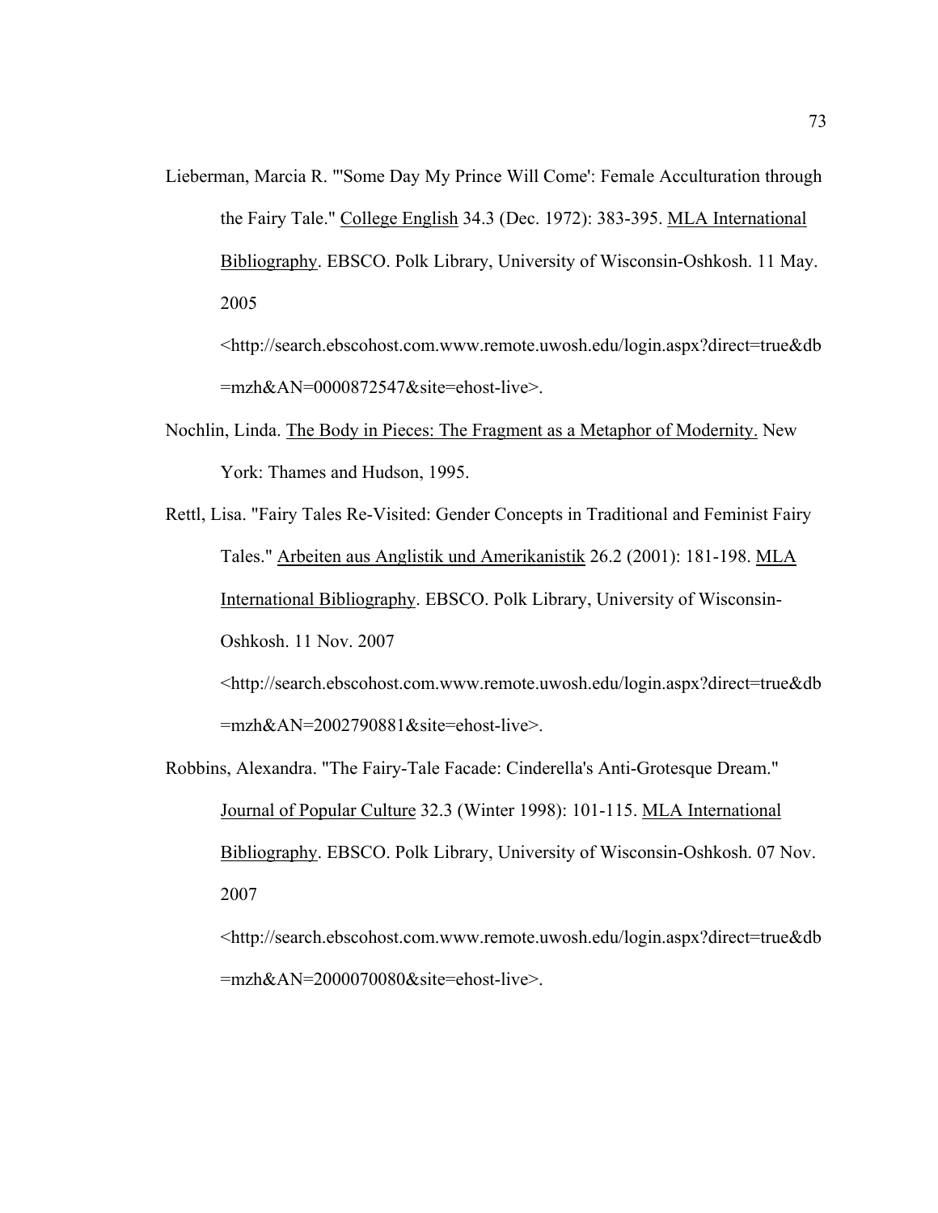Lieberman, Marcia R. "'Some Day My Prince Will Come': Female Acculturation through the Fairy Tale." <u>College English</u> 34.3 (Dec. 1972): 383-395. <u>MLA International Bibliography</u>. EBSCO. Polk Library, University of Wisconsin-Oshkosh. 11 May. 2005 <http://search.ebscohost.com.www.remote.uwosh.edu/login.aspx?direct=true&db=mzh&AN=0000872547&site=ehost-live>.

Nochlin, Linda. <u>The Body in Pieces: The Fragment as a Metaphor of Modernity.</u> New York: Thames and Hudson, 1995.

Rettl, Lisa. "Fairy Tales Re-Visited: Gender Concepts in Traditional and Feminist Fairy Tales." <u>Arbeiten aus Anglistik und Amerikanistik</u> 26.2 (2001): 181-198. <u>MLA International Bibliography</u>. EBSCO. Polk Library, University of Wisconsin-Oshkosh. 11 Nov. 2007 <http://search.ebscohost.com.www.remote.uwosh.edu/login.aspx?direct=true&db=mzh&AN=2002790881&site=ehost-live>.

Robbins, Alexandra. "The Fairy-Tale Facade: Cinderella's Anti-Grotesque Dream." <u>Journal of Popular Culture</u> 32.3 (Winter 1998): 101-115. <u>MLA International Bibliography</u>. EBSCO. Polk Library, University of Wisconsin-Oshkosh. 07 Nov. 2007 <http://search.ebscohost.com.www.remote.uwosh.edu/login.aspx?direct=true&db=mzh&AN=2000070080&site=ehost-live>.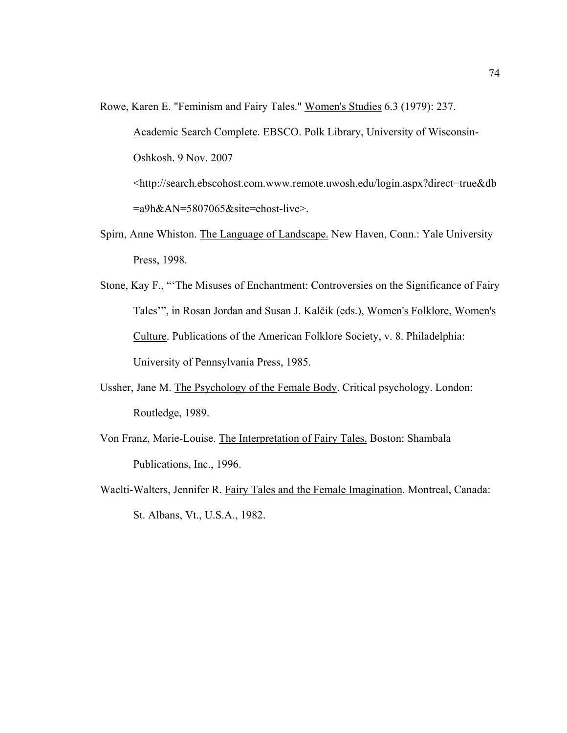Rowe, Karen E. "Feminism and Fairy Tales." Women's Studies 6.3 (1979): 237. Academic Search Complete. EBSCO. Polk Library, University of Wisconsin-Oshkosh. 9 Nov. 2007 <http://search.ebscohost.com.www.remote.uwosh.edu/login.aspx?direct=true&db=a9h&AN=5807065&site=ehost-live>.

Spirn, Anne Whiston. The Language of Landscape. New Haven, Conn.: Yale University Press, 1998.

Stone, Kay F., "'The Misuses of Enchantment: Controversies on the Significance of Fairy Tales'", in Rosan Jordan and Susan J. Kalčik (eds.), Women's Folklore, Women's Culture. Publications of the American Folklore Society, v. 8. Philadelphia: University of Pennsylvania Press, 1985.

Ussher, Jane M. The Psychology of the Female Body. Critical psychology. London: Routledge, 1989.

Von Franz, Marie-Louise. The Interpretation of Fairy Tales. Boston: Shambala Publications, Inc., 1996.

Waelti-Walters, Jennifer R. Fairy Tales and the Female Imagination. Montreal, Canada: St. Albans, Vt., U.S.A., 1982.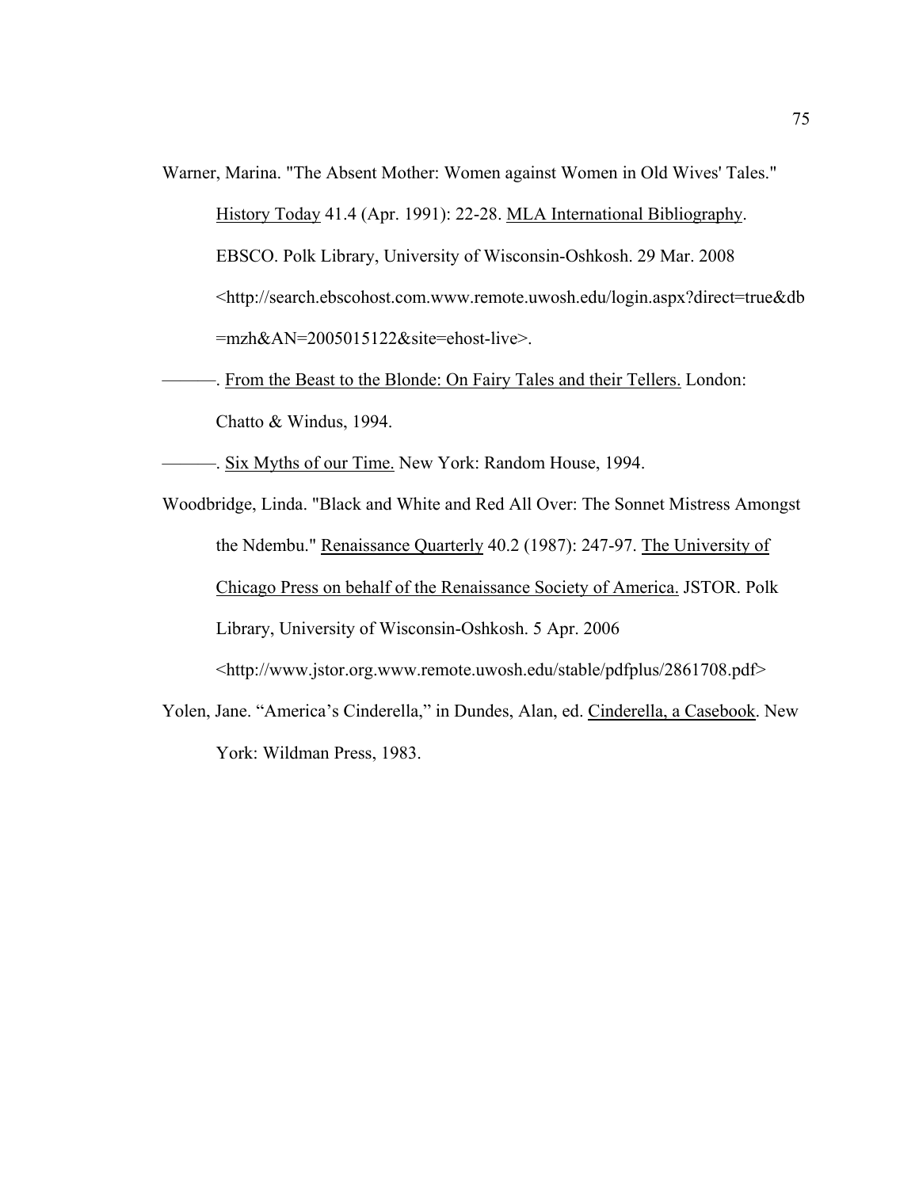Warner, Marina. "The Absent Mother: Women against Women in Old Wives' Tales." <u>History Today</u> 41.4 (Apr. 1991): 22-28. <u>MLA International Bibliography</u>. EBSCO. Polk Library, University of Wisconsin-Oshkosh. 29 Mar. 2008 <http://search.ebscohost.com.www.remote.uwosh.edu/login.aspx?direct=true&db=mzh&AN=2005015122&site=ehost-live>.

———. <u>From the Beast to the Blonde: On Fairy Tales and their Tellers.</u> London: Chatto & Windus, 1994.

———. <u>Six Myths of our Time.</u> New York: Random House, 1994.

Woodbridge, Linda. "Black and White and Red All Over: The Sonnet Mistress Amongst the Ndembu." <u>Renaissance Quarterly</u> 40.2 (1987): 247-97. <u>The University of Chicago Press on behalf of the Renaissance Society of America.</u> JSTOR. Polk Library, University of Wisconsin-Oshkosh. 5 Apr. 2006 <http://www.jstor.org.www.remote.uwosh.edu/stable/pdfplus/2861708.pdf>

Yolen, Jane. "America's Cinderella," in Dundes, Alan, ed. <u>Cinderella, a Casebook</u>. New York: Wildman Press, 1983.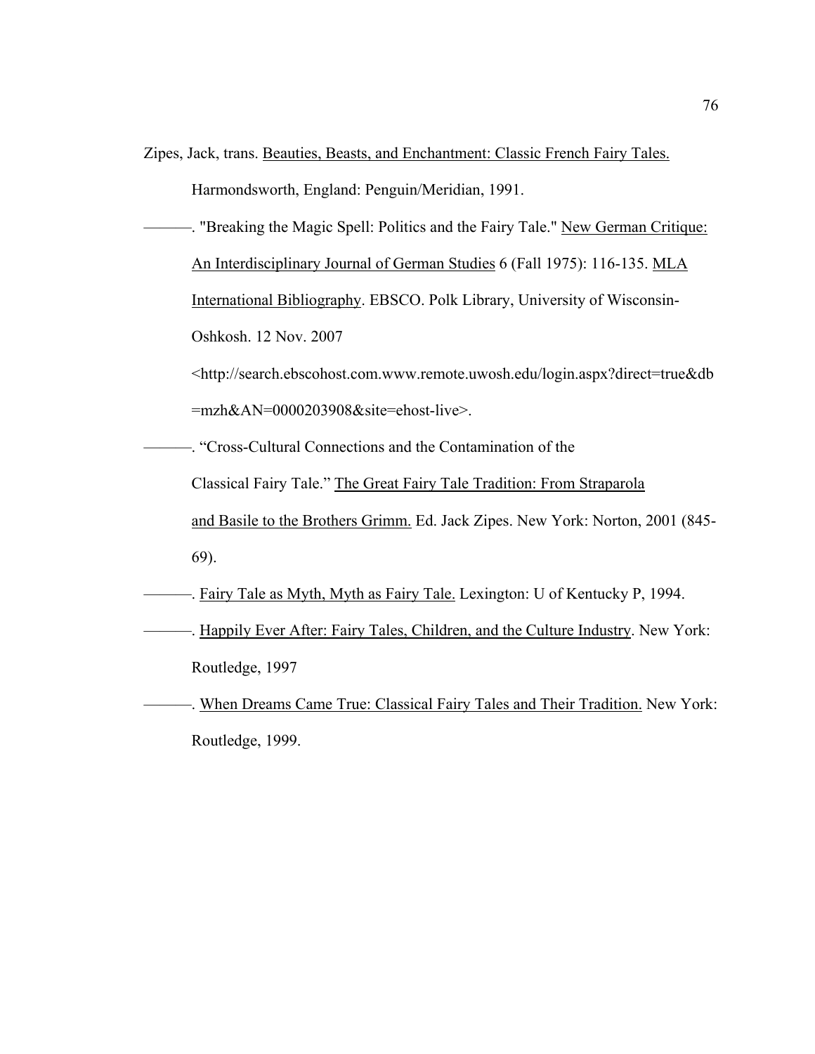Zipes, Jack, trans. Beauties, Beasts, and Enchantment: Classic French Fairy Tales. Harmondsworth, England: Penguin/Meridian, 1991.

———. "Breaking the Magic Spell: Politics and the Fairy Tale." New German Critique: An Interdisciplinary Journal of German Studies 6 (Fall 1975): 116-135. MLA International Bibliography. EBSCO. Polk Library, University of Wisconsin-Oshkosh. 12 Nov. 2007 <http://search.ebscohost.com.www.remote.uwosh.edu/login.aspx?direct=true&db=mzh&AN=0000203908&site=ehost-live>.

———. "Cross-Cultural Connections and the Contamination of the Classical Fairy Tale." The Great Fairy Tale Tradition: From Straparola and Basile to the Brothers Grimm. Ed. Jack Zipes. New York: Norton, 2001 (845-69).

———. Fairy Tale as Myth, Myth as Fairy Tale. Lexington: U of Kentucky P, 1994.

———. Happily Ever After: Fairy Tales, Children, and the Culture Industry. New York: Routledge, 1997

———. When Dreams Came True: Classical Fairy Tales and Their Tradition. New York: Routledge, 1999.